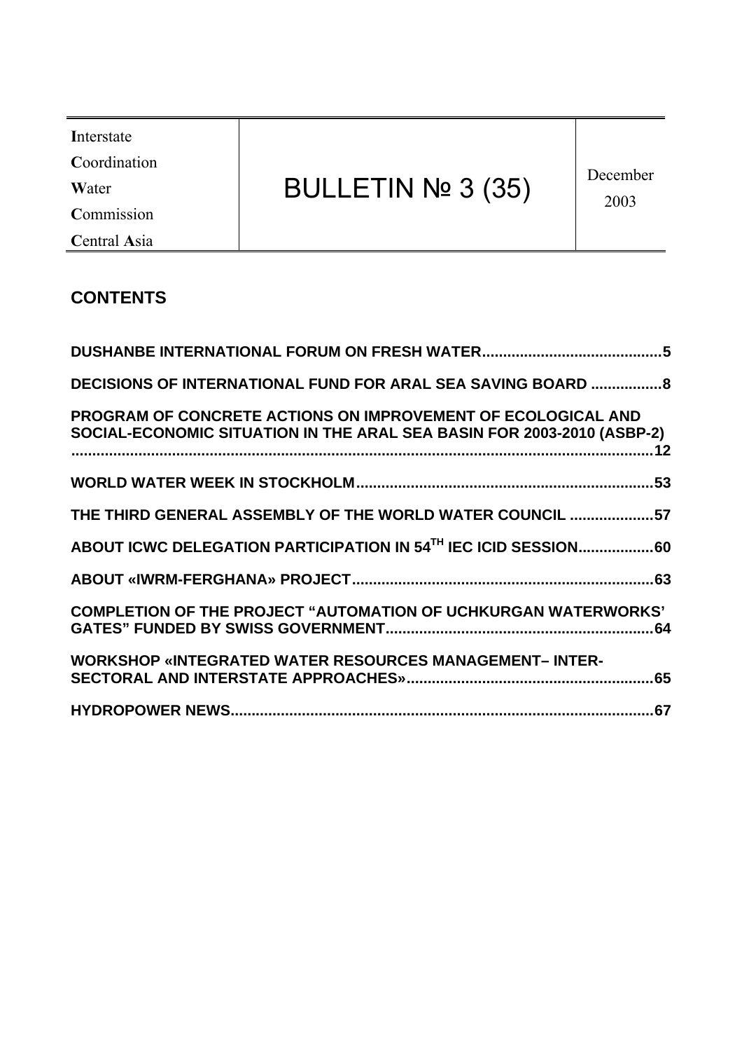| **I**nterstate **C**oordination **W**ater **C**ommission **C**entral **A**sia | BULLETIN № 3 (35) | December 2003 |
|---|---|---|

## CONTENTS

DUSHANBE INTERNATIONAL FORUM ON FRESH WATER .......... 5

DECISIONS OF INTERNATIONAL FUND FOR ARAL SEA SAVING BOARD .......... 8

PROGRAM OF CONCRETE ACTIONS ON IMPROVEMENT OF ECOLOGICAL AND SOCIAL-ECONOMIC SITUATION IN THE ARAL SEA BASIN FOR 2003-2010 (ASBP-2) .......... 12

WORLD WATER WEEK IN STOCKHOLM .......... 53

THE THIRD GENERAL ASSEMBLY OF THE WORLD WATER COUNCIL .......... 57

ABOUT ICWC DELEGATION PARTICIPATION IN 54[TH] IEC ICID SESSION .......... 60

ABOUT «IWRM-FERGHANA» PROJECT .......... 63

COMPLETION OF THE PROJECT "AUTOMATION OF UCHKURGAN WATERWORKS' GATES" FUNDED BY SWISS GOVERNMENT .......... 64

WORKSHOP «INTEGRATED WATER RESOURCES MANAGEMENT– INTER-SECTORAL AND INTERSTATE APPROACHES» .......... 65

HYDROPOWER NEWS .......... 67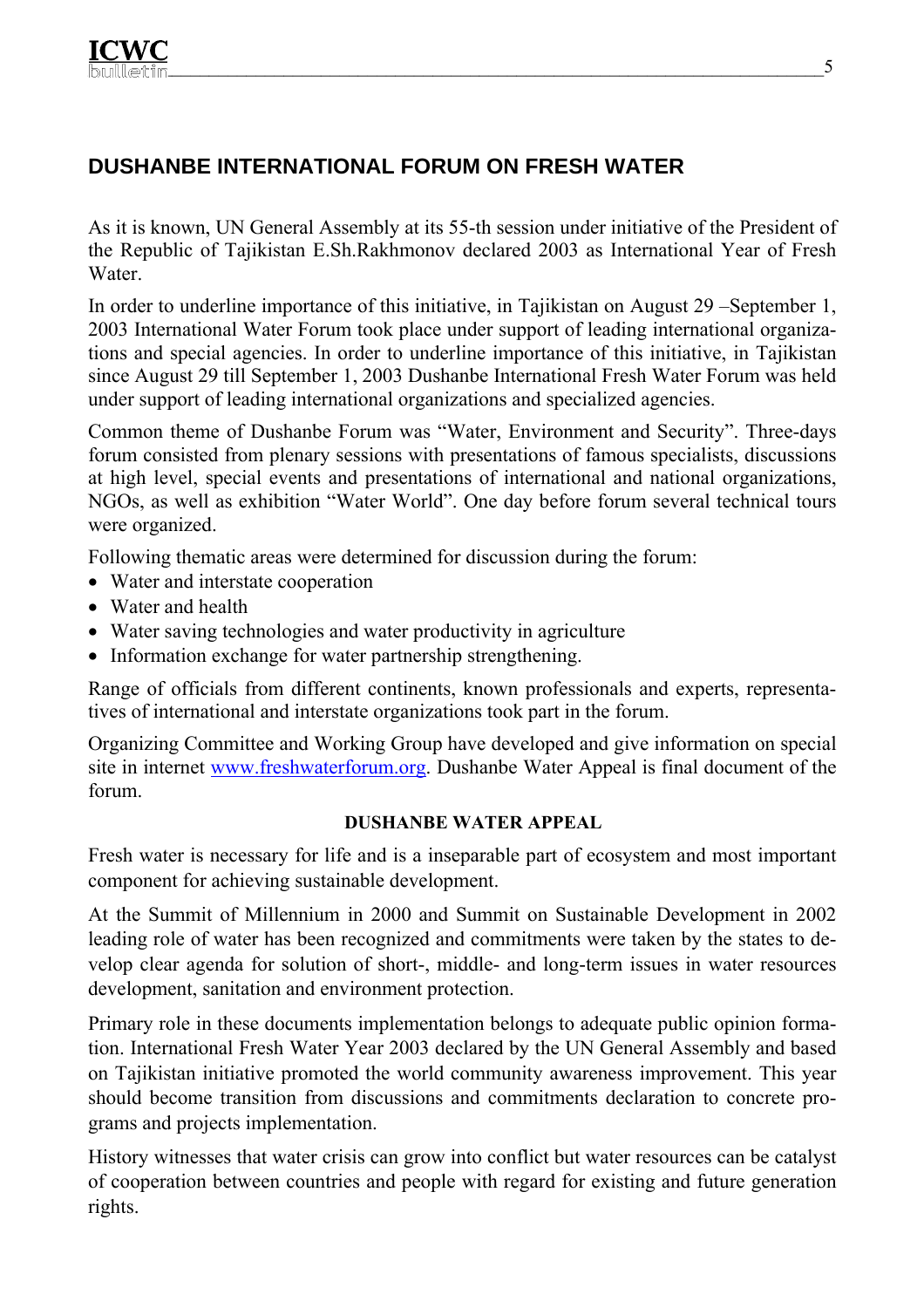## DUSHANBE INTERNATIONAL FORUM ON FRESH WATER

As it is known, UN General Assembly at its 55-th session under initiative of the President of the Republic of Tajikistan E.Sh.Rakhmonov declared 2003 as International Year of Fresh Water.

In order to underline importance of this initiative, in Tajikistan on August 29 –September 1, 2003 International Water Forum took place under support of leading international organizations and special agencies. In order to underline importance of this initiative, in Tajikistan since August 29 till September 1, 2003 Dushanbe International Fresh Water Forum was held under support of leading international organizations and specialized agencies.

Common theme of Dushanbe Forum was "Water, Environment and Security". Three-days forum consisted from plenary sessions with presentations of famous specialists, discussions at high level, special events and presentations of international and national organizations, NGOs, as well as exhibition "Water World". One day before forum several technical tours were organized.

Following thematic areas were determined for discussion during the forum:

- Water and interstate cooperation
- Water and health
- Water saving technologies and water productivity in agriculture
- Information exchange for water partnership strengthening.

Range of officials from different continents, known professionals and experts, representatives of international and interstate organizations took part in the forum.

Organizing Committee and Working Group have developed and give information on special site in internet www.freshwaterforum.org. Dushanbe Water Appeal is final document of the forum.

**DUSHANBE WATER APPEAL**

Fresh water is necessary for life and is a inseparable part of ecosystem and most important component for achieving sustainable development.

At the Summit of Millennium in 2000 and Summit on Sustainable Development in 2002 leading role of water has been recognized and commitments were taken by the states to develop clear agenda for solution of short-, middle- and long-term issues in water resources development, sanitation and environment protection.

Primary role in these documents implementation belongs to adequate public opinion formation. International Fresh Water Year 2003 declared by the UN General Assembly and based on Tajikistan initiative promoted the world community awareness improvement. This year should become transition from discussions and commitments declaration to concrete programs and projects implementation.

History witnesses that water crisis can grow into conflict but water resources can be catalyst of cooperation between countries and people with regard for existing and future generation rights.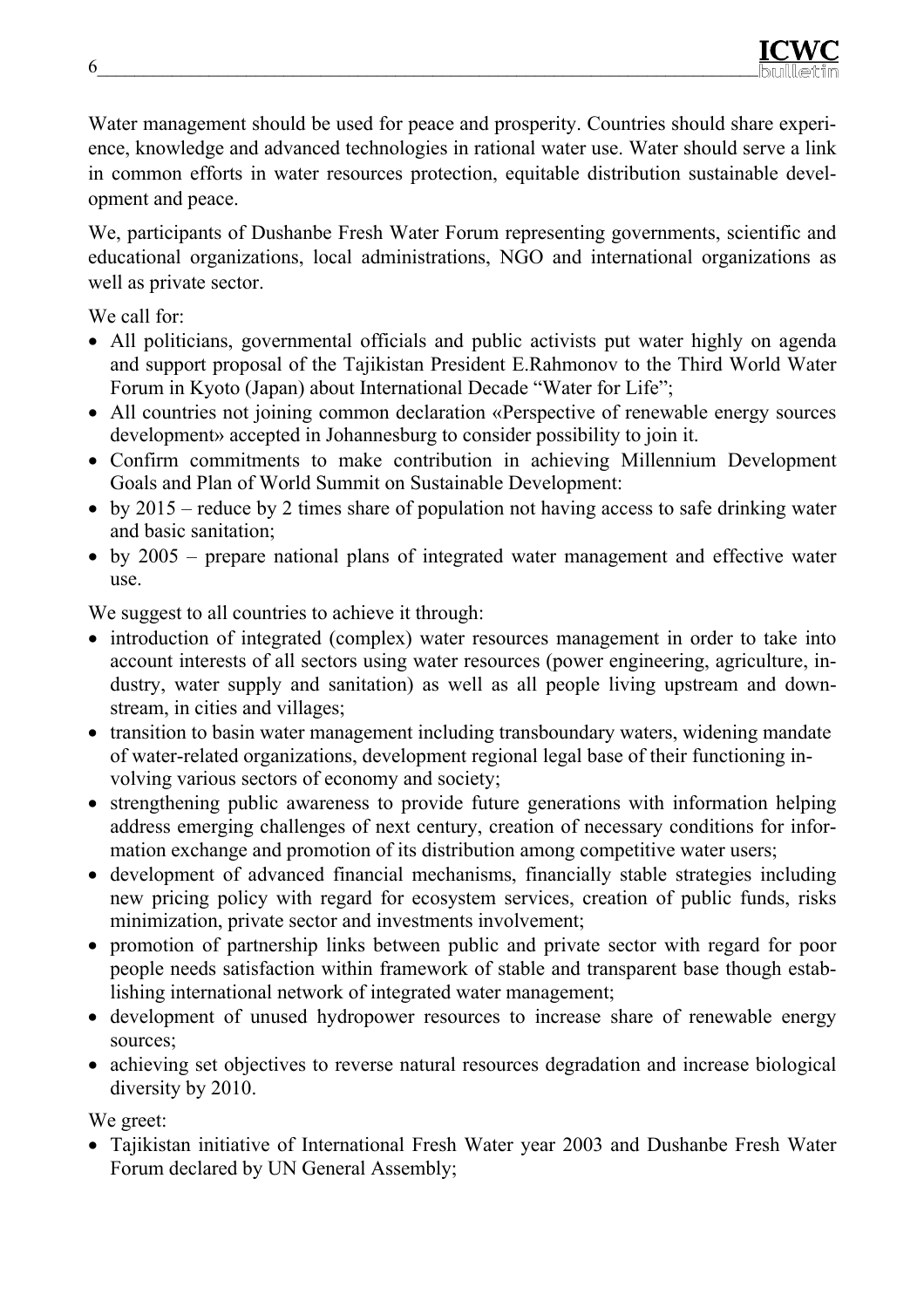Water management should be used for peace and prosperity. Countries should share experience, knowledge and advanced technologies in rational water use. Water should serve a link in common efforts in water resources protection, equitable distribution sustainable development and peace.

We, participants of Dushanbe Fresh Water Forum representing governments, scientific and educational organizations, local administrations, NGO and international organizations as well as private sector.

We call for:

- All politicians, governmental officials and public activists put water highly on agenda and support proposal of the Tajikistan President E.Rahmonov to the Third World Water Forum in Kyoto (Japan) about International Decade “Water for Life”;
- All countries not joining common declaration «Perspective of renewable energy sources development» accepted in Johannesburg to consider possibility to join it.
- Confirm commitments to make contribution in achieving Millennium Development Goals and Plan of World Summit on Sustainable Development:
- by 2015 – reduce by 2 times share of population not having access to safe drinking water and basic sanitation;
- by 2005 – prepare national plans of integrated water management and effective water use.

We suggest to all countries to achieve it through:

- introduction of integrated (complex) water resources management in order to take into account interests of all sectors using water resources (power engineering, agriculture, industry, water supply and sanitation) as well as all people living upstream and downstream, in cities and villages;
- transition to basin water management including transboundary waters, widening mandate of water-related organizations, development regional legal base of their functioning involving various sectors of economy and society;
- strengthening public awareness to provide future generations with information helping address emerging challenges of next century, creation of necessary conditions for information exchange and promotion of its distribution among competitive water users;
- development of advanced financial mechanisms, financially stable strategies including new pricing policy with regard for ecosystem services, creation of public funds, risks minimization, private sector and investments involvement;
- promotion of partnership links between public and private sector with regard for poor people needs satisfaction within framework of stable and transparent base though establishing international network of integrated water management;
- development of unused hydropower resources to increase share of renewable energy sources;
- achieving set objectives to reverse natural resources degradation and increase biological diversity by 2010.

We greet:

- Tajikistan initiative of International Fresh Water year 2003 and Dushanbe Fresh Water Forum declared by UN General Assembly;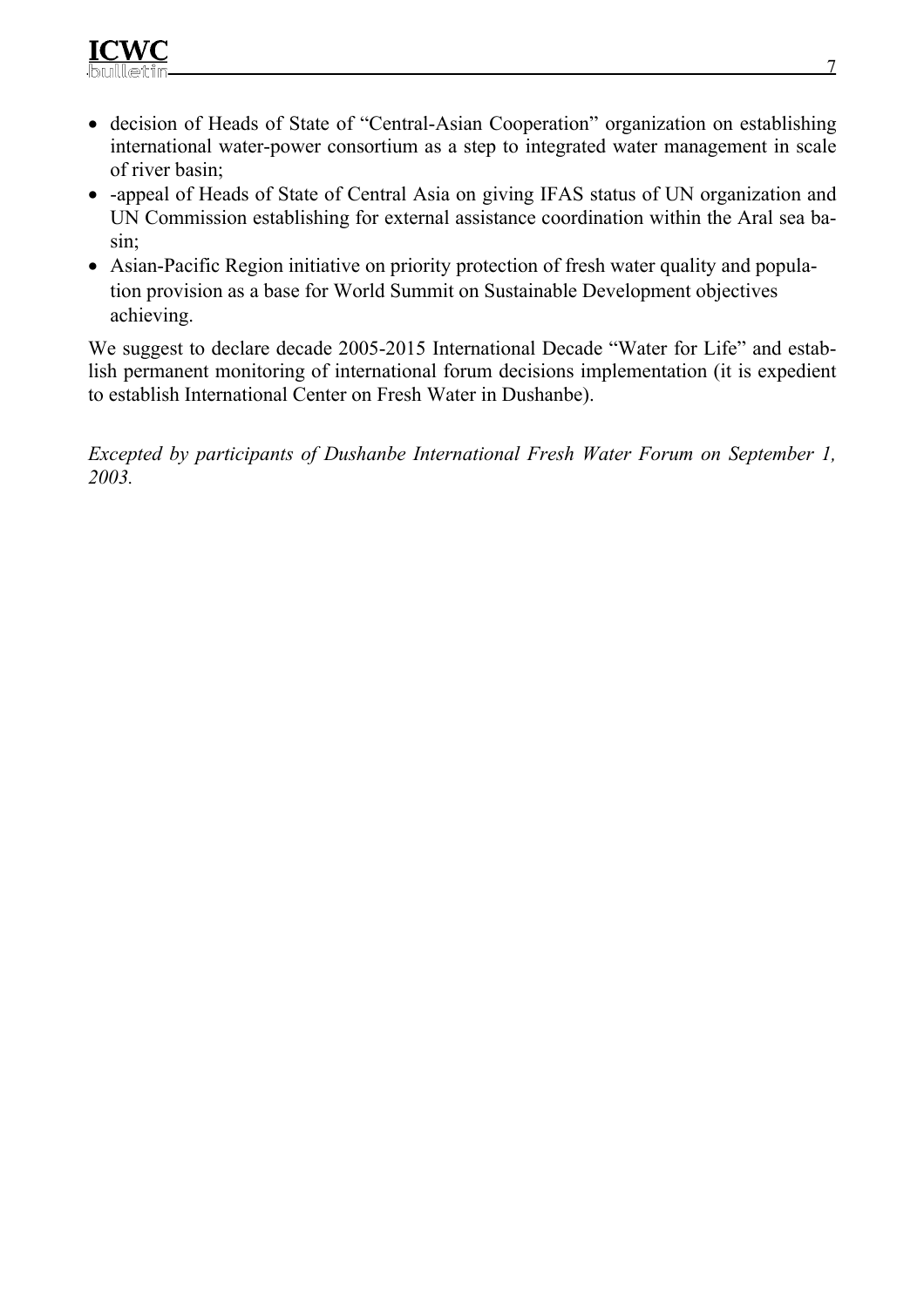- decision of Heads of State of "Central-Asian Cooperation" organization on establishing international water-power consortium as a step to integrated water management in scale of river basin;
- -appeal of Heads of State of Central Asia on giving IFAS status of UN organization and UN Commission establishing for external assistance coordination within the Aral sea basin;
- Asian-Pacific Region initiative on priority protection of fresh water quality and population provision as a base for World Summit on Sustainable Development objectives achieving.

We suggest to declare decade 2005-2015 International Decade "Water for Life" and establish permanent monitoring of international forum decisions implementation (it is expedient to establish International Center on Fresh Water in Dushanbe).

*Excepted by participants of Dushanbe International Fresh Water Forum on September 1, 2003.*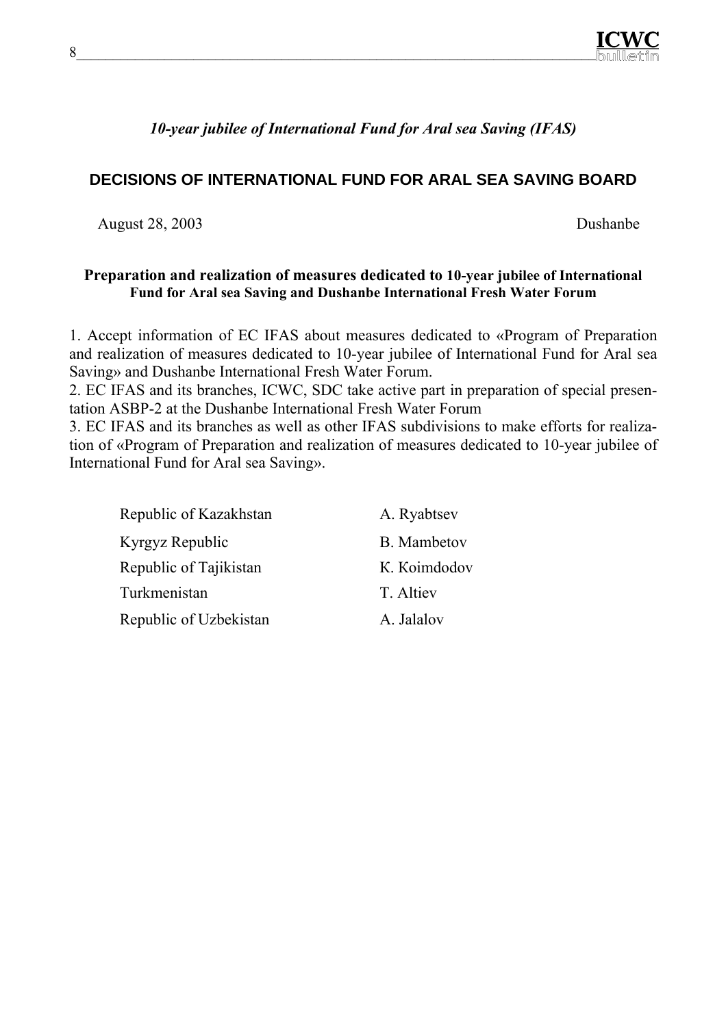*10-year jubilee of International Fund for Aral sea Saving (IFAS)*

## DECISIONS OF INTERNATIONAL FUND FOR ARAL SEA SAVING BOARD

August 28, 2003 Dushanbe

**Preparation and realization of measures dedicated to 10-year jubilee of International Fund for Aral sea Saving and Dushanbe International Fresh Water Forum**

1. Accept information of EC IFAS about measures dedicated to «Program of Preparation and realization of measures dedicated to 10-year jubilee of International Fund for Aral sea Saving» and Dushanbe International Fresh Water Forum.
2. EC IFAS and its branches, ICWC, SDC take active part in preparation of special presentation ASBP-2 at the Dushanbe International Fresh Water Forum
3. EC IFAS and its branches as well as other IFAS subdivisions to make efforts for realization of «Program of Preparation and realization of measures dedicated to 10-year jubilee of International Fund for Aral sea Saving».

| | |
|---|---|
| Republic of Kazakhstan | A. Ryabtsev |
| Kyrgyz Republic | B. Mambetov |
| Republic of Tajikistan | K. Koimdodov |
| Turkmenistan | T. Altiev |
| Republic of Uzbekistan | A. Jalalov |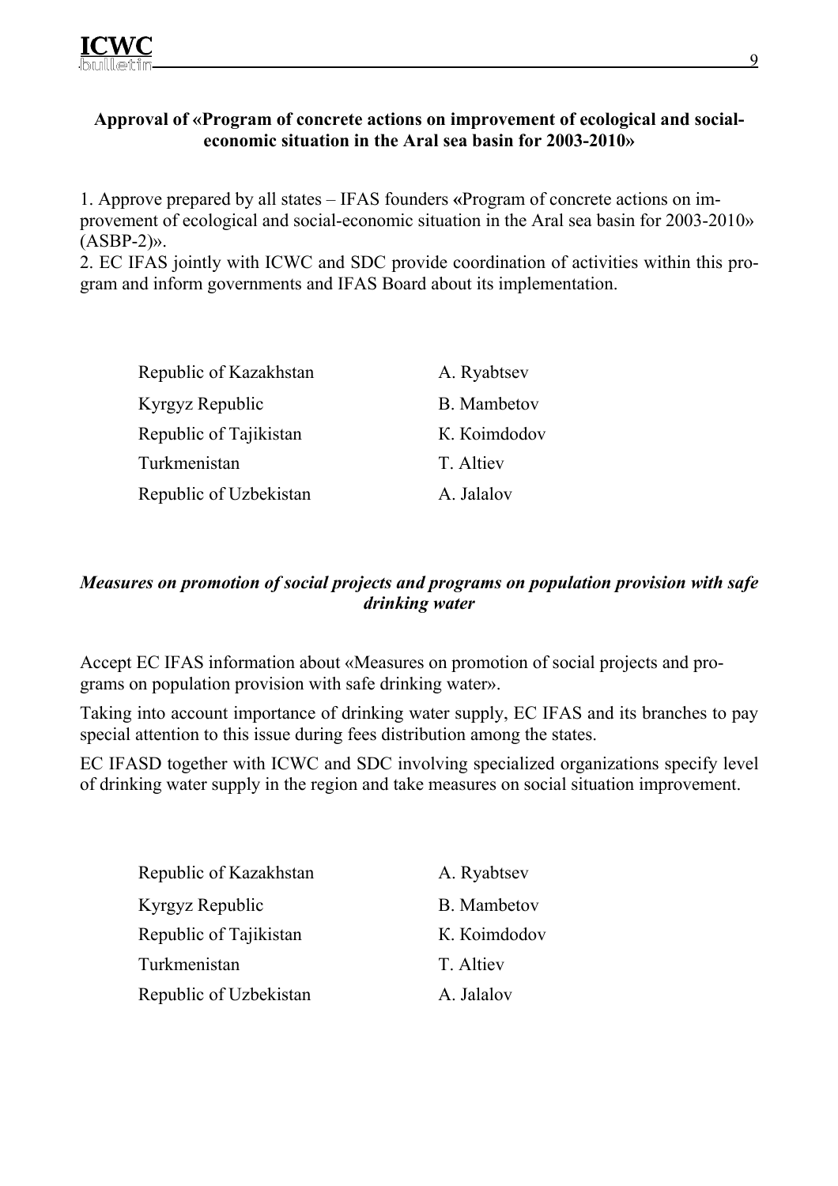**Approval of «Program of concrete actions on improvement of ecological and social-economic situation in the Aral sea basin for 2003-2010»**

1. Approve prepared by all states – IFAS founders «Program of concrete actions on improvement of ecological and social-economic situation in the Aral sea basin for 2003-2010» (ASBP-2)».
2. EC IFAS jointly with ICWC and SDC provide coordination of activities within this program and inform governments and IFAS Board about its implementation.

| | |
|---|---|
| Republic of Kazakhstan | A. Ryabtsev |
| Kyrgyz Republic | B. Mambetov |
| Republic of Tajikistan | K. Koimdodov |
| Turkmenistan | T. Altiev |
| Republic of Uzbekistan | A. Jalalov |

***Measures on promotion of social projects and programs on population provision with safe drinking water***

Accept EC IFAS information about «Measures on promotion of social projects and programs on population provision with safe drinking water».

Taking into account importance of drinking water supply, EC IFAS and its branches to pay special attention to this issue during fees distribution among the states.

EC IFASD together with ICWC and SDC involving specialized organizations specify level of drinking water supply in the region and take measures on social situation improvement.

| | |
|---|---|
| Republic of Kazakhstan | A. Ryabtsev |
| Kyrgyz Republic | B. Mambetov |
| Republic of Tajikistan | K. Koimdodov |
| Turkmenistan | T. Altiev |
| Republic of Uzbekistan | A. Jalalov |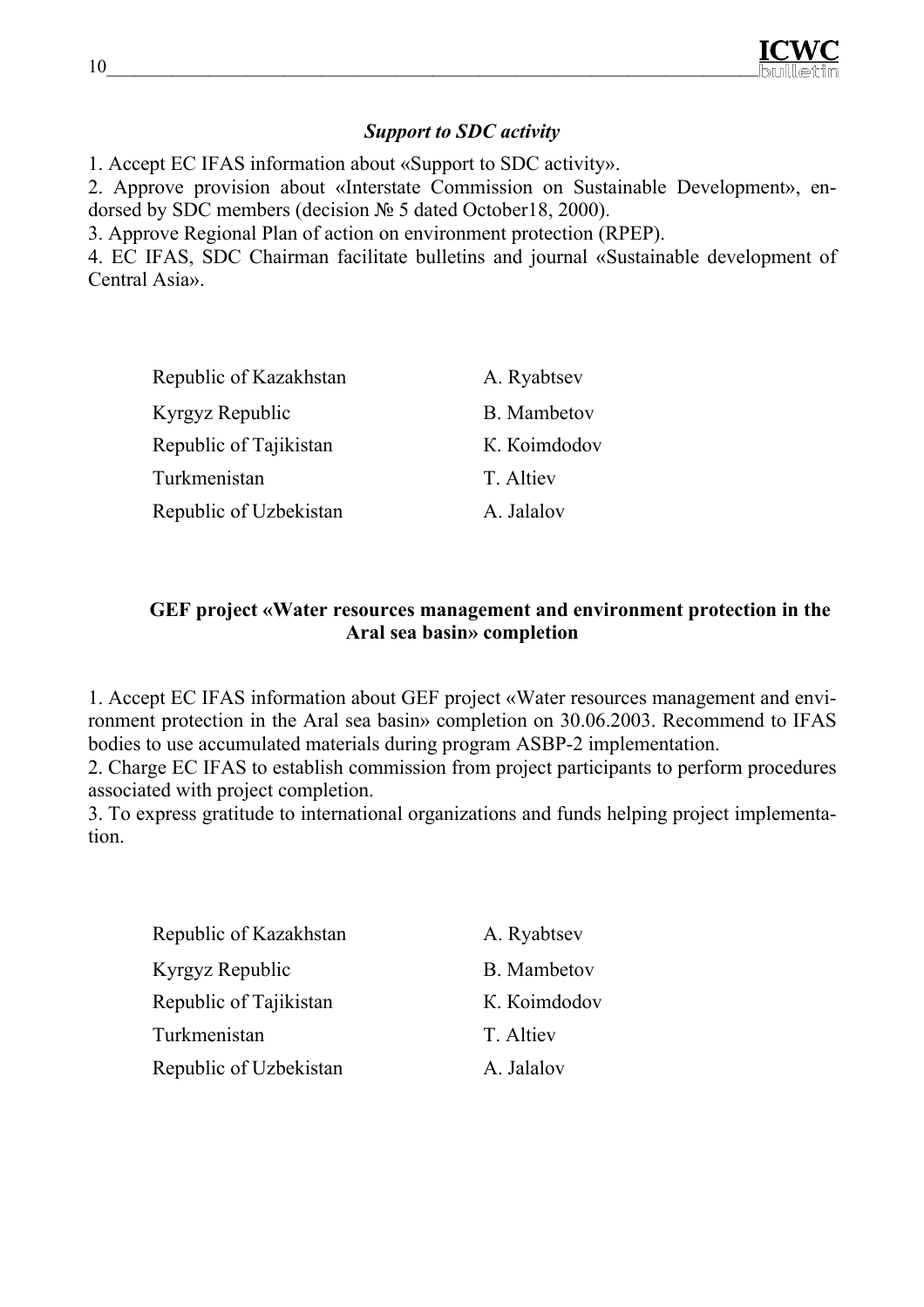### *Support to SDC activity*

1. Accept EC IFAS information about «Support to SDC activity».
2. Approve provision about «Interstate Commission on Sustainable Development», endorsed by SDC members (decision № 5 dated October18, 2000).
3. Approve Regional Plan of action on environment protection (RPEP).
4. EC IFAS, SDC Chairman facilitate bulletins and journal «Sustainable development of Central Asia».

| | |
|---|---|
| Republic of Kazakhstan | A. Ryabtsev |
| Kyrgyz Republic | B. Mambetov |
| Republic of Tajikistan | K. Koimdodov |
| Turkmenistan | T. Altiev |
| Republic of Uzbekistan | A. Jalalov |

### GEF project «Water resources management and environment protection in the Aral sea basin» completion

1. Accept EC IFAS information about GEF project «Water resources management and environment protection in the Aral sea basin» completion on 30.06.2003. Recommend to IFAS bodies to use accumulated materials during program ASBP-2 implementation.
2. Charge EC IFAS to establish commission from project participants to perform procedures associated with project completion.
3. To express gratitude to international organizations and funds helping project implementation.

| | |
|---|---|
| Republic of Kazakhstan | A. Ryabtsev |
| Kyrgyz Republic | B. Mambetov |
| Republic of Tajikistan | K. Koimdodov |
| Turkmenistan | T. Altiev |
| Republic of Uzbekistan | A. Jalalov |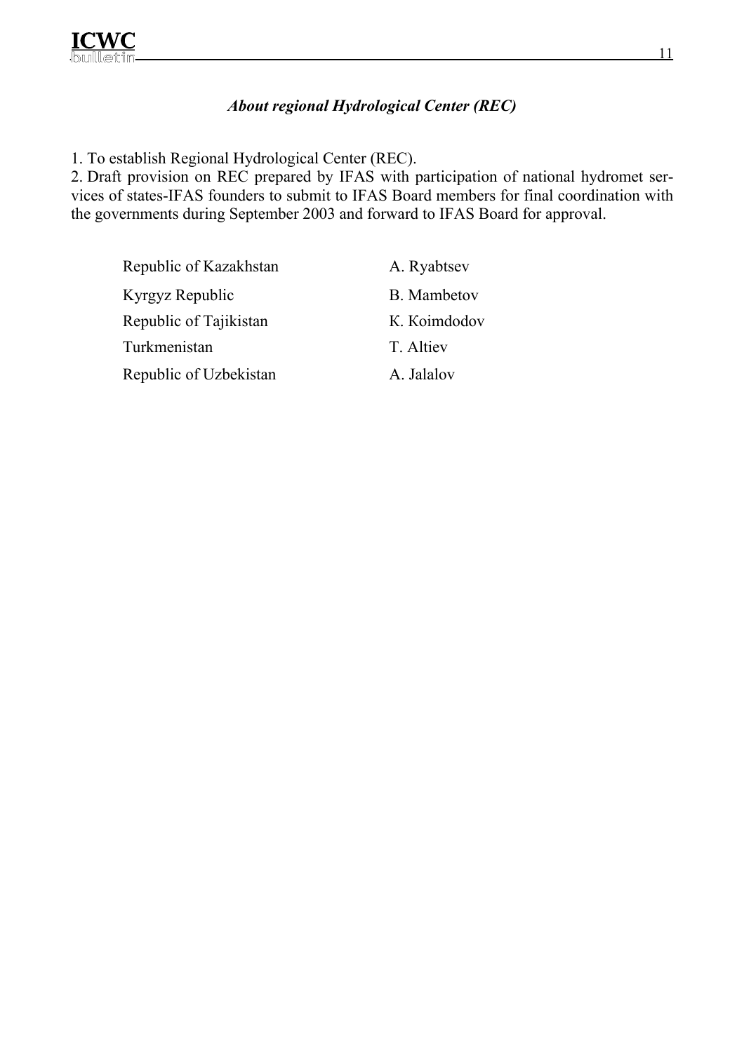### *About regional Hydrological Center (REC)*

1. To establish Regional Hydrological Center (REC).
2. Draft provision on REC prepared by IFAS with participation of national hydromet services of states-IFAS founders to submit to IFAS Board members for final coordination with the governments during September 2003 and forward to IFAS Board for approval.

| | |
|---|---|
| Republic of Kazakhstan | A. Ryabtsev |
| Kyrgyz Republic | B. Mambetov |
| Republic of Tajikistan | K. Koimdodov |
| Turkmenistan | T. Altiev |
| Republic of Uzbekistan | A. Jalalov |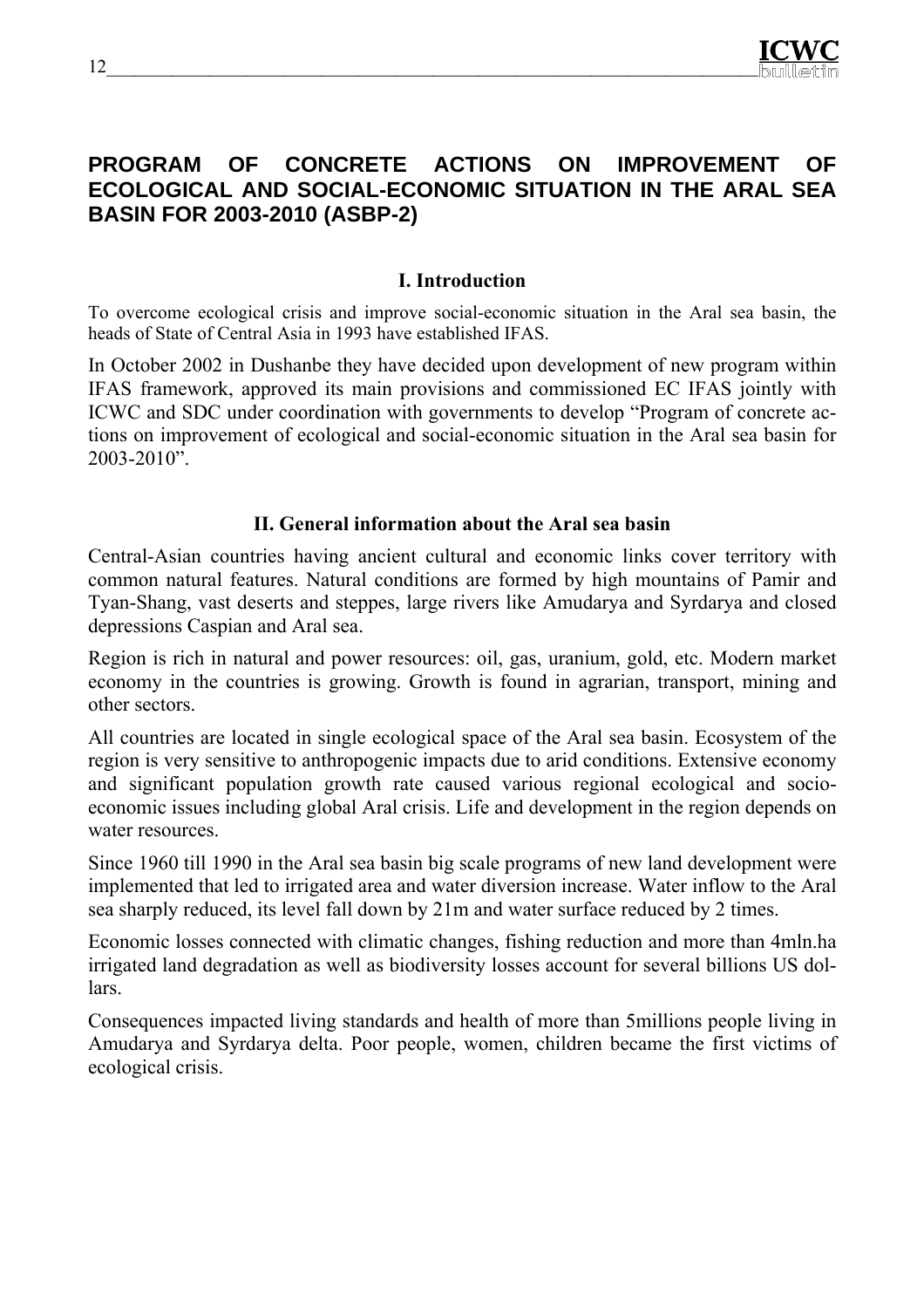# PROGRAM OF CONCRETE ACTIONS ON IMPROVEMENT OF ECOLOGICAL AND SOCIAL-ECONOMIC SITUATION IN THE ARAL SEA BASIN FOR 2003-2010 (ASBP-2)

## I. Introduction

To overcome ecological crisis and improve social-economic situation in the Aral sea basin, the heads of State of Central Asia in 1993 have established IFAS.

In October 2002 in Dushanbe they have decided upon development of new program within IFAS framework, approved its main provisions and commissioned EC IFAS jointly with ICWC and SDC under coordination with governments to develop "Program of concrete actions on improvement of ecological and social-economic situation in the Aral sea basin for 2003-2010".

## II. General information about the Aral sea basin

Central-Asian countries having ancient cultural and economic links cover territory with common natural features. Natural conditions are formed by high mountains of Pamir and Tyan-Shang, vast deserts and steppes, large rivers like Amudarya and Syrdarya and closed depressions Caspian and Aral sea.

Region is rich in natural and power resources: oil, gas, uranium, gold, etc. Modern market economy in the countries is growing. Growth is found in agrarian, transport, mining and other sectors.

All countries are located in single ecological space of the Aral sea basin. Ecosystem of the region is very sensitive to anthropogenic impacts due to arid conditions. Extensive economy and significant population growth rate caused various regional ecological and socio-economic issues including global Aral crisis. Life and development in the region depends on water resources.

Since 1960 till 1990 in the Aral sea basin big scale programs of new land development were implemented that led to irrigated area and water diversion increase. Water inflow to the Aral sea sharply reduced, its level fall down by 21m and water surface reduced by 2 times.

Economic losses connected with climatic changes, fishing reduction and more than 4mln.ha irrigated land degradation as well as biodiversity losses account for several billions US dollars.

Consequences impacted living standards and health of more than 5millions people living in Amudarya and Syrdarya delta. Poor people, women, children became the first victims of ecological crisis.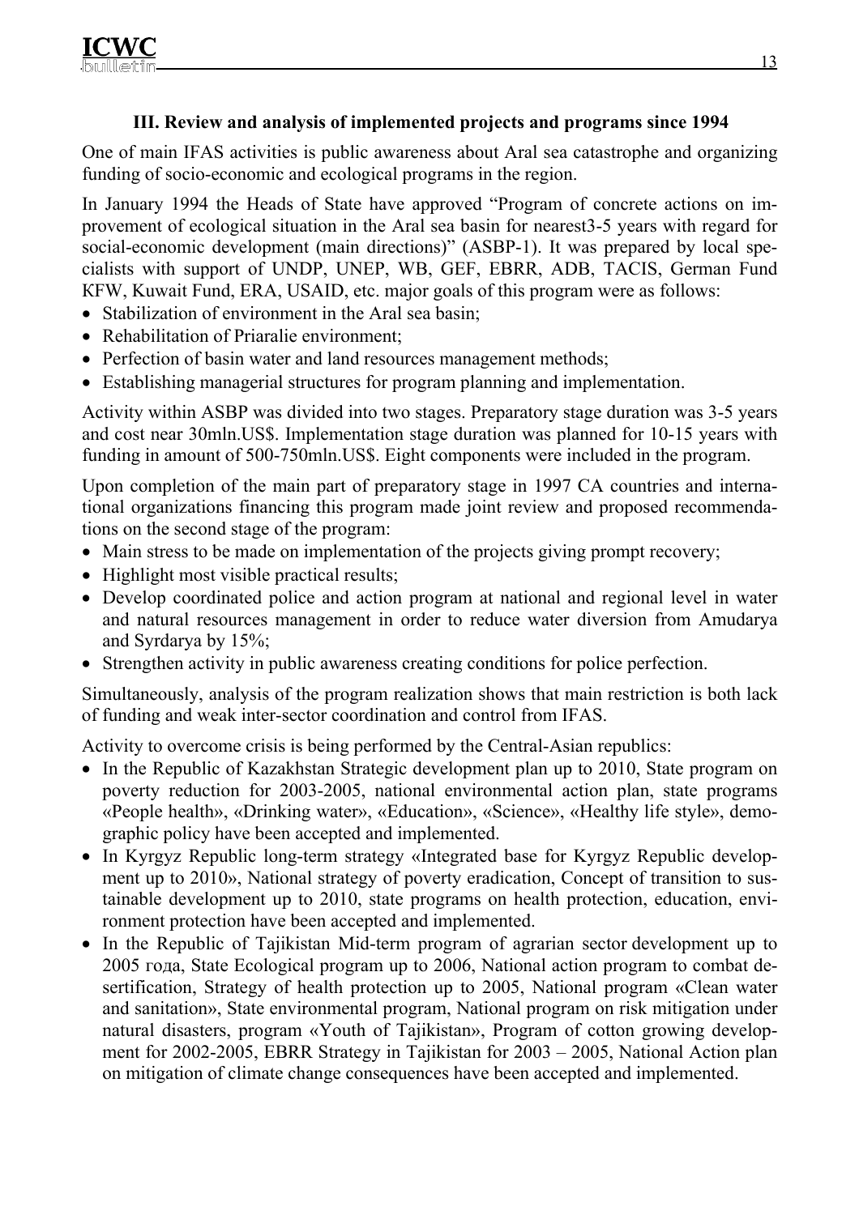### III. Review and analysis of implemented projects and programs since 1994

One of main IFAS activities is public awareness about Aral sea catastrophe and organizing funding of socio-economic and ecological programs in the region.

In January 1994 the Heads of State have approved "Program of concrete actions on improvement of ecological situation in the Aral sea basin for nearest3-5 years with regard for social-economic development (main directions)" (ASBP-1). It was prepared by local specialists with support of UNDP, UNEP, WB, GEF, EBRR, ADB, TACIS, German Fund KFW, Kuwait Fund, ERA, USAID, etc. major goals of this program were as follows:

- Stabilization of environment in the Aral sea basin;
- Rehabilitation of Priaralie environment;
- Perfection of basin water and land resources management methods;
- Establishing managerial structures for program planning and implementation.

Activity within ASBP was divided into two stages. Preparatory stage duration was 3-5 years and cost near 30mln.US$. Implementation stage duration was planned for 10-15 years with funding in amount of 500-750mln.US$. Eight components were included in the program.

Upon completion of the main part of preparatory stage in 1997 CA countries and international organizations financing this program made joint review and proposed recommendations on the second stage of the program:

- Main stress to be made on implementation of the projects giving prompt recovery;
- Highlight most visible practical results;
- Develop coordinated police and action program at national and regional level in water and natural resources management in order to reduce water diversion from Amudarya and Syrdarya by 15%;
- Strengthen activity in public awareness creating conditions for police perfection.

Simultaneously, analysis of the program realization shows that main restriction is both lack of funding and weak inter-sector coordination and control from IFAS.

Activity to overcome crisis is being performed by the Central-Asian republics:

- In the Republic of Kazakhstan Strategic development plan up to 2010, State program on poverty reduction for 2003-2005, national environmental action plan, state programs «People health», «Drinking water», «Education», «Science», «Healthy life style», demographic policy have been accepted and implemented.
- In Kyrgyz Republic long-term strategy «Integrated base for Kyrgyz Republic development up to 2010», National strategy of poverty eradication, Concept of transition to sustainable development up to 2010, state programs on health protection, education, environment protection have been accepted and implemented.
- In the Republic of Tajikistan Mid-term program of agrarian sector development up to 2005 года, State Ecological program up to 2006, National action program to combat desertification, Strategy of health protection up to 2005, National program «Clean water and sanitation», State environmental program, National program on risk mitigation under natural disasters, program «Youth of Tajikistan», Program of cotton growing development for 2002-2005, EBRR Strategy in Tajikistan for 2003 – 2005, National Action plan on mitigation of climate change consequences have been accepted and implemented.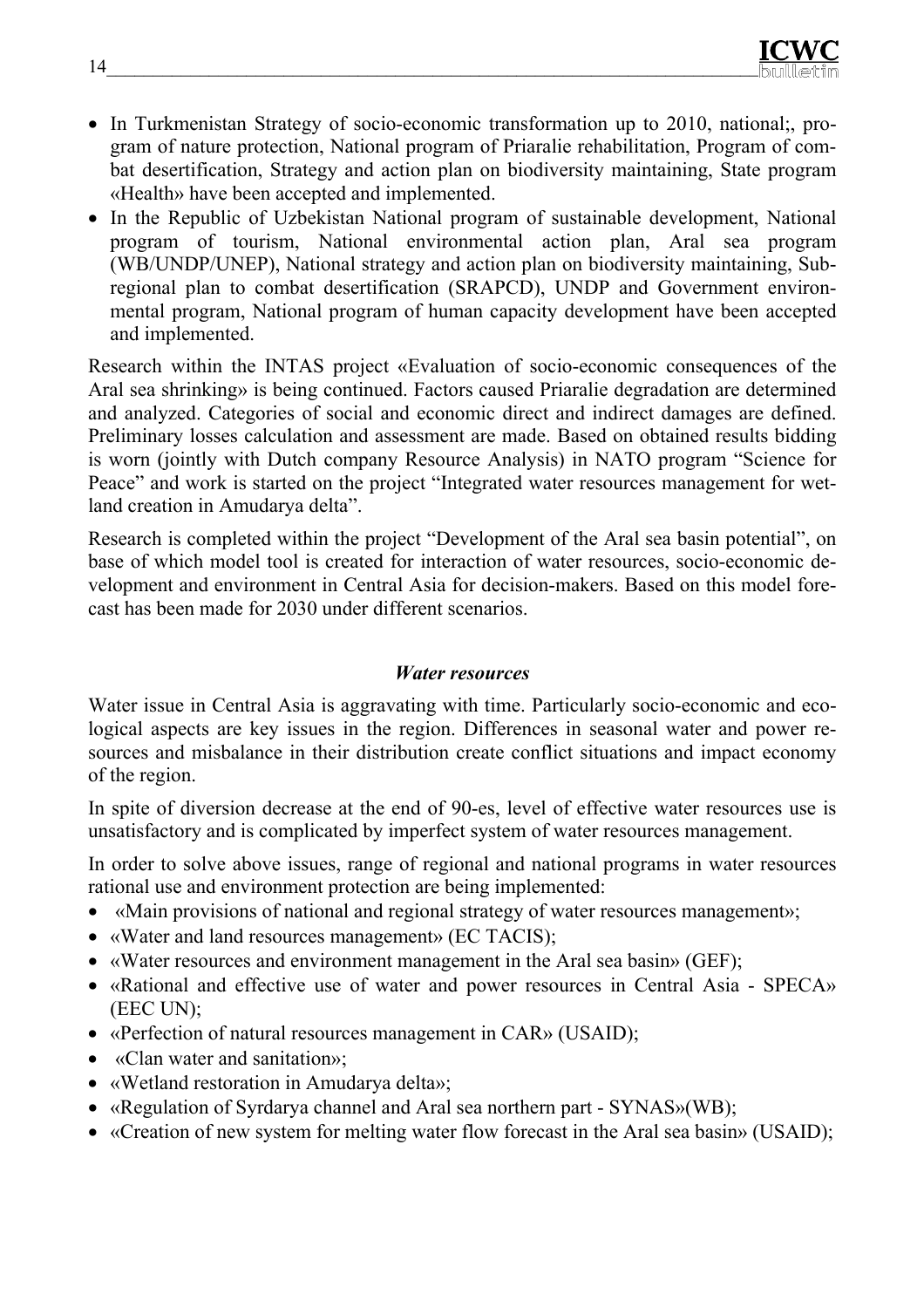- In Turkmenistan Strategy of socio-economic transformation up to 2010, national;, program of nature protection, National program of Priaralie rehabilitation, Program of combat desertification, Strategy and action plan on biodiversity maintaining, State program «Health» have been accepted and implemented.
- In the Republic of Uzbekistan National program of sustainable development, National program of tourism, National environmental action plan, Aral sea program (WB/UNDP/UNEP), National strategy and action plan on biodiversity maintaining, Subregional plan to combat desertification (SRAPCD), UNDP and Government environmental program, National program of human capacity development have been accepted and implemented.

Research within the INTAS project «Evaluation of socio-economic consequences of the Aral sea shrinking» is being continued. Factors caused Priaralie degradation are determined and analyzed. Categories of social and economic direct and indirect damages are defined. Preliminary losses calculation and assessment are made. Based on obtained results bidding is worn (jointly with Dutch company Resource Analysis) in NATO program "Science for Peace" and work is started on the project "Integrated water resources management for wetland creation in Amudarya delta".

Research is completed within the project "Development of the Aral sea basin potential", on base of which model tool is created for interaction of water resources, socio-economic development and environment in Central Asia for decision-makers. Based on this model forecast has been made for 2030 under different scenarios.

### *Water resources*

Water issue in Central Asia is aggravating with time. Particularly socio-economic and ecological aspects are key issues in the region. Differences in seasonal water and power resources and misbalance in their distribution create conflict situations and impact economy of the region.

In spite of diversion decrease at the end of 90-es, level of effective water resources use is unsatisfactory and is complicated by imperfect system of water resources management.

In order to solve above issues, range of regional and national programs in water resources rational use and environment protection are being implemented:

- «Main provisions of national and regional strategy of water resources management»;
- «Water and land resources management» (EC TACIS);
- «Water resources and environment management in the Aral sea basin» (GEF);
- «Rational and effective use of water and power resources in Central Asia - SPECA» (EEC UN);
- «Perfection of natural resources management in CAR» (USAID);
- «Clan water and sanitation»;
- «Wetland restoration in Amudarya delta»;
- «Regulation of Syrdarya channel and Aral sea northern part - SYNAS»(WB);
- «Creation of new system for melting water flow forecast in the Aral sea basin» (USAID);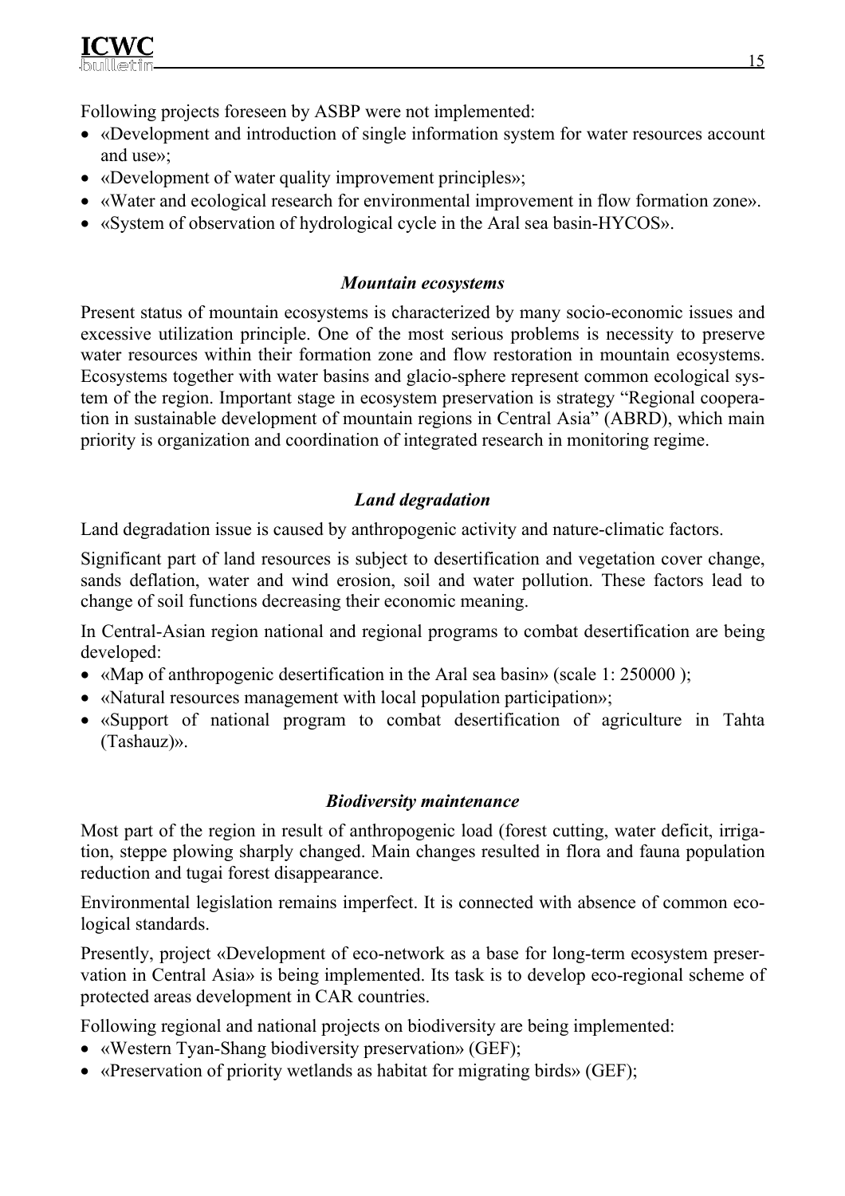Following projects foreseen by ASBP were not implemented:

- «Development and introduction of single information system for water resources account and use»;
- «Development of water quality improvement principles»;
- «Water and ecological research for environmental improvement in flow formation zone».
- «System of observation of hydrological cycle in the Aral sea basin-HYCOS».

### *Mountain ecosystems*

Present status of mountain ecosystems is characterized by many socio-economic issues and excessive utilization principle. One of the most serious problems is necessity to preserve water resources within their formation zone and flow restoration in mountain ecosystems. Ecosystems together with water basins and glacio-sphere represent common ecological system of the region. Important stage in ecosystem preservation is strategy "Regional cooperation in sustainable development of mountain regions in Central Asia" (ABRD), which main priority is organization and coordination of integrated research in monitoring regime.

### *Land degradation*

Land degradation issue is caused by anthropogenic activity and nature-climatic factors.

Significant part of land resources is subject to desertification and vegetation cover change, sands deflation, water and wind erosion, soil and water pollution. These factors lead to change of soil functions decreasing their economic meaning.

In Central-Asian region national and regional programs to combat desertification are being developed:

- «Map of anthropogenic desertification in the Aral sea basin» (scale 1: 250000 );
- «Natural resources management with local population participation»;
- «Support of national program to combat desertification of agriculture in Tahta (Tashauz)».

### *Biodiversity maintenance*

Most part of the region in result of anthropogenic load (forest cutting, water deficit, irrigation, steppe plowing sharply changed. Main changes resulted in flora and fauna population reduction and tugai forest disappearance.

Environmental legislation remains imperfect. It is connected with absence of common ecological standards.

Presently, project «Development of eco-network as a base for long-term ecosystem preservation in Central Asia» is being implemented. Its task is to develop eco-regional scheme of protected areas development in CAR countries.

Following regional and national projects on biodiversity are being implemented:

- «Western Tyan-Shang biodiversity preservation» (GEF);
- «Preservation of priority wetlands as habitat for migrating birds» (GEF);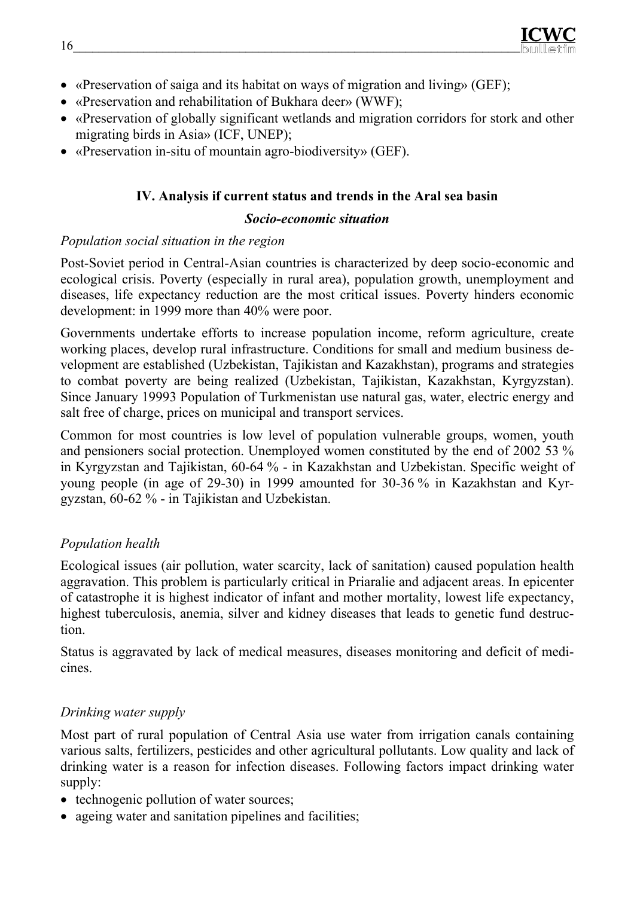- «Preservation of saiga and its habitat on ways of migration and living» (GEF);
- «Preservation and rehabilitation of Bukhara deer» (WWF);
- «Preservation of globally significant wetlands and migration corridors for stork and other migrating birds in Asia» (ICF, UNEP);
- «Preservation in-situ of mountain agro-biodiversity» (GEF).

## IV. Analysis if current status and trends in the Aral sea basin

### *Socio-economic situation*

*Population social situation in the region*

Post-Soviet period in Central-Asian countries is characterized by deep socio-economic and ecological crisis. Poverty (especially in rural area), population growth, unemployment and diseases, life expectancy reduction are the most critical issues. Poverty hinders economic development: in 1999 more than 40% were poor.

Governments undertake efforts to increase population income, reform agriculture, create working places, develop rural infrastructure. Conditions for small and medium business development are established (Uzbekistan, Tajikistan and Kazakhstan), programs and strategies to combat poverty are being realized (Uzbekistan, Tajikistan, Kazakhstan, Kyrgyzstan). Since January 19993 Population of Turkmenistan use natural gas, water, electric energy and salt free of charge, prices on municipal and transport services.

Common for most countries is low level of population vulnerable groups, women, youth and pensioners social protection. Unemployed women constituted by the end of 2002 53 % in Kyrgyzstan and Tajikistan, 60-64 % - in Kazakhstan and Uzbekistan. Specific weight of young people (in age of 29-30) in 1999 amounted for 30-36 % in Kazakhstan and Kyrgyzstan, 60-62 % - in Tajikistan and Uzbekistan.

*Population health*

Ecological issues (air pollution, water scarcity, lack of sanitation) caused population health aggravation. This problem is particularly critical in Priaralie and adjacent areas. In epicenter of catastrophe it is highest indicator of infant and mother mortality, lowest life expectancy, highest tuberculosis, anemia, silver and kidney diseases that leads to genetic fund destruction.

Status is aggravated by lack of medical measures, diseases monitoring and deficit of medicines.

*Drinking water supply*

Most part of rural population of Central Asia use water from irrigation canals containing various salts, fertilizers, pesticides and other agricultural pollutants. Low quality and lack of drinking water is a reason for infection diseases. Following factors impact drinking water supply:

- technogenic pollution of water sources;
- ageing water and sanitation pipelines and facilities;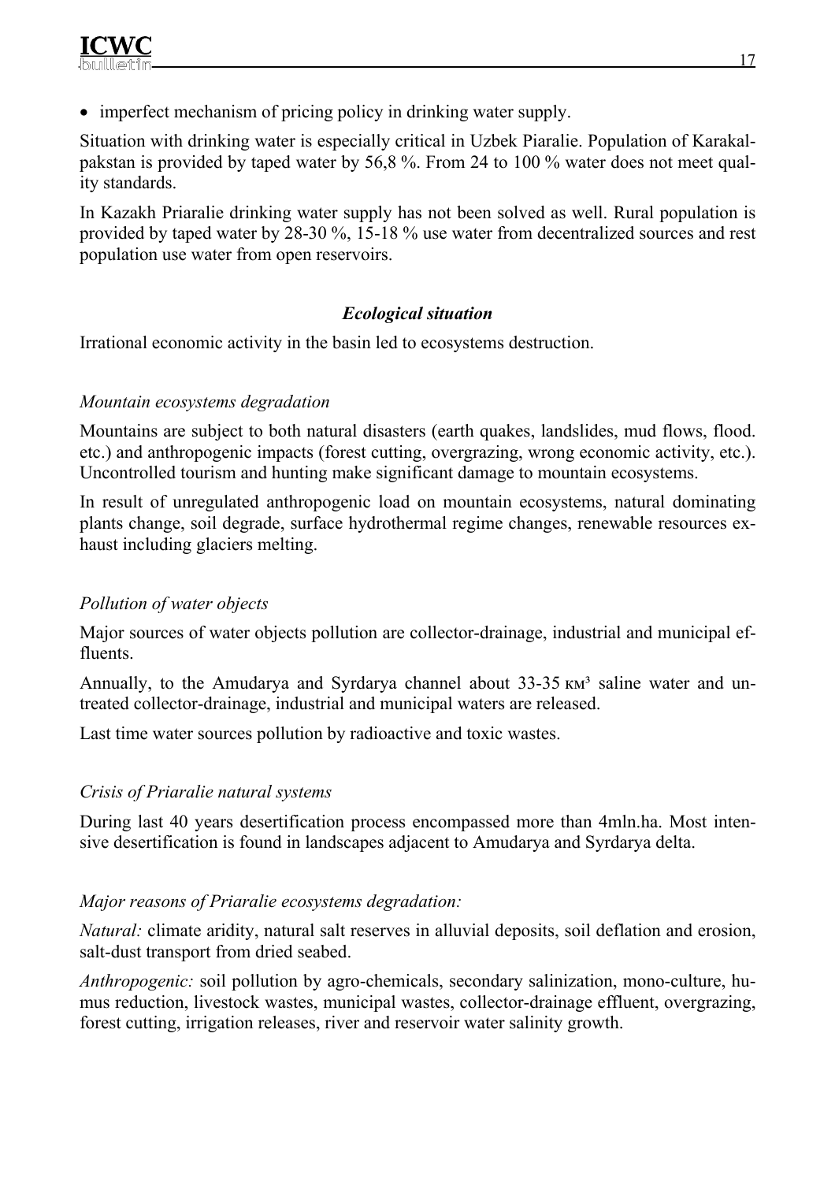- imperfect mechanism of pricing policy in drinking water supply.

Situation with drinking water is especially critical in Uzbek Piaralie. Population of Karakalpakstan is provided by taped water by 56,8 %. From 24 to 100 % water does not meet quality standards.

In Kazakh Priaralie drinking water supply has not been solved as well. Rural population is provided by taped water by 28-30 %, 15-18 % use water from decentralized sources and rest population use water from open reservoirs.

### *Ecological situation*

Irrational economic activity in the basin led to ecosystems destruction.

*Mountain ecosystems degradation*

Mountains are subject to both natural disasters (earth quakes, landslides, mud flows, flood. etc.) and anthropogenic impacts (forest cutting, overgrazing, wrong economic activity, etc.). Uncontrolled tourism and hunting make significant damage to mountain ecosystems.

In result of unregulated anthropogenic load on mountain ecosystems, natural dominating plants change, soil degrade, surface hydrothermal regime changes, renewable resources exhaust including glaciers melting.

*Pollution of water objects*

Major sources of water objects pollution are collector-drainage, industrial and municipal effluents.

Annually, to the Amudarya and Syrdarya channel about 33-35 км³ saline water and untreated collector-drainage, industrial and municipal waters are released.

Last time water sources pollution by radioactive and toxic wastes.

*Crisis of Priaralie natural systems*

During last 40 years desertification process encompassed more than 4mln.ha. Most intensive desertification is found in landscapes adjacent to Amudarya and Syrdarya delta.

*Major reasons of Priaralie ecosystems degradation:*

*Natural:* climate aridity, natural salt reserves in alluvial deposits, soil deflation and erosion, salt-dust transport from dried seabed.

*Anthropogenic:* soil pollution by agro-chemicals, secondary salinization, mono-culture, humus reduction, livestock wastes, municipal wastes, collector-drainage effluent, overgrazing, forest cutting, irrigation releases, river and reservoir water salinity growth.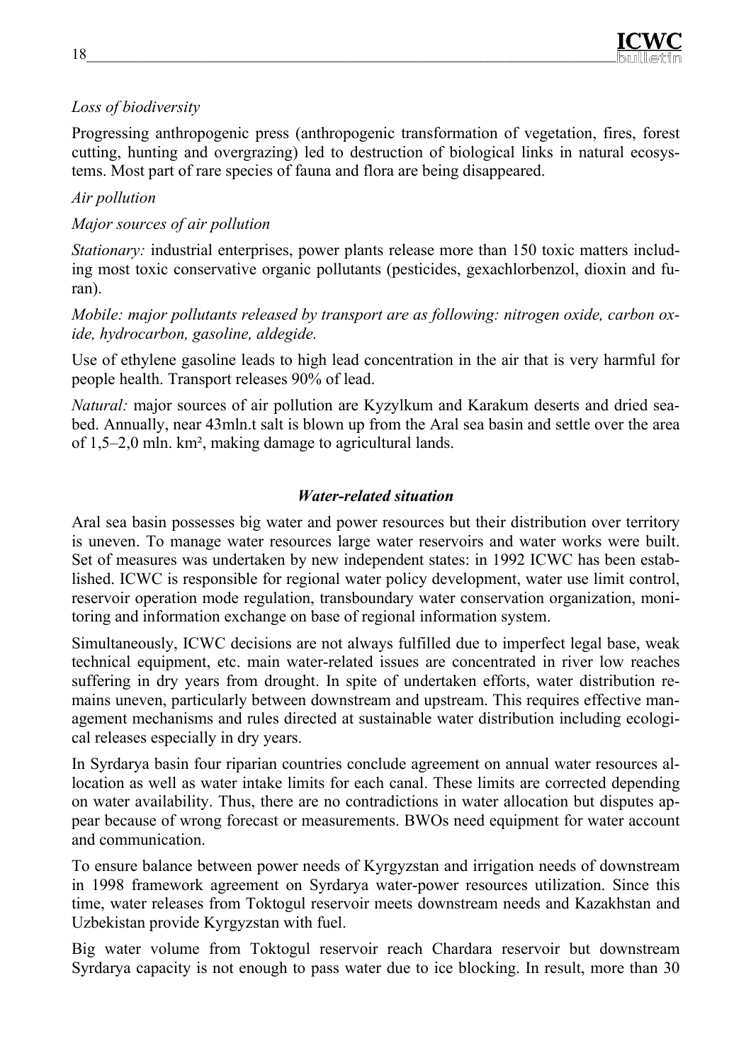*Loss of biodiversity*

Progressing anthropogenic press (anthropogenic transformation of vegetation, fires, forest cutting, hunting and overgrazing) led to destruction of biological links in natural ecosystems. Most part of rare species of fauna and flora are being disappeared.

*Air pollution*

*Major sources of air pollution*

*Stationary:* industrial enterprises, power plants release more than 150 toxic matters including most toxic conservative organic pollutants (pesticides, gexachlorbenzol, dioxin and furan).

*Mobile: major pollutants released by transport are as following: nitrogen oxide, carbon oxide, hydrocarbon, gasoline, aldegide.*

Use of ethylene gasoline leads to high lead concentration in the air that is very harmful for people health. Transport releases 90% of lead.

*Natural:* major sources of air pollution are Kyzylkum and Karakum deserts and dried seabed. Annually, near 43mln.t salt is blown up from the Aral sea basin and settle over the area of 1,5–2,0 mln. km², making damage to agricultural lands.

### *Water-related situation*

Aral sea basin possesses big water and power resources but their distribution over territory is uneven. To manage water resources large water reservoirs and water works were built. Set of measures was undertaken by new independent states: in 1992 ICWC has been established. ICWC is responsible for regional water policy development, water use limit control, reservoir operation mode regulation, transboundary water conservation organization, monitoring and information exchange on base of regional information system.

Simultaneously, ICWC decisions are not always fulfilled due to imperfect legal base, weak technical equipment, etc. main water-related issues are concentrated in river low reaches suffering in dry years from drought. In spite of undertaken efforts, water distribution remains uneven, particularly between downstream and upstream. This requires effective management mechanisms and rules directed at sustainable water distribution including ecological releases especially in dry years.

In Syrdarya basin four riparian countries conclude agreement on annual water resources allocation as well as water intake limits for each canal. These limits are corrected depending on water availability. Thus, there are no contradictions in water allocation but disputes appear because of wrong forecast or measurements. BWOs need equipment for water account and communication.

To ensure balance between power needs of Kyrgyzstan and irrigation needs of downstream in 1998 framework agreement on Syrdarya water-power resources utilization. Since this time, water releases from Toktogul reservoir meets downstream needs and Kazakhstan and Uzbekistan provide Kyrgyzstan with fuel.

Big water volume from Toktogul reservoir reach Chardara reservoir but downstream Syrdarya capacity is not enough to pass water due to ice blocking. In result, more than 30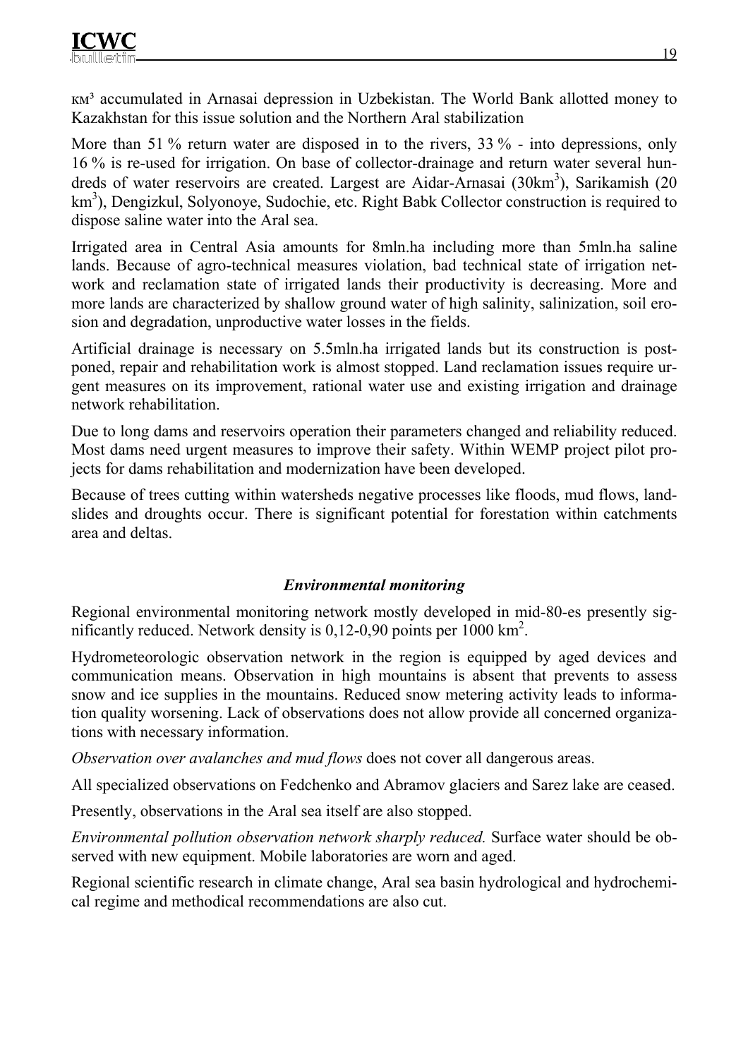км³ accumulated in Arnasai depression in Uzbekistan. The World Bank allotted money to Kazakhstan for this issue solution and the Northern Aral stabilization

More than 51 % return water are disposed in to the rivers, 33 % - into depressions, only 16 % is re-used for irrigation. On base of collector-drainage and return water several hundreds of water reservoirs are created. Largest are Aidar-Arnasai (30km$^3$), Sarikamish (20 km$^3$), Dengizkul, Solyonoye, Sudochie, etc. Right Babk Collector construction is required to dispose saline water into the Aral sea.

Irrigated area in Central Asia amounts for 8mln.ha including more than 5mln.ha saline lands. Because of agro-technical measures violation, bad technical state of irrigation network and reclamation state of irrigated lands their productivity is decreasing. More and more lands are characterized by shallow ground water of high salinity, salinization, soil erosion and degradation, unproductive water losses in the fields.

Artificial drainage is necessary on 5.5mln.ha irrigated lands but its construction is postponed, repair and rehabilitation work is almost stopped. Land reclamation issues require urgent measures on its improvement, rational water use and existing irrigation and drainage network rehabilitation.

Due to long dams and reservoirs operation their parameters changed and reliability reduced. Most dams need urgent measures to improve their safety. Within WEMP project pilot projects for dams rehabilitation and modernization have been developed.

Because of trees cutting within watersheds negative processes like floods, mud flows, landslides and droughts occur. There is significant potential for forestation within catchments area and deltas.

### *Environmental monitoring*

Regional environmental monitoring network mostly developed in mid-80-es presently significantly reduced. Network density is 0,12-0,90 points per 1000 km$^2$.

Hydrometeorologic observation network in the region is equipped by aged devices and communication means. Observation in high mountains is absent that prevents to assess snow and ice supplies in the mountains. Reduced snow metering activity leads to information quality worsening. Lack of observations does not allow provide all concerned organizations with necessary information.

*Observation over avalanches and mud flows* does not cover all dangerous areas.

All specialized observations on Fedchenko and Abramov glaciers and Sarez lake are ceased.

Presently, observations in the Aral sea itself are also stopped.

*Environmental pollution observation network sharply reduced.* Surface water should be observed with new equipment. Mobile laboratories are worn and aged.

Regional scientific research in climate change, Aral sea basin hydrological and hydrochemical regime and methodical recommendations are also cut.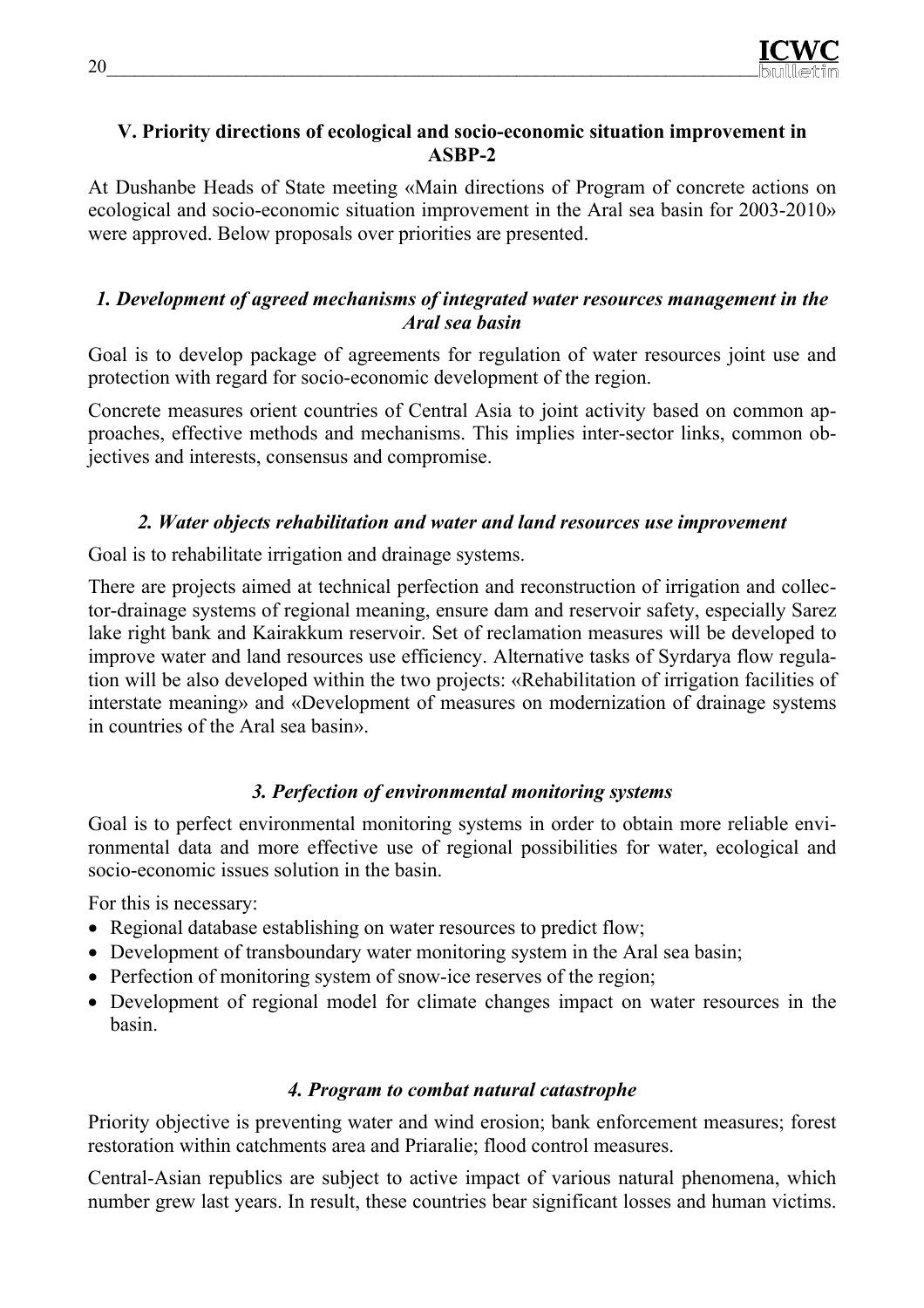## V. Priority directions of ecological and socio-economic situation improvement in ASBP-2

At Dushanbe Heads of State meeting «Main directions of Program of concrete actions on ecological and socio-economic situation improvement in the Aral sea basin for 2003-2010» were approved. Below proposals over priorities are presented.

### *1. Development of agreed mechanisms of integrated water resources management in the Aral sea basin*

Goal is to develop package of agreements for regulation of water resources joint use and protection with regard for socio-economic development of the region.

Concrete measures orient countries of Central Asia to joint activity based on common approaches, effective methods and mechanisms. This implies inter-sector links, common objectives and interests, consensus and compromise.

### *2. Water objects rehabilitation and water and land resources use improvement*

Goal is to rehabilitate irrigation and drainage systems.

There are projects aimed at technical perfection and reconstruction of irrigation and collector-drainage systems of regional meaning, ensure dam and reservoir safety, especially Sarez lake right bank and Kairakkum reservoir. Set of reclamation measures will be developed to improve water and land resources use efficiency. Alternative tasks of Syrdarya flow regulation will be also developed within the two projects: «Rehabilitation of irrigation facilities of interstate meaning» and «Development of measures on modernization of drainage systems in countries of the Aral sea basin».

### *3. Perfection of environmental monitoring systems*

Goal is to perfect environmental monitoring systems in order to obtain more reliable environmental data and more effective use of regional possibilities for water, ecological and socio-economic issues solution in the basin.

For this is necessary:

- Regional database establishing on water resources to predict flow;
- Development of transboundary water monitoring system in the Aral sea basin;
- Perfection of monitoring system of snow-ice reserves of the region;
- Development of regional model for climate changes impact on water resources in the basin.

### *4. Program to combat natural catastrophe*

Priority objective is preventing water and wind erosion; bank enforcement measures; forest restoration within catchments area and Priaralie; flood control measures.

Central-Asian republics are subject to active impact of various natural phenomena, which number grew last years. In result, these countries bear significant losses and human victims.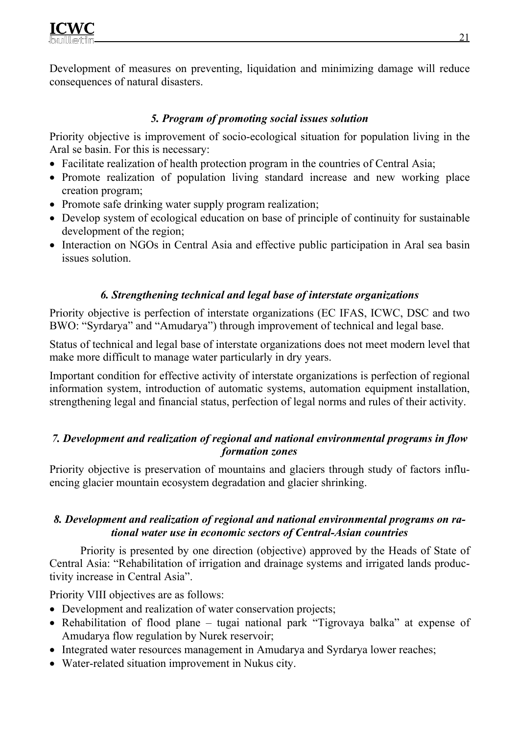Development of measures on preventing, liquidation and minimizing damage will reduce consequences of natural disasters.

### *5. Program of promoting social issues solution*

Priority objective is improvement of socio-ecological situation for population living in the Aral se basin. For this is necessary:

- Facilitate realization of health protection program in the countries of Central Asia;
- Promote realization of population living standard increase and new working place creation program;
- Promote safe drinking water supply program realization;
- Develop system of ecological education on base of principle of continuity for sustainable development of the region;
- Interaction on NGOs in Central Asia and effective public participation in Aral sea basin issues solution.

### *6. Strengthening technical and legal base of interstate organizations*

Priority objective is perfection of interstate organizations (EC IFAS, ICWC, DSC and two BWO: "Syrdarya" and "Amudarya") through improvement of technical and legal base.

Status of technical and legal base of interstate organizations does not meet modern level that make more difficult to manage water particularly in dry years.

Important condition for effective activity of interstate organizations is perfection of regional information system, introduction of automatic systems, automation equipment installation, strengthening legal and financial status, perfection of legal norms and rules of their activity.

### *7. Development and realization of regional and national environmental programs in flow formation zones*

Priority objective is preservation of mountains and glaciers through study of factors influencing glacier mountain ecosystem degradation and glacier shrinking.

### *8. Development and realization of regional and national environmental programs on rational water use in economic sectors of Central-Asian countries*

Priority is presented by one direction (objective) approved by the Heads of State of Central Asia: "Rehabilitation of irrigation and drainage systems and irrigated lands productivity increase in Central Asia".

Priority VIII objectives are as follows:

- Development and realization of water conservation projects;
- Rehabilitation of flood plane – tugai national park "Tigrovaya balka" at expense of Amudarya flow regulation by Nurek reservoir;
- Integrated water resources management in Amudarya and Syrdarya lower reaches;
- Water-related situation improvement in Nukus city.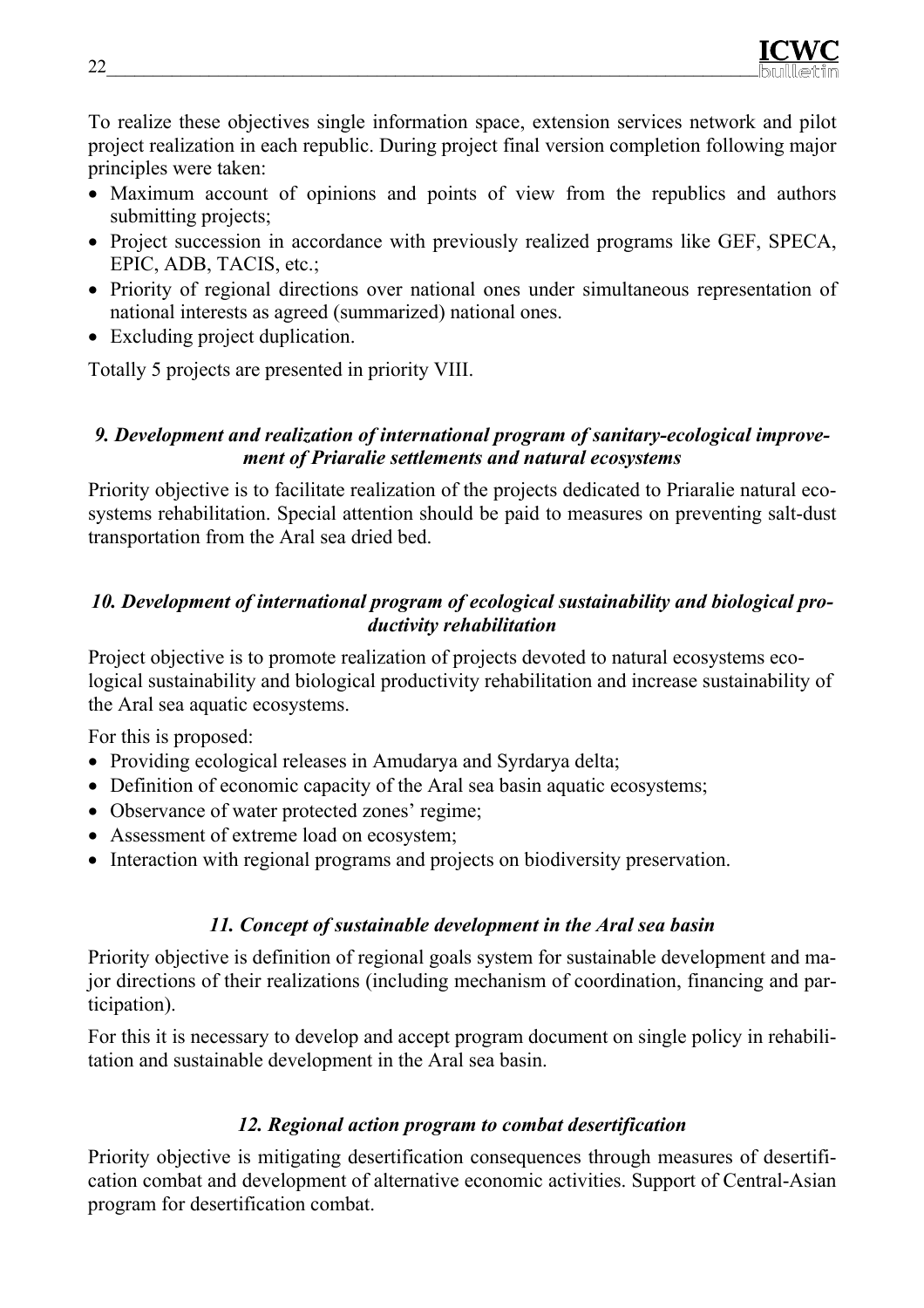To realize these objectives single information space, extension services network and pilot project realization in each republic. During project final version completion following major principles were taken:

- Maximum account of opinions and points of view from the republics and authors submitting projects;
- Project succession in accordance with previously realized programs like GEF, SPECA, EPIC, ADB, TACIS, etc.;
- Priority of regional directions over national ones under simultaneous representation of national interests as agreed (summarized) national ones.
- Excluding project duplication.

Totally 5 projects are presented in priority VIII.

### *9. Development and realization of international program of sanitary-ecological improvement of Priaralie settlements and natural ecosystems*

Priority objective is to facilitate realization of the projects dedicated to Priaralie natural ecosystems rehabilitation. Special attention should be paid to measures on preventing salt-dust transportation from the Aral sea dried bed.

### *10. Development of international program of ecological sustainability and biological productivity rehabilitation*

Project objective is to promote realization of projects devoted to natural ecosystems ecological sustainability and biological productivity rehabilitation and increase sustainability of the Aral sea aquatic ecosystems.

For this is proposed:

- Providing ecological releases in Amudarya and Syrdarya delta;
- Definition of economic capacity of the Aral sea basin aquatic ecosystems;
- Observance of water protected zones' regime;
- Assessment of extreme load on ecosystem;
- Interaction with regional programs and projects on biodiversity preservation.

### *11. Concept of sustainable development in the Aral sea basin*

Priority objective is definition of regional goals system for sustainable development and major directions of their realizations (including mechanism of coordination, financing and participation).

For this it is necessary to develop and accept program document on single policy in rehabilitation and sustainable development in the Aral sea basin.

### *12. Regional action program to combat desertification*

Priority objective is mitigating desertification consequences through measures of desertification combat and development of alternative economic activities. Support of Central-Asian program for desertification combat.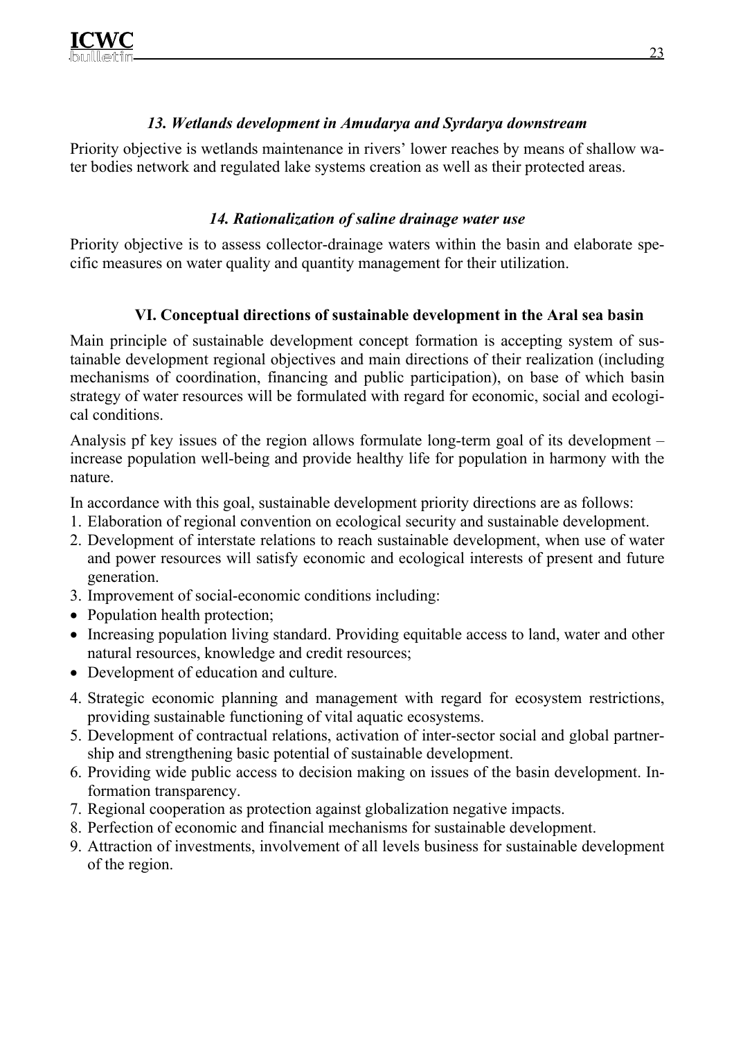### *13. Wetlands development in Amudarya and Syrdarya downstream*

Priority objective is wetlands maintenance in rivers' lower reaches by means of shallow water bodies network and regulated lake systems creation as well as their protected areas.

### *14. Rationalization of saline drainage water use*

Priority objective is to assess collector-drainage waters within the basin and elaborate specific measures on water quality and quantity management for their utilization.

## VI. Conceptual directions of sustainable development in the Aral sea basin

Main principle of sustainable development concept formation is accepting system of sustainable development regional objectives and main directions of their realization (including mechanisms of coordination, financing and public participation), on base of which basin strategy of water resources will be formulated with regard for economic, social and ecological conditions.

Analysis pf key issues of the region allows formulate long-term goal of its development – increase population well-being and provide healthy life for population in harmony with the nature.

In accordance with this goal, sustainable development priority directions are as follows:

1. Elaboration of regional convention on ecological security and sustainable development.
2. Development of interstate relations to reach sustainable development, when use of water and power resources will satisfy economic and ecological interests of present and future generation.
3. Improvement of social-economic conditions including:

- Population health protection;
- Increasing population living standard. Providing equitable access to land, water and other natural resources, knowledge and credit resources;
- Development of education and culture.

4. Strategic economic planning and management with regard for ecosystem restrictions, providing sustainable functioning of vital aquatic ecosystems.
5. Development of contractual relations, activation of inter-sector social and global partnership and strengthening basic potential of sustainable development.
6. Providing wide public access to decision making on issues of the basin development. Information transparency.
7. Regional cooperation as protection against globalization negative impacts.
8. Perfection of economic and financial mechanisms for sustainable development.
9. Attraction of investments, involvement of all levels business for sustainable development of the region.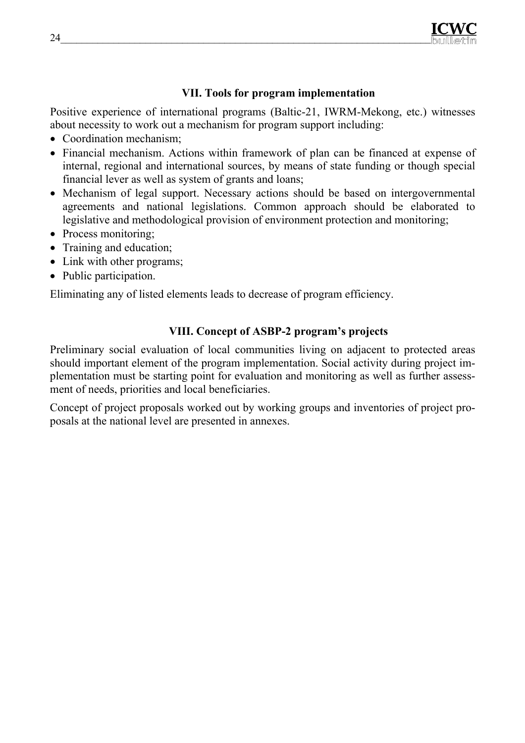## VII. Tools for program implementation

Positive experience of international programs (Baltic-21, IWRM-Mekong, etc.) witnesses about necessity to work out a mechanism for program support including:

- Coordination mechanism;
- Financial mechanism. Actions within framework of plan can be financed at expense of internal, regional and international sources, by means of state funding or though special financial lever as well as system of grants and loans;
- Mechanism of legal support. Necessary actions should be based on intergovernmental agreements and national legislations. Common approach should be elaborated to legislative and methodological provision of environment protection and monitoring;
- Process monitoring;
- Training and education;
- Link with other programs;
- Public participation.

Eliminating any of listed elements leads to decrease of program efficiency.

## VIII. Concept of ASBP-2 program's projects

Preliminary social evaluation of local communities living on adjacent to protected areas should important element of the program implementation. Social activity during project implementation must be starting point for evaluation and monitoring as well as further assessment of needs, priorities and local beneficiaries.

Concept of project proposals worked out by working groups and inventories of project proposals at the national level are presented in annexes.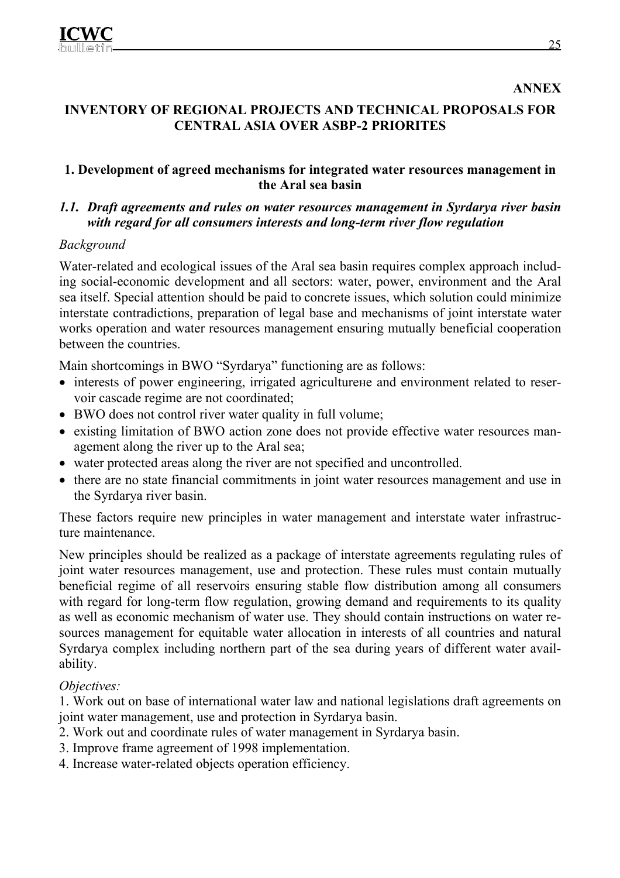**ANNEX**

# INVENTORY OF REGIONAL PROJECTS AND TECHNICAL PROPOSALS FOR CENTRAL ASIA OVER ASBP-2 PRIORITES

## 1. Development of agreed mechanisms for integrated water resources management in the Aral sea basin

### *1.1. Draft agreements and rules on water resources management in Syrdarya river basin with regard for all consumers interests and long-term river flow regulation*

*Background*

Water-related and ecological issues of the Aral sea basin requires complex approach including social-economic development and all sectors: water, power, environment and the Aral sea itself. Special attention should be paid to concrete issues, which solution could minimize interstate contradictions, preparation of legal base and mechanisms of joint interstate water works operation and water resources management ensuring mutually beneficial cooperation between the countries.

Main shortcomings in BWO "Syrdarya" functioning are as follows:

- interests of power engineering, irrigated agricultureне and environment related to reservoir cascade regime are not coordinated;
- BWO does not control river water quality in full volume;
- existing limitation of BWO action zone does not provide effective water resources management along the river up to the Aral sea;
- water protected areas along the river are not specified and uncontrolled.
- there are no state financial commitments in joint water resources management and use in the Syrdarya river basin.

These factors require new principles in water management and interstate water infrastructure maintenance.

New principles should be realized as a package of interstate agreements regulating rules of joint water resources management, use and protection. These rules must contain mutually beneficial regime of all reservoirs ensuring stable flow distribution among all consumers with regard for long-term flow regulation, growing demand and requirements to its quality as well as economic mechanism of water use. They should contain instructions on water resources management for equitable water allocation in interests of all countries and natural Syrdarya complex including northern part of the sea during years of different water availability.

*Objectives:*

1. Work out on base of international water law and national legislations draft agreements on joint water management, use and protection in Syrdarya basin.
2. Work out and coordinate rules of water management in Syrdarya basin.
3. Improve frame agreement of 1998 implementation.
4. Increase water-related objects operation efficiency.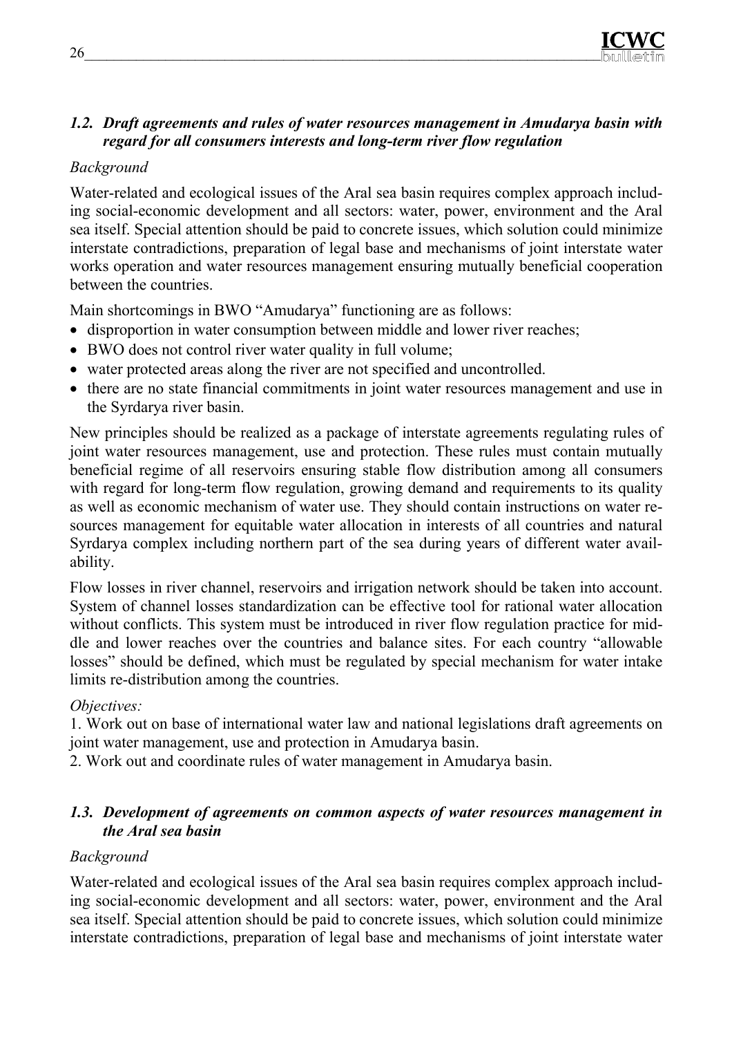### *1.2. Draft agreements and rules of water resources management in Amudarya basin with regard for all consumers interests and long-term river flow regulation*

*Background*

Water-related and ecological issues of the Aral sea basin requires complex approach including social-economic development and all sectors: water, power, environment and the Aral sea itself. Special attention should be paid to concrete issues, which solution could minimize interstate contradictions, preparation of legal base and mechanisms of joint interstate water works operation and water resources management ensuring mutually beneficial cooperation between the countries.

Main shortcomings in BWO "Amudarya" functioning are as follows:

- disproportion in water consumption between middle and lower river reaches;
- BWO does not control river water quality in full volume;
- water protected areas along the river are not specified and uncontrolled.
- there are no state financial commitments in joint water resources management and use in the Syrdarya river basin.

New principles should be realized as a package of interstate agreements regulating rules of joint water resources management, use and protection. These rules must contain mutually beneficial regime of all reservoirs ensuring stable flow distribution among all consumers with regard for long-term flow regulation, growing demand and requirements to its quality as well as economic mechanism of water use. They should contain instructions on water resources management for equitable water allocation in interests of all countries and natural Syrdarya complex including northern part of the sea during years of different water availability.

Flow losses in river channel, reservoirs and irrigation network should be taken into account. System of channel losses standardization can be effective tool for rational water allocation without conflicts. This system must be introduced in river flow regulation practice for middle and lower reaches over the countries and balance sites. For each country "allowable losses" should be defined, which must be regulated by special mechanism for water intake limits re-distribution among the countries.

*Objectives:*

1. Work out on base of international water law and national legislations draft agreements on joint water management, use and protection in Amudarya basin.
2. Work out and coordinate rules of water management in Amudarya basin.

### *1.3. Development of agreements on common aspects of water resources management in the Aral sea basin*

*Background*

Water-related and ecological issues of the Aral sea basin requires complex approach including social-economic development and all sectors: water, power, environment and the Aral sea itself. Special attention should be paid to concrete issues, which solution could minimize interstate contradictions, preparation of legal base and mechanisms of joint interstate water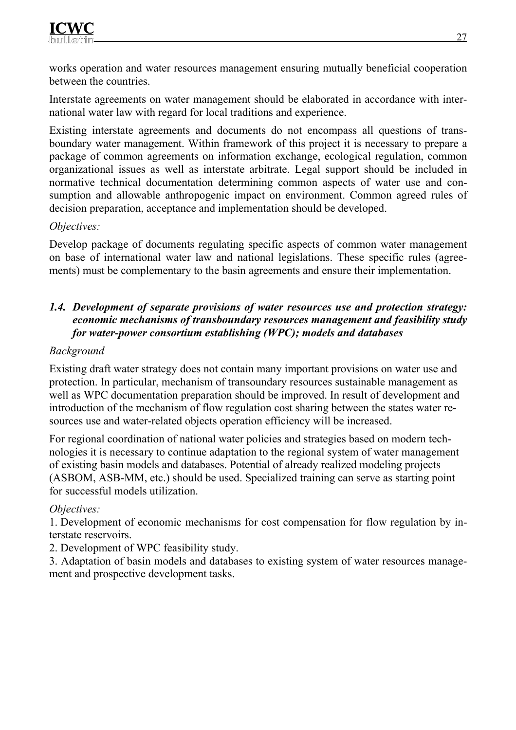works operation and water resources management ensuring mutually beneficial cooperation between the countries.

Interstate agreements on water management should be elaborated in accordance with international water law with regard for local traditions and experience.

Existing interstate agreements and documents do not encompass all questions of transboundary water management. Within framework of this project it is necessary to prepare a package of common agreements on information exchange, ecological regulation, common organizational issues as well as interstate arbitrate. Legal support should be included in normative technical documentation determining common aspects of water use and consumption and allowable anthropogenic impact on environment. Common agreed rules of decision preparation, acceptance and implementation should be developed.

*Objectives:*

Develop package of documents regulating specific aspects of common water management on base of international water law and national legislations. These specific rules (agreements) must be complementary to the basin agreements and ensure their implementation.

### *1.4. Development of separate provisions of water resources use and protection strategy: economic mechanisms of transboundary resources management and feasibility study for water-power consortium establishing (WPC); models and databases*

*Background*

Existing draft water strategy does not contain many important provisions on water use and protection. In particular, mechanism of transoundary resources sustainable management as well as WPC documentation preparation should be improved. In result of development and introduction of the mechanism of flow regulation cost sharing between the states water resources use and water-related objects operation efficiency will be increased.

For regional coordination of national water policies and strategies based on modern technologies it is necessary to continue adaptation to the regional system of water management of existing basin models and databases. Potential of already realized modeling projects (ASBOM, ASB-MM, etc.) should be used. Specialized training can serve as starting point for successful models utilization.

*Objectives:*

1. Development of economic mechanisms for cost compensation for flow regulation by interstate reservoirs.
2. Development of WPC feasibility study.
3. Adaptation of basin models and databases to existing system of water resources management and prospective development tasks.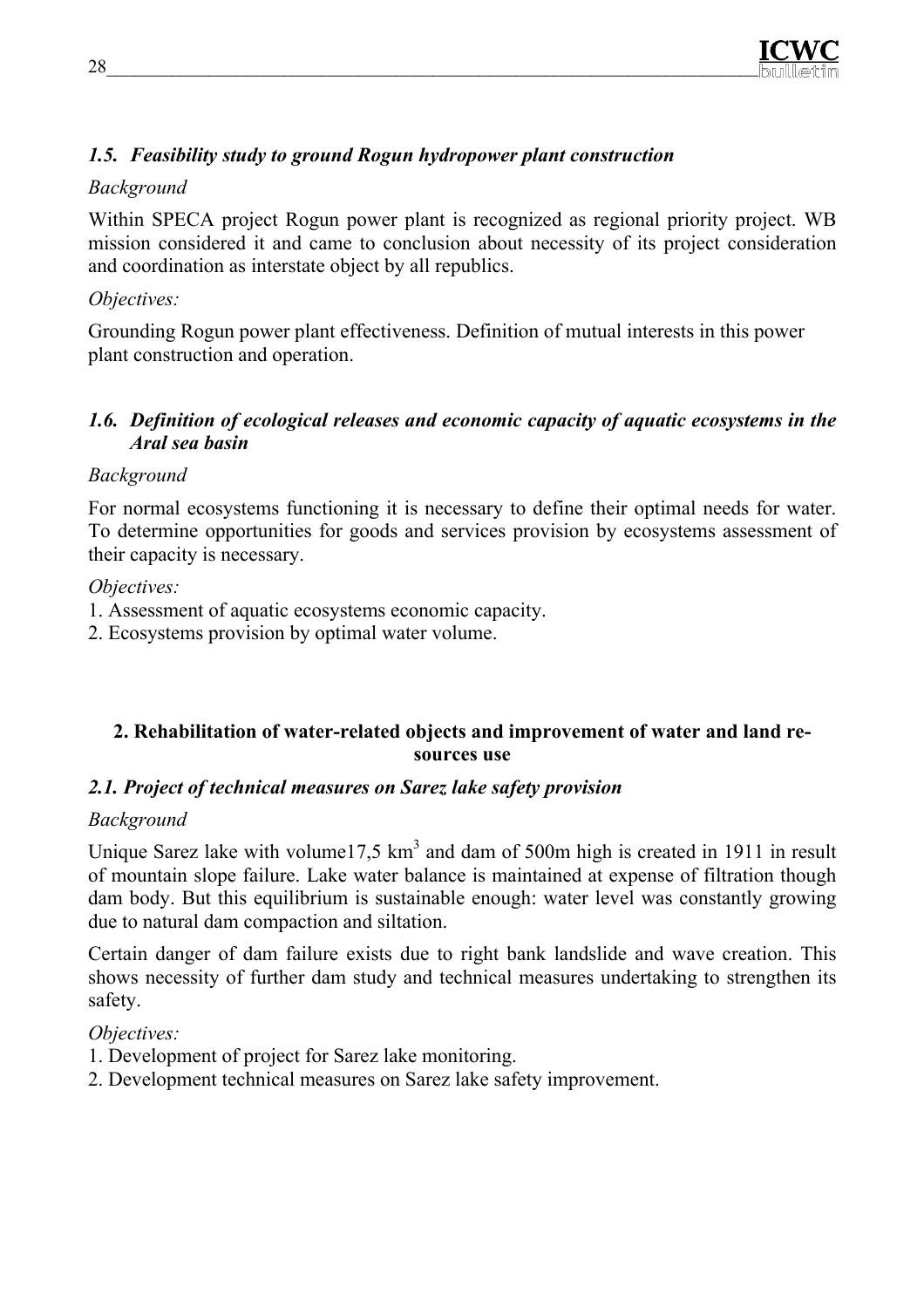### *1.5. Feasibility study to ground Rogun hydropower plant construction*

*Background*

Within SPECA project Rogun power plant is recognized as regional priority project. WB mission considered it and came to conclusion about necessity of its project consideration and coordination as interstate object by all republics.

*Objectives:*

Grounding Rogun power plant effectiveness. Definition of mutual interests in this power plant construction and operation.

### *1.6. Definition of ecological releases and economic capacity of aquatic ecosystems in the Aral sea basin*

*Background*

For normal ecosystems functioning it is necessary to define their optimal needs for water. To determine opportunities for goods and services provision by ecosystems assessment of their capacity is necessary.

*Objectives:*

1. Assessment of aquatic ecosystems economic capacity.
2. Ecosystems provision by optimal water volume.

## 2. Rehabilitation of water-related objects and improvement of water and land resources use

### *2.1. Project of technical measures on Sarez lake safety provision*

*Background*

Unique Sarez lake with volume17,5 $km^3$ and dam of 500m high is created in 1911 in result of mountain slope failure. Lake water balance is maintained at expense of filtration though dam body. But this equilibrium is sustainable enough: water level was constantly growing due to natural dam compaction and siltation.

Certain danger of dam failure exists due to right bank landslide and wave creation. This shows necessity of further dam study and technical measures undertaking to strengthen its safety.

*Objectives:*

1. Development of project for Sarez lake monitoring.
2. Development technical measures on Sarez lake safety improvement.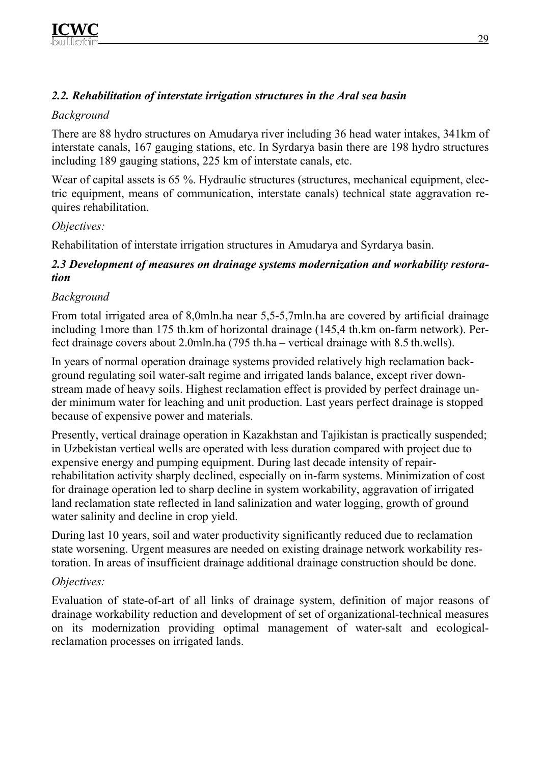### *2.2. Rehabilitation of interstate irrigation structures in the Aral sea basin*

*Background*

There are 88 hydro structures on Amudarya river including 36 head water intakes, 341km of interstate canals, 167 gauging stations, etc. In Syrdarya basin there are 198 hydro structures including 189 gauging stations, 225 km of interstate canals, etc.

Wear of capital assets is 65 %. Hydraulic structures (structures, mechanical equipment, electric equipment, means of communication, interstate canals) technical state aggravation requires rehabilitation.

*Objectives:*

Rehabilitation of interstate irrigation structures in Amudarya and Syrdarya basin.

### *2.3 Development of measures on drainage systems modernization and workability restoration*

*Background*

From total irrigated area of 8,0mln.ha near 5,5-5,7mln.ha are covered by artificial drainage including 1more than 175 th.km of horizontal drainage (145,4 th.km on-farm network). Perfect drainage covers about 2.0mln.ha (795 th.ha – vertical drainage with 8.5 th.wells).

In years of normal operation drainage systems provided relatively high reclamation background regulating soil water-salt regime and irrigated lands balance, except river downstream made of heavy soils. Highest reclamation effect is provided by perfect drainage under minimum water for leaching and unit production. Last years perfect drainage is stopped because of expensive power and materials.

Presently, vertical drainage operation in Kazakhstan and Tajikistan is practically suspended; in Uzbekistan vertical wells are operated with less duration compared with project due to expensive energy and pumping equipment. During last decade intensity of repair-rehabilitation activity sharply declined, especially on in-farm systems. Minimization of cost for drainage operation led to sharp decline in system workability, aggravation of irrigated land reclamation state reflected in land salinization and water logging, growth of ground water salinity and decline in crop yield.

During last 10 years, soil and water productivity significantly reduced due to reclamation state worsening. Urgent measures are needed on existing drainage network workability restoration. In areas of insufficient drainage additional drainage construction should be done.

*Objectives:*

Evaluation of state-of-art of all links of drainage system, definition of major reasons of drainage workability reduction and development of set of organizational-technical measures on its modernization providing optimal management of water-salt and ecological-reclamation processes on irrigated lands.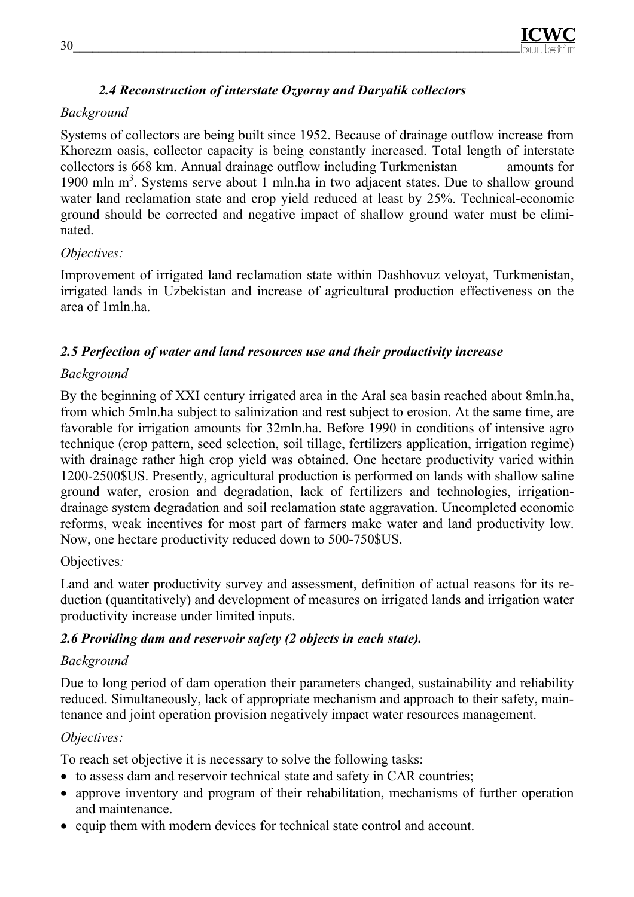### *2.4 Reconstruction of interstate Ozyorny and Daryalik collectors*

*Background*

Systems of collectors are being built since 1952. Because of drainage outflow increase from Khorezm oasis, collector capacity is being constantly increased. Total length of interstate collectors is 668 km. Annual drainage outflow including Turkmenistan amounts for 1900 mln m$^3$. Systems serve about 1 mln.ha in two adjacent states. Due to shallow ground water land reclamation state and crop yield reduced at least by 25%. Technical-economic ground should be corrected and negative impact of shallow ground water must be eliminated.

*Objectives:*

Improvement of irrigated land reclamation state within Dashhovuz veloyat, Turkmenistan, irrigated lands in Uzbekistan and increase of agricultural production effectiveness on the area of 1mln.ha.

### *2.5 Perfection of water and land resources use and their productivity increase*

*Background*

By the beginning of XXI century irrigated area in the Aral sea basin reached about 8mln.ha, from which 5mln.ha subject to salinization and rest subject to erosion. At the same time, are favorable for irrigation amounts for 32mln.ha. Before 1990 in conditions of intensive agro technique (crop pattern, seed selection, soil tillage, fertilizers application, irrigation regime) with drainage rather high crop yield was obtained. One hectare productivity varied within 1200-2500$US. Presently, agricultural production is performed on lands with shallow saline ground water, erosion and degradation, lack of fertilizers and technologies, irrigation-drainage system degradation and soil reclamation state aggravation. Uncompleted economic reforms, weak incentives for most part of farmers make water and land productivity low. Now, one hectare productivity reduced down to 500-750$US.

Objectives*:*

Land and water productivity survey and assessment, definition of actual reasons for its reduction (quantitatively) and development of measures on irrigated lands and irrigation water productivity increase under limited inputs.

### *2.6 Providing dam and reservoir safety (2 objects in each state).*

*Background*

Due to long period of dam operation their parameters changed, sustainability and reliability reduced. Simultaneously, lack of appropriate mechanism and approach to their safety, maintenance and joint operation provision negatively impact water resources management.

*Objectives:*

To reach set objective it is necessary to solve the following tasks:

- to assess dam and reservoir technical state and safety in CAR countries;
- approve inventory and program of their rehabilitation, mechanisms of further operation and maintenance.
- equip them with modern devices for technical state control and account.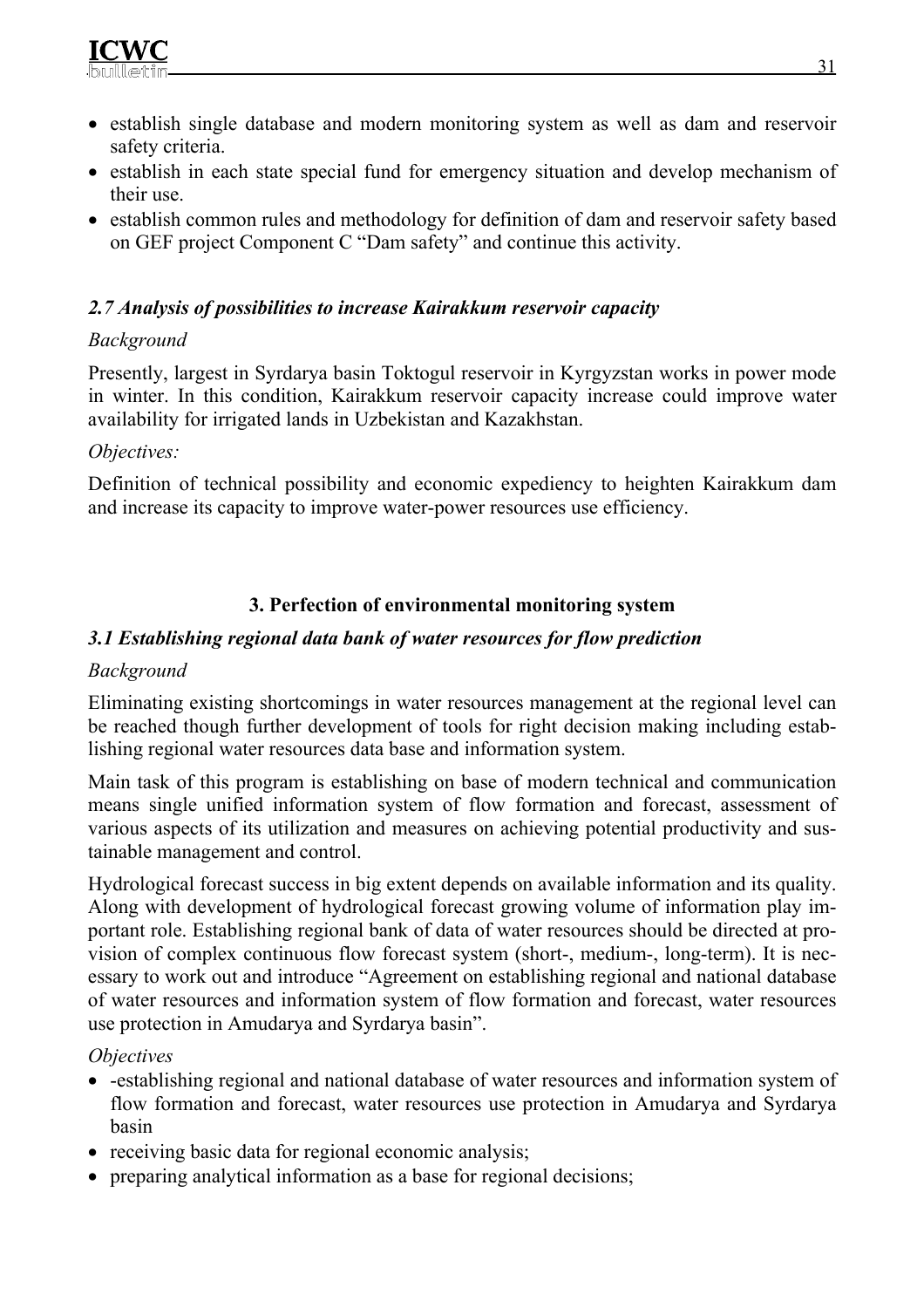- establish single database and modern monitoring system as well as dam and reservoir safety criteria.
- establish in each state special fund for emergency situation and develop mechanism of their use.
- establish common rules and methodology for definition of dam and reservoir safety based on GEF project Component C "Dam safety" and continue this activity.

### *2.7 Analysis of possibilities to increase Kairakkum reservoir capacity*

*Background*

Presently, largest in Syrdarya basin Toktogul reservoir in Kyrgyzstan works in power mode in winter. In this condition, Kairakkum reservoir capacity increase could improve water availability for irrigated lands in Uzbekistan and Kazakhstan.

*Objectives:*

Definition of technical possibility and economic expediency to heighten Kairakkum dam and increase its capacity to improve water-power resources use efficiency.

## 3. Perfection of environmental monitoring system

### *3.1 Establishing regional data bank of water resources for flow prediction*

*Background*

Eliminating existing shortcomings in water resources management at the regional level can be reached though further development of tools for right decision making including establishing regional water resources data base and information system.

Main task of this program is establishing on base of modern technical and communication means single unified information system of flow formation and forecast, assessment of various aspects of its utilization and measures on achieving potential productivity and sustainable management and control.

Hydrological forecast success in big extent depends on available information and its quality. Along with development of hydrological forecast growing volume of information play important role. Establishing regional bank of data of water resources should be directed at provision of complex continuous flow forecast system (short-, medium-, long-term). It is necessary to work out and introduce "Agreement on establishing regional and national database of water resources and information system of flow formation and forecast, water resources use protection in Amudarya and Syrdarya basin".

*Objectives*

- -establishing regional and national database of water resources and information system of flow formation and forecast, water resources use protection in Amudarya and Syrdarya basin
- receiving basic data for regional economic analysis;
- preparing analytical information as a base for regional decisions;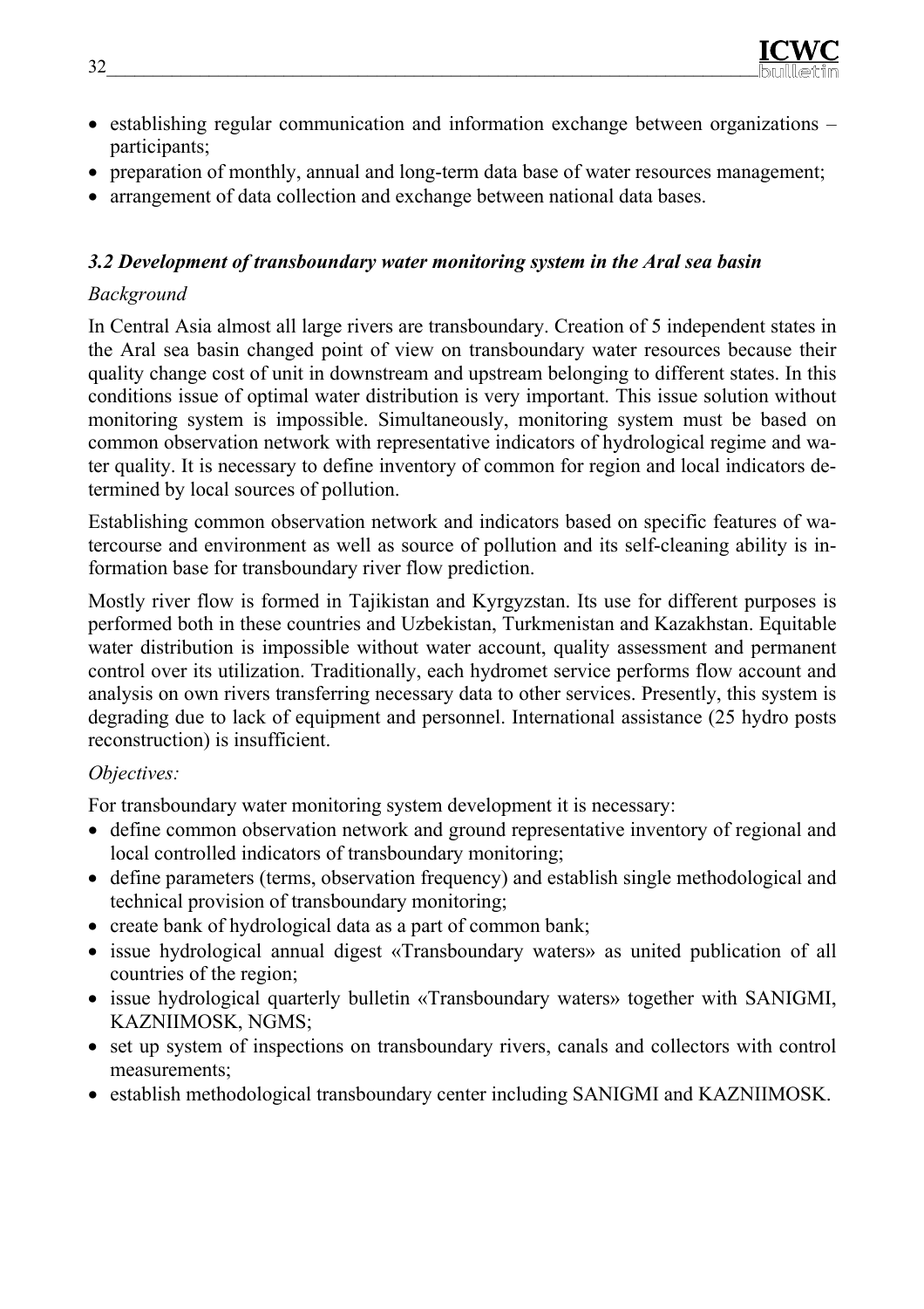- establishing regular communication and information exchange between organizations – participants;
- preparation of monthly, annual and long-term data base of water resources management;
- arrangement of data collection and exchange between national data bases.

### *3.2 Development of transboundary water monitoring system in the Aral sea basin*

*Background*

In Central Asia almost all large rivers are transboundary. Creation of 5 independent states in the Aral sea basin changed point of view on transboundary water resources because their quality change cost of unit in downstream and upstream belonging to different states. In this conditions issue of optimal water distribution is very important. This issue solution without monitoring system is impossible. Simultaneously, monitoring system must be based on common observation network with representative indicators of hydrological regime and water quality. It is necessary to define inventory of common for region and local indicators determined by local sources of pollution.

Establishing common observation network and indicators based on specific features of watercourse and environment as well as source of pollution and its self-cleaning ability is information base for transboundary river flow prediction.

Mostly river flow is formed in Tajikistan and Kyrgyzstan. Its use for different purposes is performed both in these countries and Uzbekistan, Turkmenistan and Kazakhstan. Equitable water distribution is impossible without water account, quality assessment and permanent control over its utilization. Traditionally, each hydromet service performs flow account and analysis on own rivers transferring necessary data to other services. Presently, this system is degrading due to lack of equipment and personnel. International assistance (25 hydro posts reconstruction) is insufficient.

*Objectives:*

For transboundary water monitoring system development it is necessary:

- define common observation network and ground representative inventory of regional and local controlled indicators of transboundary monitoring;
- define parameters (terms, observation frequency) and establish single methodological and technical provision of transboundary monitoring;
- create bank of hydrological data as a part of common bank;
- issue hydrological annual digest «Transboundary waters» as united publication of all countries of the region;
- issue hydrological quarterly bulletin «Transboundary waters» together with SANIGMI, KAZNIIMOSK, NGMS;
- set up system of inspections on transboundary rivers, canals and collectors with control measurements;
- establish methodological transboundary center including SANIGMI and KAZNIIMOSK.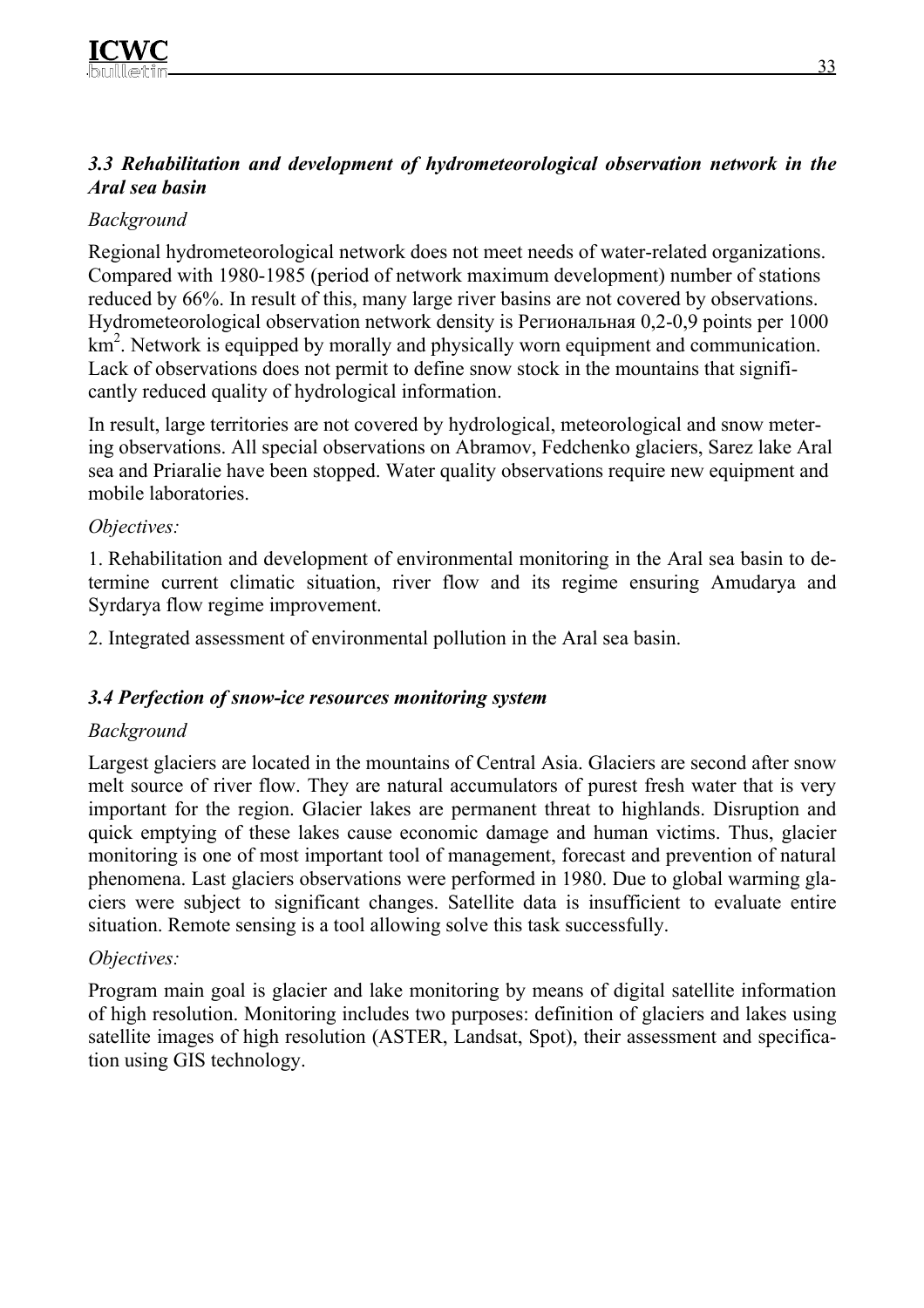### *3.3 Rehabilitation and development of hydrometeorological observation network in the Aral sea basin*

*Background*

Regional hydrometeorological network does not meet needs of water-related organizations. Compared with 1980-1985 (period of network maximum development) number of stations reduced by 66%. In result of this, many large river basins are not covered by observations. Hydrometeorological observation network density is Региональная 0,2-0,9 points per 1000 km$^2$. Network is equipped by morally and physically worn equipment and communication. Lack of observations does not permit to define snow stock in the mountains that significantly reduced quality of hydrological information.

In result, large territories are not covered by hydrological, meteorological and snow metering observations. All special observations on Abramov, Fedchenko glaciers, Sarez lake Aral sea and Priaralie have been stopped. Water quality observations require new equipment and mobile laboratories.

*Objectives:*

1. Rehabilitation and development of environmental monitoring in the Aral sea basin to determine current climatic situation, river flow and its regime ensuring Amudarya and Syrdarya flow regime improvement.

2. Integrated assessment of environmental pollution in the Aral sea basin.

### *3.4 Perfection of snow-ice resources monitoring system*

*Background*

Largest glaciers are located in the mountains of Central Asia. Glaciers are second after snow melt source of river flow. They are natural accumulators of purest fresh water that is very important for the region. Glacier lakes are permanent threat to highlands. Disruption and quick emptying of these lakes cause economic damage and human victims. Thus, glacier monitoring is one of most important tool of management, forecast and prevention of natural phenomena. Last glaciers observations were performed in 1980. Due to global warming glaciers were subject to significant changes. Satellite data is insufficient to evaluate entire situation. Remote sensing is a tool allowing solve this task successfully.

*Objectives:*

Program main goal is glacier and lake monitoring by means of digital satellite information of high resolution. Monitoring includes two purposes: definition of glaciers and lakes using satellite images of high resolution (ASTER, Landsat, Spot), their assessment and specification using GIS technology.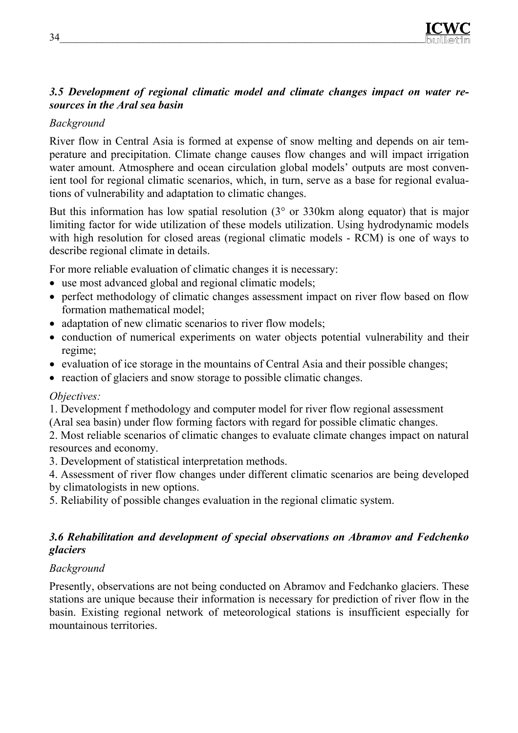### *3.5 Development of regional climatic model and climate changes impact on water resources in the Aral sea basin*

*Background*

River flow in Central Asia is formed at expense of snow melting and depends on air temperature and precipitation. Climate change causes flow changes and will impact irrigation water amount. Atmosphere and ocean circulation global models' outputs are most convenient tool for regional climatic scenarios, which, in turn, serve as a base for regional evaluations of vulnerability and adaptation to climatic changes.

But this information has low spatial resolution (3° or 330km along equator) that is major limiting factor for wide utilization of these models utilization. Using hydrodynamic models with high resolution for closed areas (regional climatic models - RCM) is one of ways to describe regional climate in details.

For more reliable evaluation of climatic changes it is necessary:

- use most advanced global and regional climatic models;
- perfect methodology of climatic changes assessment impact on river flow based on flow formation mathematical model;
- adaptation of new climatic scenarios to river flow models;
- conduction of numerical experiments on water objects potential vulnerability and their regime;
- evaluation of ice storage in the mountains of Central Asia and their possible changes;
- reaction of glaciers and snow storage to possible climatic changes.

*Objectives:*

1. Development f methodology and computer model for river flow regional assessment (Aral sea basin) under flow forming factors with regard for possible climatic changes.
2. Most reliable scenarios of climatic changes to evaluate climate changes impact on natural resources and economy.
3. Development of statistical interpretation methods.
4. Assessment of river flow changes under different climatic scenarios are being developed by climatologists in new options.
5. Reliability of possible changes evaluation in the regional climatic system.

### *3.6 Rehabilitation and development of special observations on Abramov and Fedchenko glaciers*

*Background*

Presently, observations are not being conducted on Abramov and Fedchanko glaciers. These stations are unique because their information is necessary for prediction of river flow in the basin. Existing regional network of meteorological stations is insufficient especially for mountainous territories.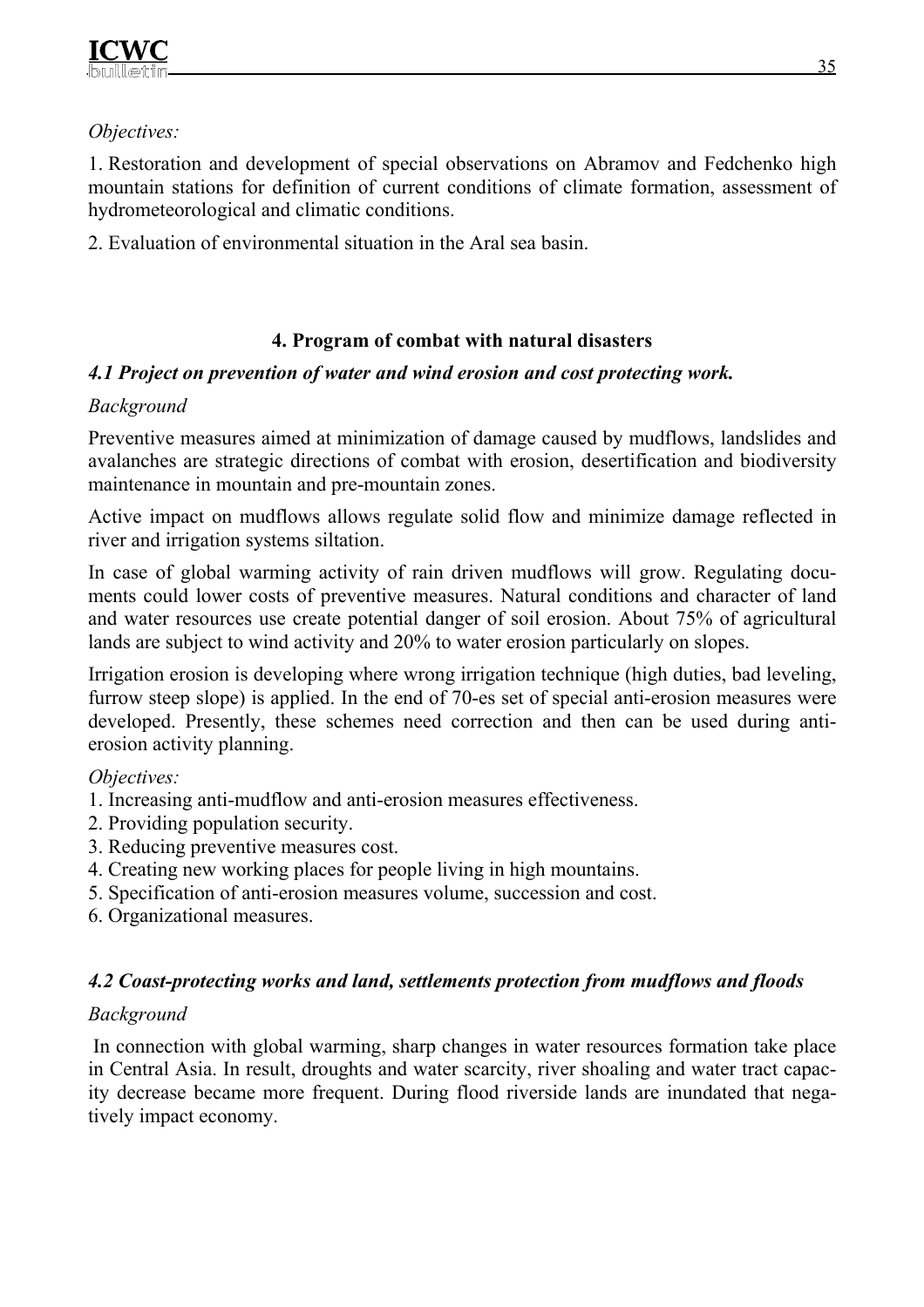*Objectives:*

1. Restoration and development of special observations on Abramov and Fedchenko high mountain stations for definition of current conditions of climate formation, assessment of hydrometeorological and climatic conditions.

2. Evaluation of environmental situation in the Aral sea basin.

#### 4. Program of combat with natural disasters

##### *4.1 Project on prevention of water and wind erosion and cost protecting work.*

*Background*

Preventive measures aimed at minimization of damage caused by mudflows, landslides and avalanches are strategic directions of combat with erosion, desertification and biodiversity maintenance in mountain and pre-mountain zones.

Active impact on mudflows allows regulate solid flow and minimize damage reflected in river and irrigation systems siltation.

In case of global warming activity of rain driven mudflows will grow. Regulating documents could lower costs of preventive measures. Natural conditions and character of land and water resources use create potential danger of soil erosion. About 75% of agricultural lands are subject to wind activity and 20% to water erosion particularly on slopes.

Irrigation erosion is developing where wrong irrigation technique (high duties, bad leveling, furrow steep slope) is applied. In the end of 70-es set of special anti-erosion measures were developed. Presently, these schemes need correction and then can be used during anti-erosion activity planning.

*Objectives:*

1. Increasing anti-mudflow and anti-erosion measures effectiveness.
2. Providing population security.
3. Reducing preventive measures cost.
4. Creating new working places for people living in high mountains.
5. Specification of anti-erosion measures volume, succession and cost.
6. Organizational measures.

##### *4.2 Coast-protecting works and land, settlements protection from mudflows and floods*

*Background*

In connection with global warming, sharp changes in water resources formation take place in Central Asia. In result, droughts and water scarcity, river shoaling and water tract capacity decrease became more frequent. During flood riverside lands are inundated that negatively impact economy.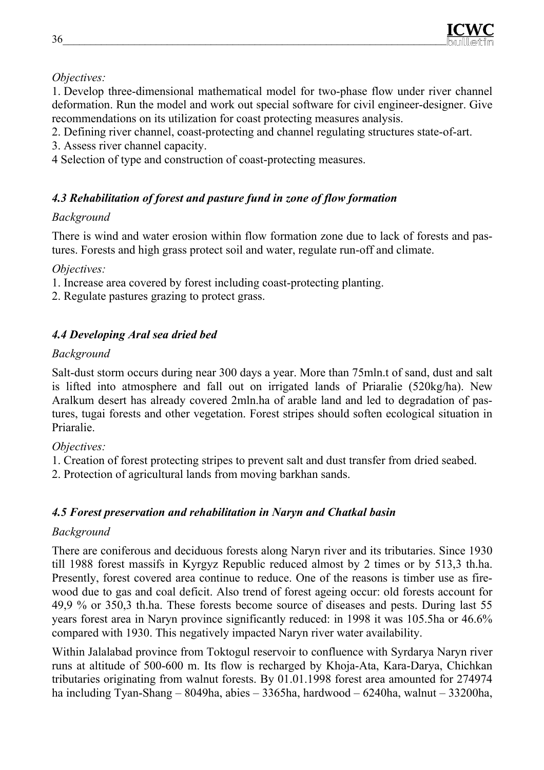*Objectives:*

1. Develop three-dimensional mathematical model for two-phase flow under river channel deformation. Run the model and work out special software for civil engineer-designer. Give recommendations on its utilization for coast protecting measures analysis.
2. Defining river channel, coast-protecting and channel regulating structures state-of-art.
3. Assess river channel capacity.
4 Selection of type and construction of coast-protecting measures.

### *4.3 Rehabilitation of forest and pasture fund in zone of flow formation*

*Background*

There is wind and water erosion within flow formation zone due to lack of forests and pastures. Forests and high grass protect soil and water, regulate run-off and climate.

*Objectives:*

1. Increase area covered by forest including coast-protecting planting.
2. Regulate pastures grazing to protect grass.

### *4.4 Developing Aral sea dried bed*

*Background*

Salt-dust storm occurs during near 300 days a year. More than 75mln.t of sand, dust and salt is lifted into atmosphere and fall out on irrigated lands of Priaralie (520kg/ha). New Aralkum desert has already covered 2mln.ha of arable land and led to degradation of pastures, tugai forests and other vegetation. Forest stripes should soften ecological situation in Priaralie.

*Objectives:*

1. Creation of forest protecting stripes to prevent salt and dust transfer from dried seabed.
2. Protection of agricultural lands from moving barkhan sands.

### *4.5 Forest preservation and rehabilitation in Naryn and Chatkal basin*

*Background*

There are coniferous and deciduous forests along Naryn river and its tributaries. Since 1930 till 1988 forest massifs in Kyrgyz Republic reduced almost by 2 times or by 513,3 th.ha. Presently, forest covered area continue to reduce. One of the reasons is timber use as firewood due to gas and coal deficit. Also trend of forest ageing occur: old forests account for 49,9 % or 350,3 th.ha. These forests become source of diseases and pests. During last 55 years forest area in Naryn province significantly reduced: in 1998 it was 105.5ha or 46.6% compared with 1930. This negatively impacted Naryn river water availability.

Within Jalalabad province from Toktogul reservoir to confluence with Syrdarya Naryn river runs at altitude of 500-600 m. Its flow is recharged by Khoja-Ata, Kara-Darya, Chichkan tributaries originating from walnut forests. By 01.01.1998 forest area amounted for 274974 ha including Tyan-Shang – 8049ha, abies – 3365ha, hardwood – 6240ha, walnut – 33200ha,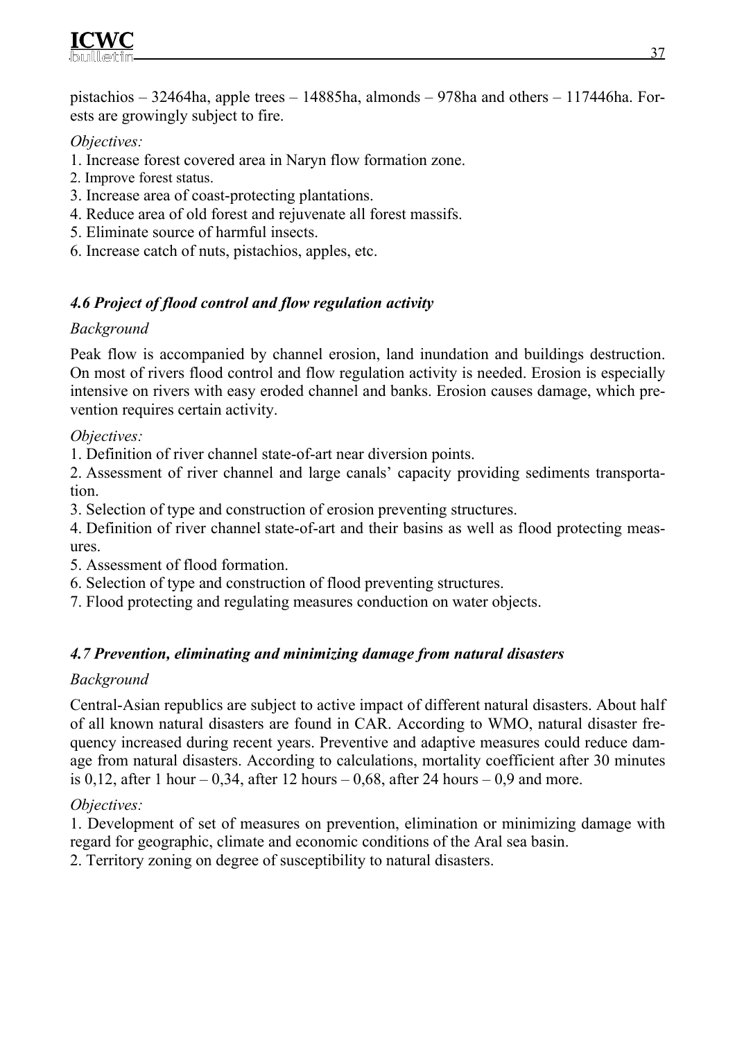pistachios – 32464ha, apple trees – 14885ha, almonds – 978ha and others – 117446ha. Forests are growingly subject to fire.

*Objectives:*

1. Increase forest covered area in Naryn flow formation zone.
2. Improve forest status.
3. Increase area of coast-protecting plantations.
4. Reduce area of old forest and rejuvenate all forest massifs.
5. Eliminate source of harmful insects.
6. Increase catch of nuts, pistachios, apples, etc.

### *4.6 Project of flood control and flow regulation activity*

*Background*

Peak flow is accompanied by channel erosion, land inundation and buildings destruction. On most of rivers flood control and flow regulation activity is needed. Erosion is especially intensive on rivers with easy eroded channel and banks. Erosion causes damage, which prevention requires certain activity.

*Objectives:*

1. Definition of river channel state-of-art near diversion points.
2. Assessment of river channel and large canals' capacity providing sediments transportation.
3. Selection of type and construction of erosion preventing structures.
4. Definition of river channel state-of-art and their basins as well as flood protecting measures.
5. Assessment of flood formation.
6. Selection of type and construction of flood preventing structures.
7. Flood protecting and regulating measures conduction on water objects.

### *4.7 Prevention, eliminating and minimizing damage from natural disasters*

*Background*

Central-Asian republics are subject to active impact of different natural disasters. About half of all known natural disasters are found in CAR. According to WMO, natural disaster frequency increased during recent years. Preventive and adaptive measures could reduce damage from natural disasters. According to calculations, mortality coefficient after 30 minutes is 0,12, after 1 hour – 0,34, after 12 hours – 0,68, after 24 hours – 0,9 and more.

*Objectives:*

1. Development of set of measures on prevention, elimination or minimizing damage with regard for geographic, climate and economic conditions of the Aral sea basin.
2. Territory zoning on degree of susceptibility to natural disasters.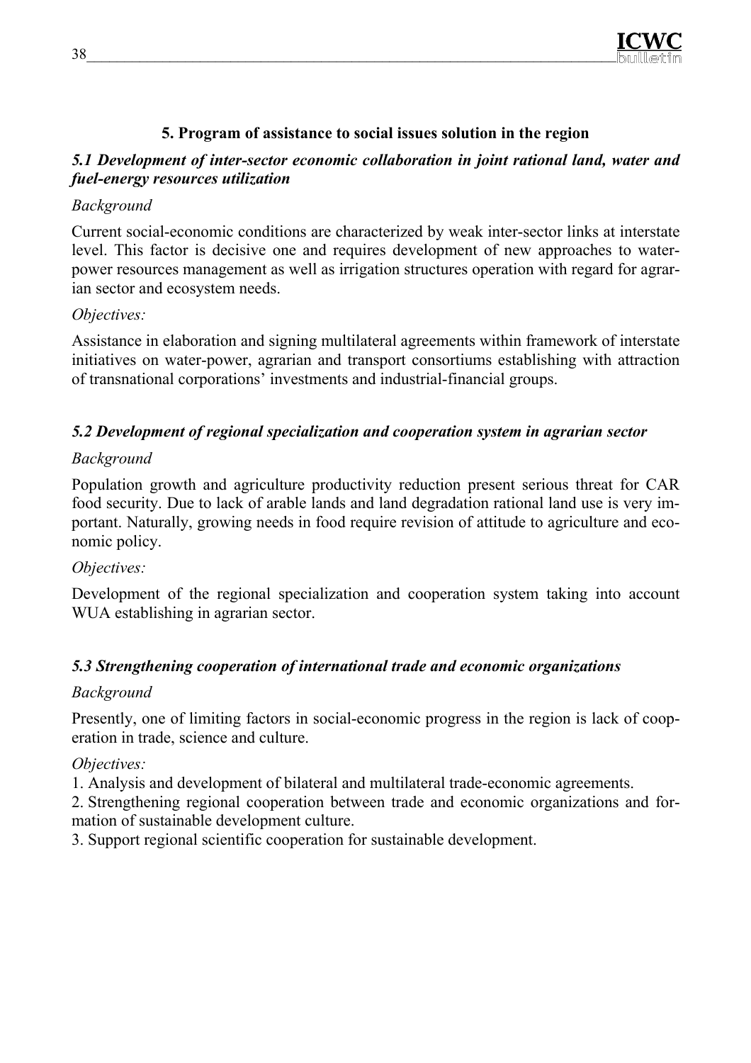## 5. Program of assistance to social issues solution in the region

### *5.1 Development of inter-sector economic collaboration in joint rational land, water and fuel-energy resources utilization*

*Background*

Current social-economic conditions are characterized by weak inter-sector links at interstate level. This factor is decisive one and requires development of new approaches to water-power resources management as well as irrigation structures operation with regard for agrarian sector and ecosystem needs.

*Objectives:*

Assistance in elaboration and signing multilateral agreements within framework of interstate initiatives on water-power, agrarian and transport consortiums establishing with attraction of transnational corporations' investments and industrial-financial groups.

### *5.2 Development of regional specialization and cooperation system in agrarian sector*

*Background*

Population growth and agriculture productivity reduction present serious threat for CAR food security. Due to lack of arable lands and land degradation rational land use is very important. Naturally, growing needs in food require revision of attitude to agriculture and economic policy.

*Objectives:*

Development of the regional specialization and cooperation system taking into account WUA establishing in agrarian sector.

### *5.3 Strengthening cooperation of international trade and economic organizations*

*Background*

Presently, one of limiting factors in social-economic progress in the region is lack of cooperation in trade, science and culture.

*Objectives:*

1. Analysis and development of bilateral and multilateral trade-economic agreements.
2. Strengthening regional cooperation between trade and economic organizations and formation of sustainable development culture.
3. Support regional scientific cooperation for sustainable development.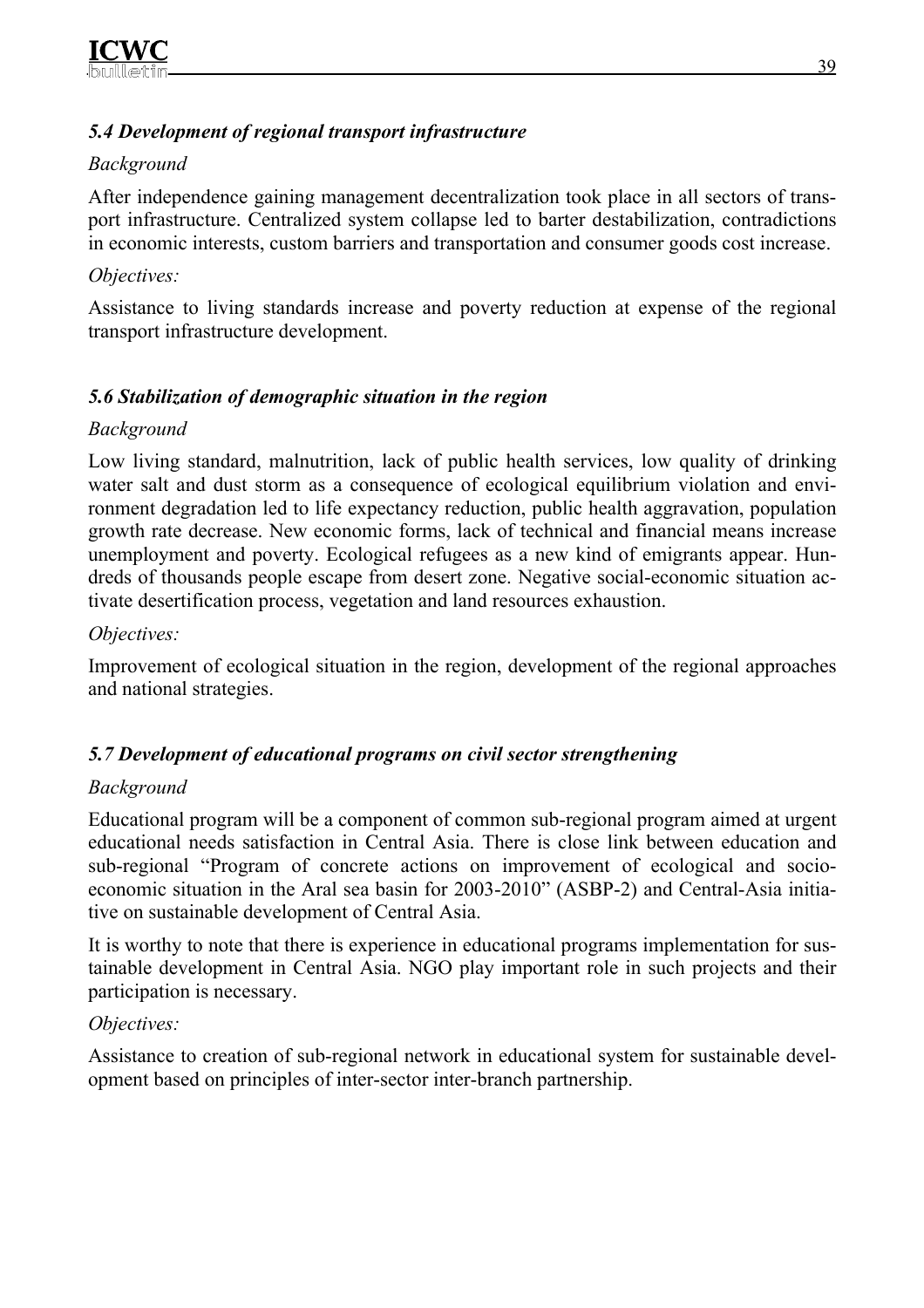### *5.4 Development of regional transport infrastructure*

*Background*

After independence gaining management decentralization took place in all sectors of transport infrastructure. Centralized system collapse led to barter destabilization, contradictions in economic interests, custom barriers and transportation and consumer goods cost increase.

*Objectives:*

Assistance to living standards increase and poverty reduction at expense of the regional transport infrastructure development.

### *5.6 Stabilization of demographic situation in the region*

*Background*

Low living standard, malnutrition, lack of public health services, low quality of drinking water salt and dust storm as a consequence of ecological equilibrium violation and environment degradation led to life expectancy reduction, public health aggravation, population growth rate decrease. New economic forms, lack of technical and financial means increase unemployment and poverty. Ecological refugees as a new kind of emigrants appear. Hundreds of thousands people escape from desert zone. Negative social-economic situation activate desertification process, vegetation and land resources exhaustion.

*Objectives:*

Improvement of ecological situation in the region, development of the regional approaches and national strategies.

### *5.7 Development of educational programs on civil sector strengthening*

*Background*

Educational program will be a component of common sub-regional program aimed at urgent educational needs satisfaction in Central Asia. There is close link between education and sub-regional "Program of concrete actions on improvement of ecological and socio-economic situation in the Aral sea basin for 2003-2010" (ASBP-2) and Central-Asia initiative on sustainable development of Central Asia.

It is worthy to note that there is experience in educational programs implementation for sustainable development in Central Asia. NGO play important role in such projects and their participation is necessary.

*Objectives:*

Assistance to creation of sub-regional network in educational system for sustainable development based on principles of inter-sector inter-branch partnership.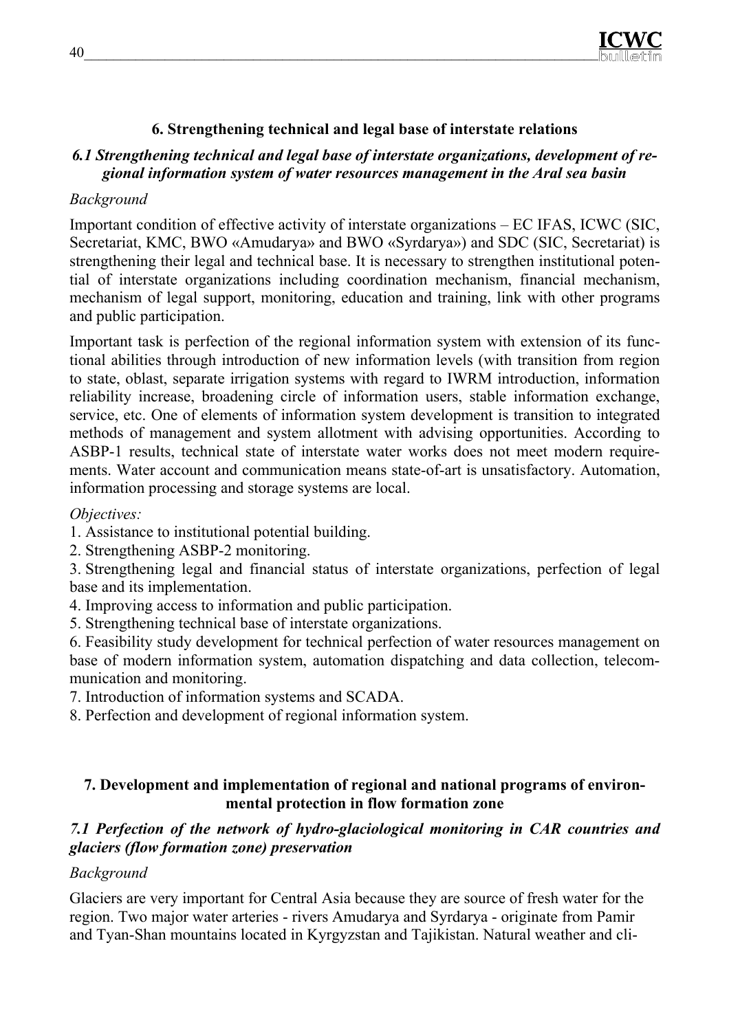## 6. Strengthening technical and legal base of interstate relations

### *6.1 Strengthening technical and legal base of interstate organizations, development of regional information system of water resources management in the Aral sea basin*

*Background*

Important condition of effective activity of interstate organizations – EC IFAS, ICWC (SIC, Secretariat, KMC, BWO «Amudarya» and BWO «Syrdarya») and SDC (SIC, Secretariat) is strengthening their legal and technical base. It is necessary to strengthen institutional potential of interstate organizations including coordination mechanism, financial mechanism, mechanism of legal support, monitoring, education and training, link with other programs and public participation.

Important task is perfection of the regional information system with extension of its functional abilities through introduction of new information levels (with transition from region to state, oblast, separate irrigation systems with regard to IWRM introduction, information reliability increase, broadening circle of information users, stable information exchange, service, etc. One of elements of information system development is transition to integrated methods of management and system allotment with advising opportunities. According to ASBP-1 results, technical state of interstate water works does not meet modern requirements. Water account and communication means state-of-art is unsatisfactory. Automation, information processing and storage systems are local.

*Objectives:*

1. Assistance to institutional potential building.
2. Strengthening ASBP-2 monitoring.
3. Strengthening legal and financial status of interstate organizations, perfection of legal base and its implementation.
4. Improving access to information and public participation.
5. Strengthening technical base of interstate organizations.
6. Feasibility study development for technical perfection of water resources management on base of modern information system, automation dispatching and data collection, telecommunication and monitoring.
7. Introduction of information systems and SCADA.
8. Perfection and development of regional information system.

## 7. Development and implementation of regional and national programs of environmental protection in flow formation zone

### *7.1 Perfection of the network of hydro-glaciological monitoring in CAR countries and glaciers (flow formation zone) preservation*

*Background*

Glaciers are very important for Central Asia because they are source of fresh water for the region. Two major water arteries - rivers Amudarya and Syrdarya - originate from Pamir and Tyan-Shan mountains located in Kyrgyzstan and Tajikistan. Natural weather and cli-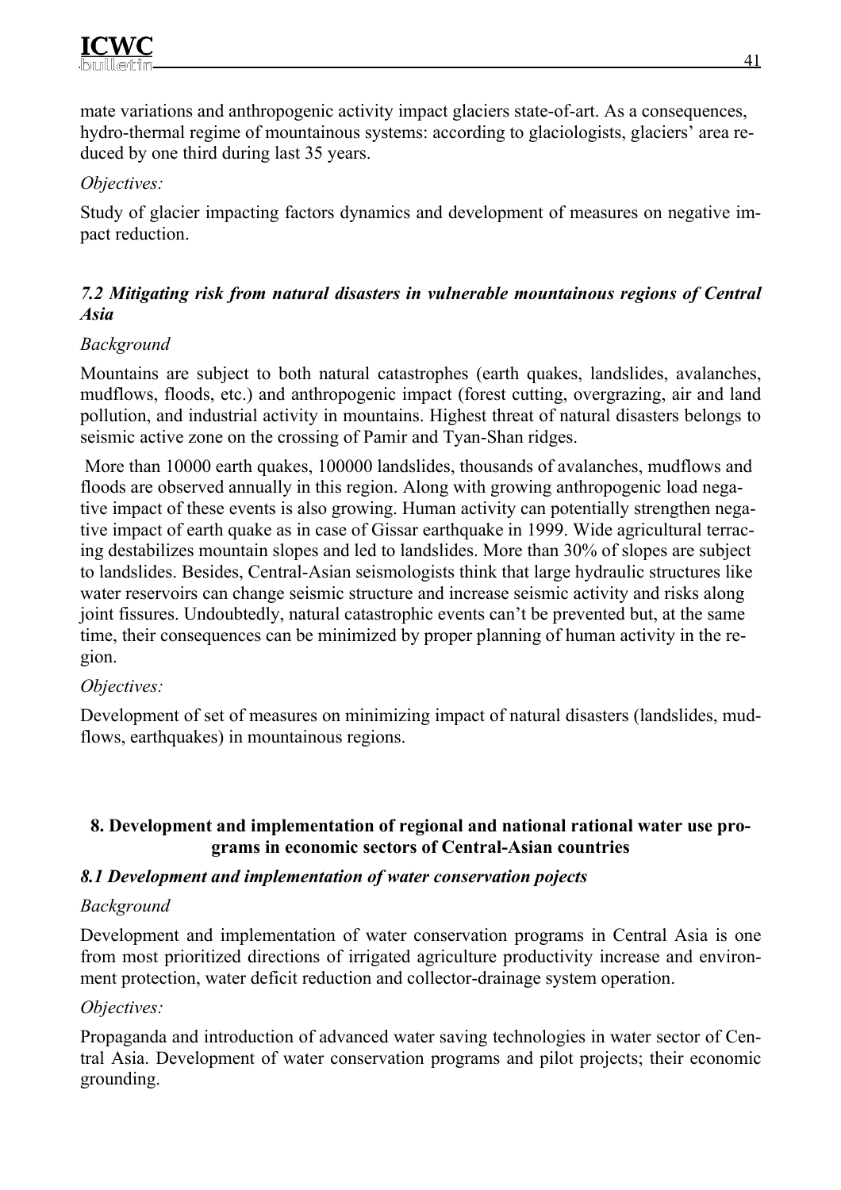mate variations and anthropogenic activity impact glaciers state-of-art. As a consequences, hydro-thermal regime of mountainous systems: according to glaciologists, glaciers' area reduced by one third during last 35 years.

*Objectives:*

Study of glacier impacting factors dynamics and development of measures on negative impact reduction.

### *7.2 Mitigating risk from natural disasters in vulnerable mountainous regions of Central Asia*

*Background*

Mountains are subject to both natural catastrophes (earth quakes, landslides, avalanches, mudflows, floods, etc.) and anthropogenic impact (forest cutting, overgrazing, air and land pollution, and industrial activity in mountains. Highest threat of natural disasters belongs to seismic active zone on the crossing of Pamir and Tyan-Shan ridges.

More than 10000 earth quakes, 100000 landslides, thousands of avalanches, mudflows and floods are observed annually in this region. Along with growing anthropogenic load negative impact of these events is also growing. Human activity can potentially strengthen negative impact of earth quake as in case of Gissar earthquake in 1999. Wide agricultural terracing destabilizes mountain slopes and led to landslides. More than 30% of slopes are subject to landslides. Besides, Central-Asian seismologists think that large hydraulic structures like water reservoirs can change seismic structure and increase seismic activity and risks along joint fissures. Undoubtedly, natural catastrophic events can't be prevented but, at the same time, their consequences can be minimized by proper planning of human activity in the region.

*Objectives:*

Development of set of measures on minimizing impact of natural disasters (landslides, mudflows, earthquakes) in mountainous regions.

## 8. Development and implementation of regional and national rational water use programs in economic sectors of Central-Asian countries

### *8.1 Development and implementation of water conservation pojects*

*Background*

Development and implementation of water conservation programs in Central Asia is one from most prioritized directions of irrigated agriculture productivity increase and environment protection, water deficit reduction and collector-drainage system operation.

*Objectives:*

Propaganda and introduction of advanced water saving technologies in water sector of Central Asia. Development of water conservation programs and pilot projects; their economic grounding.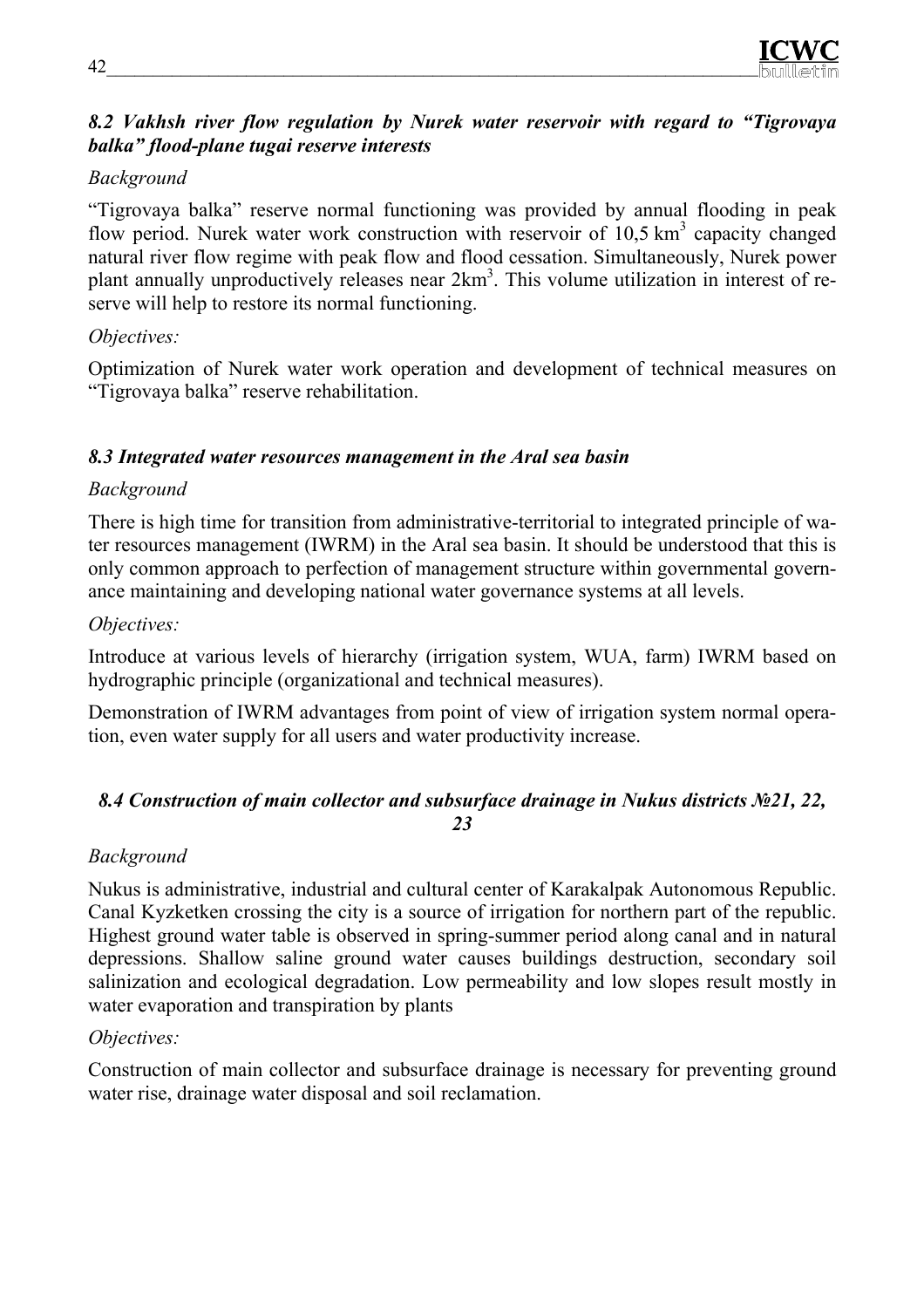### *8.2 Vakhsh river flow regulation by Nurek water reservoir with regard to "Tigrovaya balka" flood-plane tugai reserve interests*

*Background*

"Tigrovaya balka" reserve normal functioning was provided by annual flooding in peak flow period. Nurek water work construction with reservoir of 10,5 $km^3$ capacity changed natural river flow regime with peak flow and flood cessation. Simultaneously, Nurek power plant annually unproductively releases near 2$km^3$. This volume utilization in interest of reserve will help to restore its normal functioning.

*Objectives:*

Optimization of Nurek water work operation and development of technical measures on "Tigrovaya balka" reserve rehabilitation.

### *8.3 Integrated water resources management in the Aral sea basin*

*Background*

There is high time for transition from administrative-territorial to integrated principle of water resources management (IWRM) in the Aral sea basin. It should be understood that this is only common approach to perfection of management structure within governmental governance maintaining and developing national water governance systems at all levels.

*Objectives:*

Introduce at various levels of hierarchy (irrigation system, WUA, farm) IWRM based on hydrographic principle (organizational and technical measures).

Demonstration of IWRM advantages from point of view of irrigation system normal operation, even water supply for all users and water productivity increase.

### *8.4 Construction of main collector and subsurface drainage in Nukus districts №21, 22, 23*

*Background*

Nukus is administrative, industrial and cultural center of Karakalpak Autonomous Republic. Canal Kyzketken crossing the city is a source of irrigation for northern part of the republic. Highest ground water table is observed in spring-summer period along canal and in natural depressions. Shallow saline ground water causes buildings destruction, secondary soil salinization and ecological degradation. Low permeability and low slopes result mostly in water evaporation and transpiration by plants

*Objectives:*

Construction of main collector and subsurface drainage is necessary for preventing ground water rise, drainage water disposal and soil reclamation.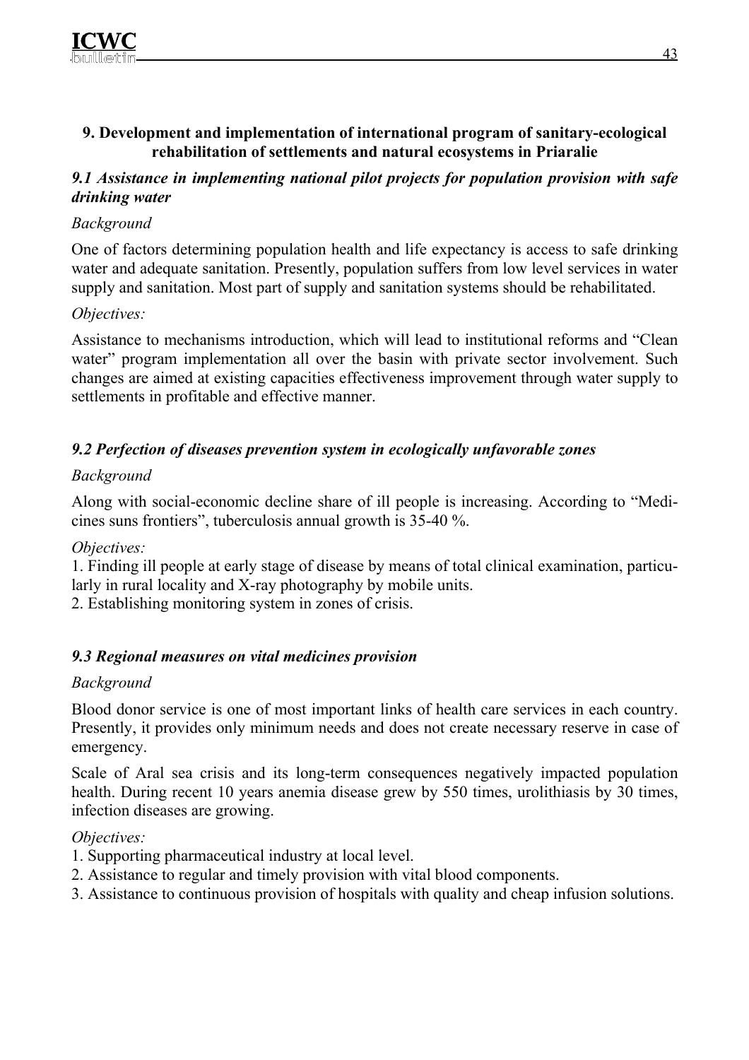## 9. Development and implementation of international program of sanitary-ecological rehabilitation of settlements and natural ecosystems in Priaralie

### *9.1 Assistance in implementing national pilot projects for population provision with safe drinking water*

*Background*

One of factors determining population health and life expectancy is access to safe drinking water and adequate sanitation. Presently, population suffers from low level services in water supply and sanitation. Most part of supply and sanitation systems should be rehabilitated.

*Objectives:*

Assistance to mechanisms introduction, which will lead to institutional reforms and "Clean water" program implementation all over the basin with private sector involvement. Such changes are aimed at existing capacities effectiveness improvement through water supply to settlements in profitable and effective manner.

### *9.2 Perfection of diseases prevention system in ecologically unfavorable zones*

*Background*

Along with social-economic decline share of ill people is increasing. According to "Medicines suns frontiers", tuberculosis annual growth is 35-40 %.

*Objectives:*

1. Finding ill people at early stage of disease by means of total clinical examination, particularly in rural locality and X-ray photography by mobile units.
2. Establishing monitoring system in zones of crisis.

### *9.3 Regional measures on vital medicines provision*

*Background*

Blood donor service is one of most important links of health care services in each country. Presently, it provides only minimum needs and does not create necessary reserve in case of emergency.

Scale of Aral sea crisis and its long-term consequences negatively impacted population health. During recent 10 years anemia disease grew by 550 times, urolithiasis by 30 times, infection diseases are growing.

*Objectives:*

1. Supporting pharmaceutical industry at local level.
2. Assistance to regular and timely provision with vital blood components.
3. Assistance to continuous provision of hospitals with quality and cheap infusion solutions.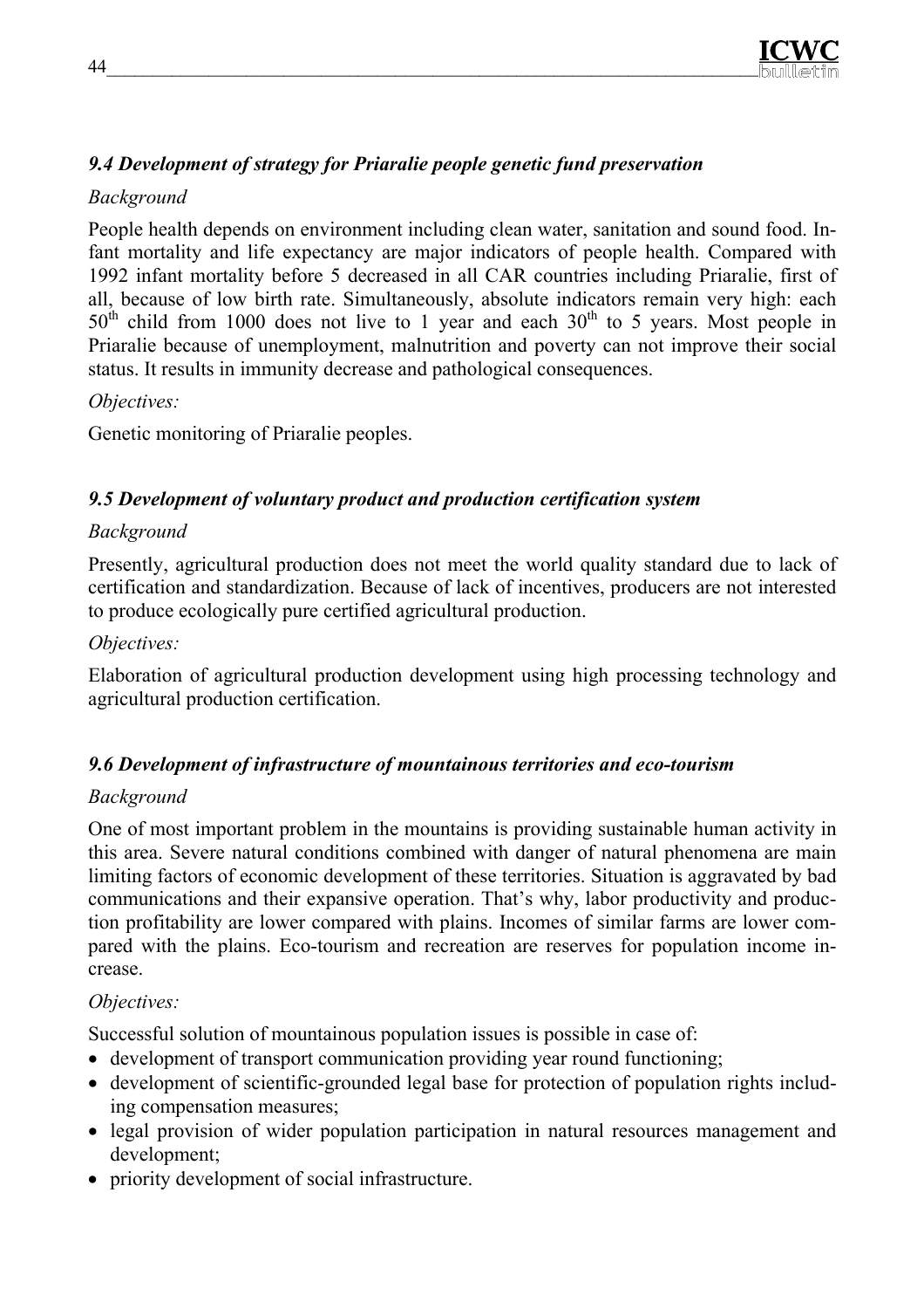### *9.4 Development of strategy for Priaralie people genetic fund preservation*

*Background*

People health depends on environment including clean water, sanitation and sound food. Infant mortality and life expectancy are major indicators of people health. Compared with 1992 infant mortality before 5 decreased in all CAR countries including Priaralie, first of all, because of low birth rate. Simultaneously, absolute indicators remain very high: each $50^{th}$ child from 1000 does not live to 1 year and each $30^{th}$ to 5 years. Most people in Priaralie because of unemployment, malnutrition and poverty can not improve their social status. It results in immunity decrease and pathological consequences.

*Objectives:*

Genetic monitoring of Priaralie peoples.

### *9.5 Development of voluntary product and production certification system*

*Background*

Presently, agricultural production does not meet the world quality standard due to lack of certification and standardization. Because of lack of incentives, producers are not interested to produce ecologically pure certified agricultural production.

*Objectives:*

Elaboration of agricultural production development using high processing technology and agricultural production certification.

### *9.6 Development of infrastructure of mountainous territories and eco-tourism*

*Background*

One of most important problem in the mountains is providing sustainable human activity in this area. Severe natural conditions combined with danger of natural phenomena are main limiting factors of economic development of these territories. Situation is aggravated by bad communications and their expansive operation. That's why, labor productivity and production profitability are lower compared with plains. Incomes of similar farms are lower compared with the plains. Eco-tourism and recreation are reserves for population income increase.

*Objectives:*

Successful solution of mountainous population issues is possible in case of:

- development of transport communication providing year round functioning;
- development of scientific-grounded legal base for protection of population rights including compensation measures;
- legal provision of wider population participation in natural resources management and development;
- priority development of social infrastructure.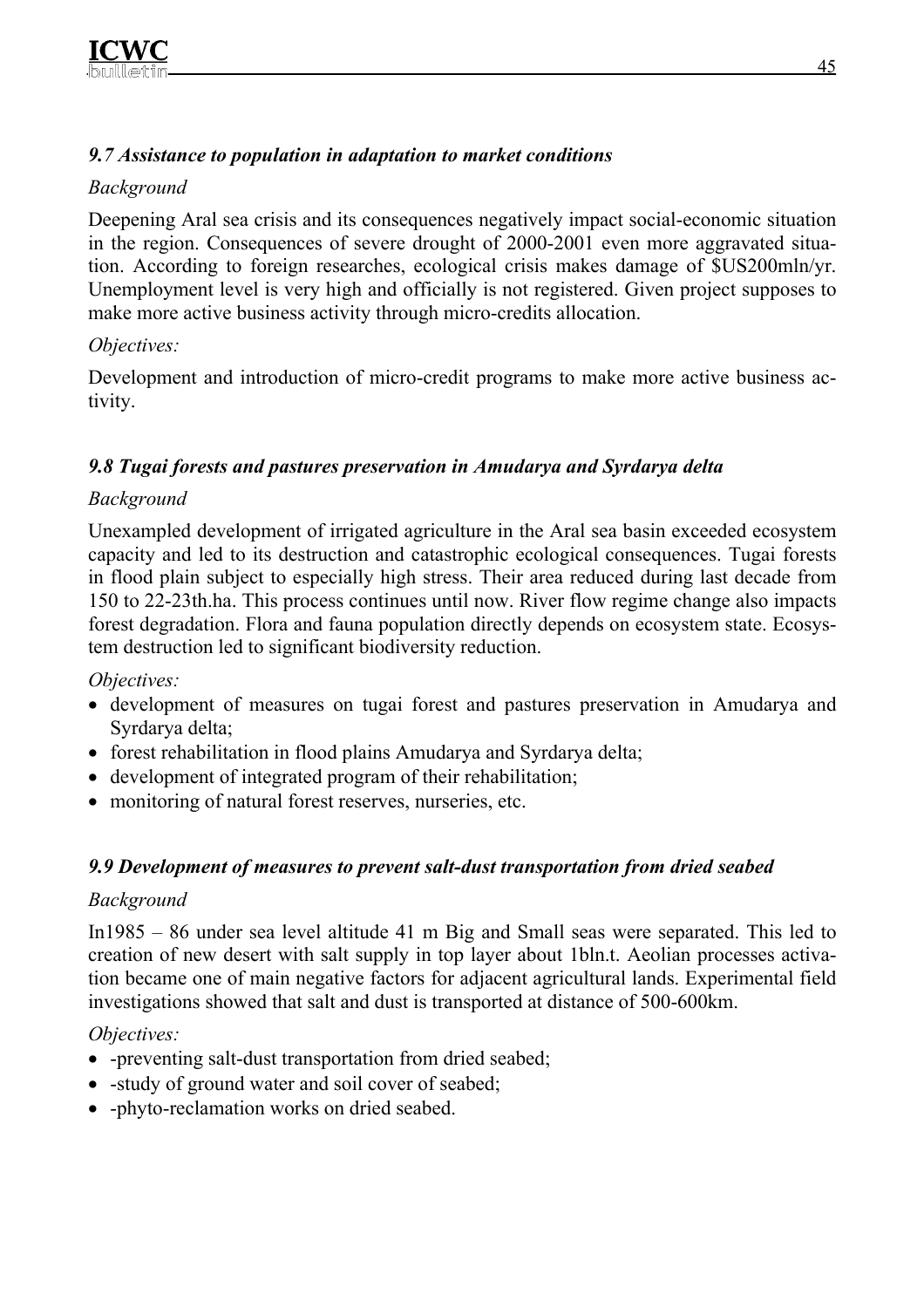### *9.7 Assistance to population in adaptation to market conditions*

*Background*

Deepening Aral sea crisis and its consequences negatively impact social-economic situation in the region. Consequences of severe drought of 2000-2001 even more aggravated situation. According to foreign researches, ecological crisis makes damage of $US200mln/yr. Unemployment level is very high and officially is not registered. Given project supposes to make more active business activity through micro-credits allocation.

*Objectives:*

Development and introduction of micro-credit programs to make more active business activity.

### *9.8 Tugai forests and pastures preservation in Amudarya and Syrdarya delta*

*Background*

Unexampled development of irrigated agriculture in the Aral sea basin exceeded ecosystem capacity and led to its destruction and catastrophic ecological consequences. Tugai forests in flood plain subject to especially high stress. Their area reduced during last decade from 150 to 22-23th.ha. This process continues until now. River flow regime change also impacts forest degradation. Flora and fauna population directly depends on ecosystem state. Ecosystem destruction led to significant biodiversity reduction.

*Objectives:*

- development of measures on tugai forest and pastures preservation in Amudarya and Syrdarya delta;
- forest rehabilitation in flood plains Amudarya and Syrdarya delta;
- development of integrated program of their rehabilitation;
- monitoring of natural forest reserves, nurseries, etc.

### *9.9 Development of measures to prevent salt-dust transportation from dried seabed*

*Background*

In1985 – 86 under sea level altitude 41 m Big and Small seas were separated. This led to creation of new desert with salt supply in top layer about 1bln.t. Aeolian processes activation became one of main negative factors for adjacent agricultural lands. Experimental field investigations showed that salt and dust is transported at distance of 500-600km.

*Objectives:*

- -preventing salt-dust transportation from dried seabed;
- -study of ground water and soil cover of seabed;
- -phyto-reclamation works on dried seabed.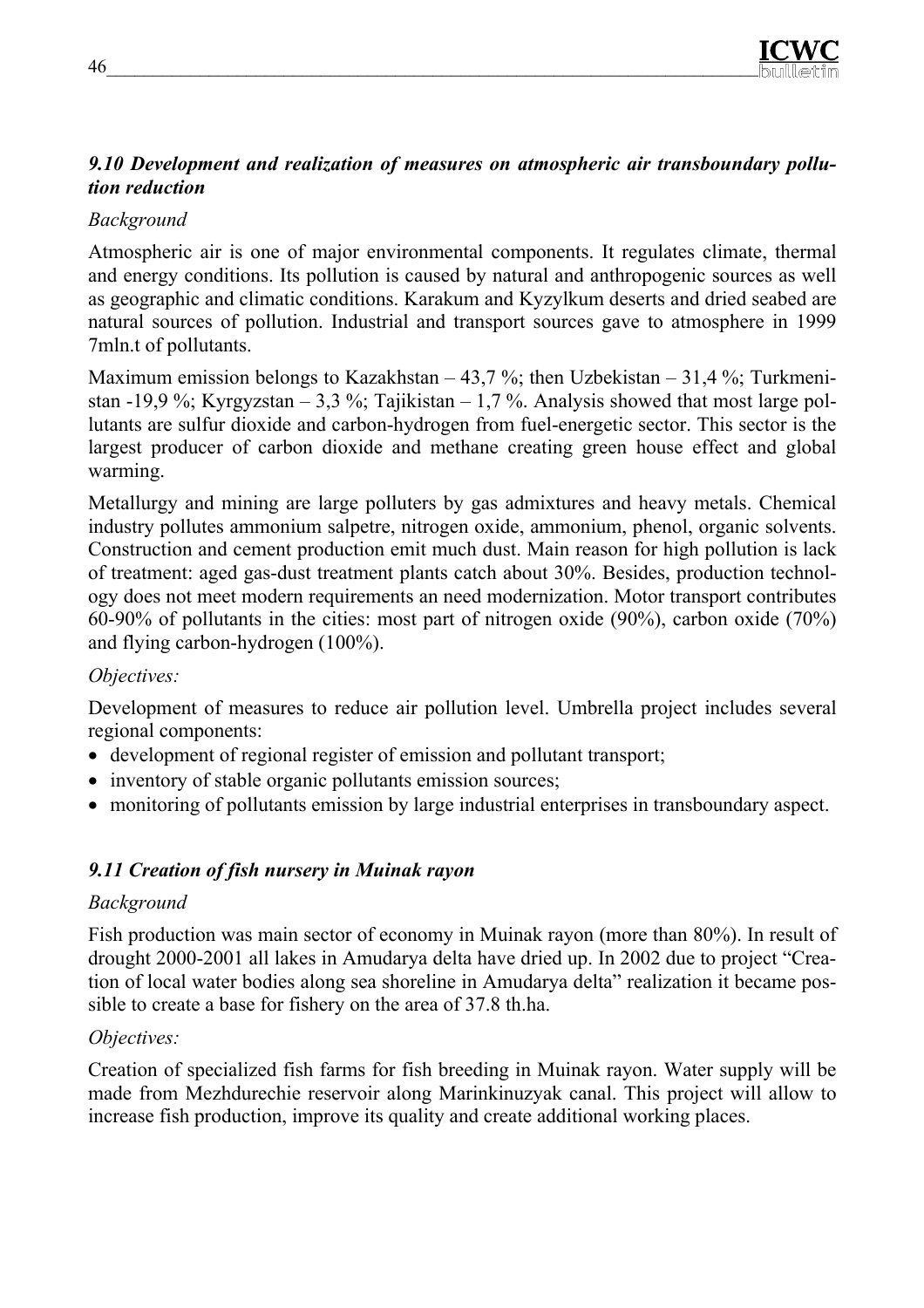### *9.10 Development and realization of measures on atmospheric air transboundary pollution reduction*

*Background*

Atmospheric air is one of major environmental components. It regulates climate, thermal and energy conditions. Its pollution is caused by natural and anthropogenic sources as well as geographic and climatic conditions. Karakum and Kyzylkum deserts and dried seabed are natural sources of pollution. Industrial and transport sources gave to atmosphere in 1999 7mln.t of pollutants.

Maximum emission belongs to Kazakhstan – 43,7 %; then Uzbekistan – 31,4 %; Turkmenistan -19,9 %; Kyrgyzstan – 3,3 %; Tajikistan – 1,7 %. Analysis showed that most large pollutants are sulfur dioxide and carbon-hydrogen from fuel-energetic sector. This sector is the largest producer of carbon dioxide and methane creating green house effect and global warming.

Metallurgy and mining are large polluters by gas admixtures and heavy metals. Chemical industry pollutes ammonium salpetre, nitrogen oxide, ammonium, phenol, organic solvents. Construction and cement production emit much dust. Main reason for high pollution is lack of treatment: aged gas-dust treatment plants catch about 30%. Besides, production technology does not meet modern requirements an need modernization. Motor transport contributes 60-90% of pollutants in the cities: most part of nitrogen oxide (90%), carbon oxide (70%) and flying carbon-hydrogen (100%).

*Objectives:*

Development of measures to reduce air pollution level. Umbrella project includes several regional components:

- development of regional register of emission and pollutant transport;
- inventory of stable organic pollutants emission sources;
- monitoring of pollutants emission by large industrial enterprises in transboundary aspect.

### *9.11 Creation of fish nursery in Muinak rayon*

*Background*

Fish production was main sector of economy in Muinak rayon (more than 80%). In result of drought 2000-2001 all lakes in Amudarya delta have dried up. In 2002 due to project "Creation of local water bodies along sea shoreline in Amudarya delta" realization it became possible to create a base for fishery on the area of 37.8 th.ha.

*Objectives:*

Creation of specialized fish farms for fish breeding in Muinak rayon. Water supply will be made from Mezhdurechie reservoir along Marinkinuzyak canal. This project will allow to increase fish production, improve its quality and create additional working places.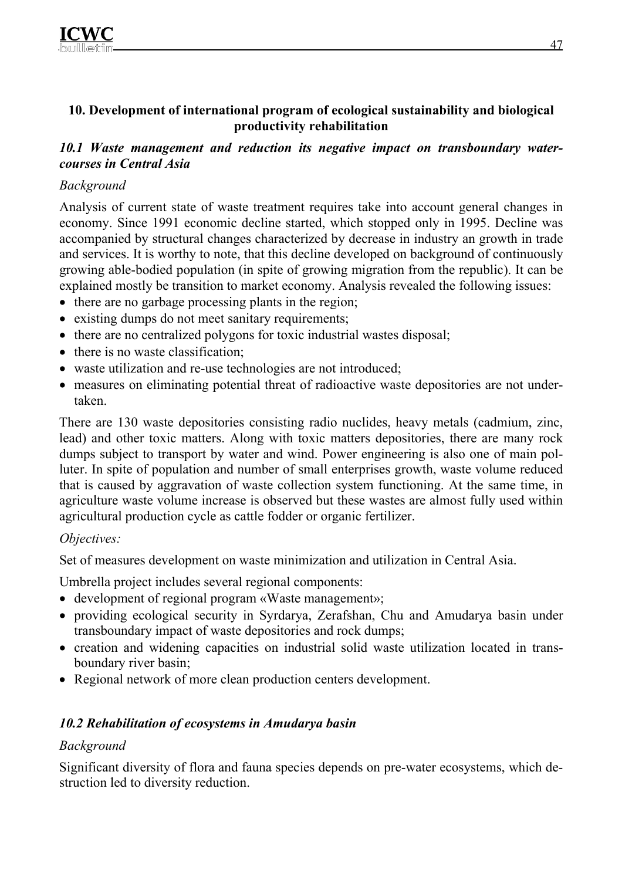## 10. Development of international program of ecological sustainability and biological productivity rehabilitation

### *10.1 Waste management and reduction its negative impact on transboundary water-courses in Central Asia*

*Background*

Analysis of current state of waste treatment requires take into account general changes in economy. Since 1991 economic decline started, which stopped only in 1995. Decline was accompanied by structural changes characterized by decrease in industry an growth in trade and services. It is worthy to note, that this decline developed on background of continuously growing able-bodied population (in spite of growing migration from the republic). It can be explained mostly be transition to market economy. Analysis revealed the following issues:

- there are no garbage processing plants in the region;
- existing dumps do not meet sanitary requirements;
- there are no centralized polygons for toxic industrial wastes disposal;
- there is no waste classification;
- waste utilization and re-use technologies are not introduced;
- measures on eliminating potential threat of radioactive waste depositories are not under-taken.

There are 130 waste depositories consisting radio nuclides, heavy metals (cadmium, zinc, lead) and other toxic matters. Along with toxic matters depositories, there are many rock dumps subject to transport by water and wind. Power engineering is also one of main pol-luter. In spite of population and number of small enterprises growth, waste volume reduced that is caused by aggravation of waste collection system functioning. At the same time, in agriculture waste volume increase is observed but these wastes are almost fully used within agricultural production cycle as cattle fodder or organic fertilizer.

*Objectives:*

Set of measures development on waste minimization and utilization in Central Asia.

Umbrella project includes several regional components:

- development of regional program «Waste management»;
- providing ecological security in Syrdarya, Zerafshan, Chu and Amudarya basin under transboundary impact of waste depositories and rock dumps;
- creation and widening capacities on industrial solid waste utilization located in trans-boundary river basin;
- Regional network of more clean production centers development.

### *10.2 Rehabilitation of ecosystems in Amudarya basin*

*Background*

Significant diversity of flora and fauna species depends on pre-water ecosystems, which de-struction led to diversity reduction.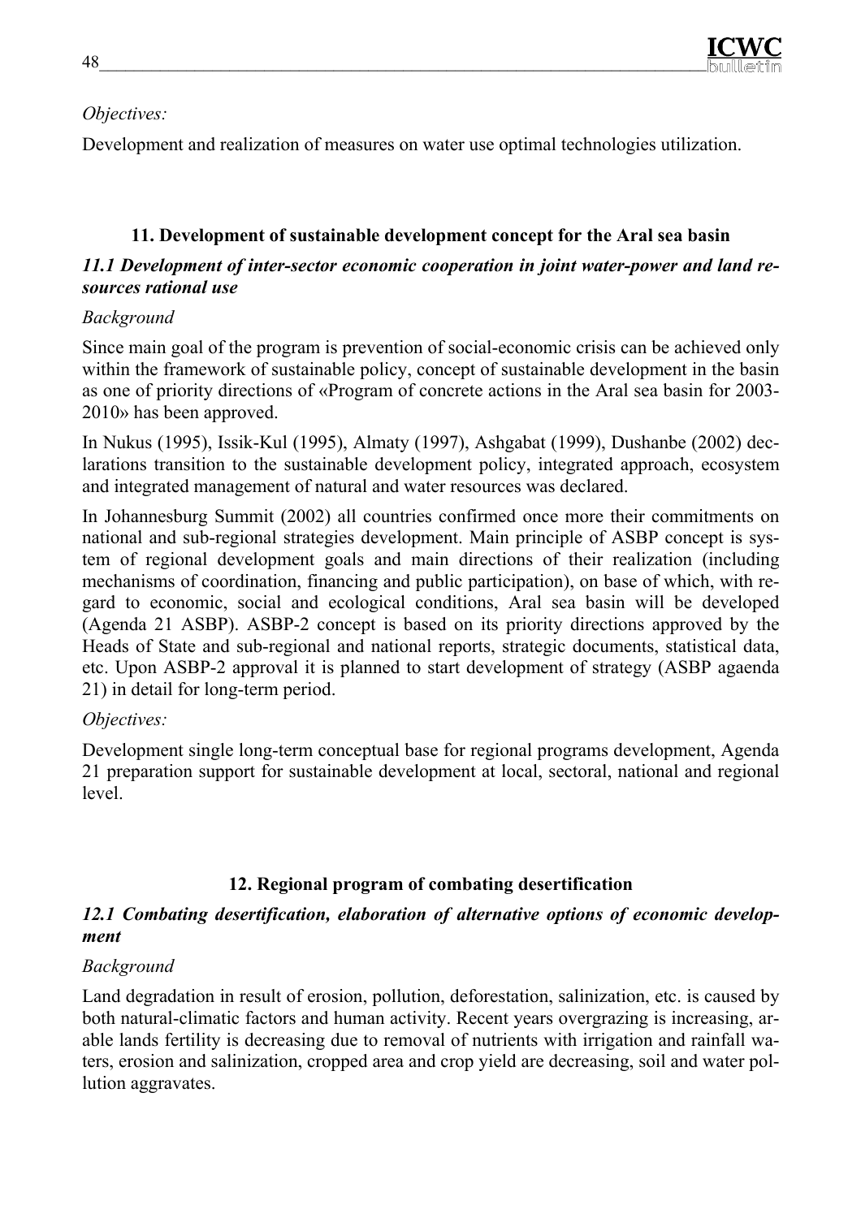*Objectives:*

Development and realization of measures on water use optimal technologies utilization.

## 11. Development of sustainable development concept for the Aral sea basin

### *11.1 Development of inter-sector economic cooperation in joint water-power and land resources rational use*

*Background*

Since main goal of the program is prevention of social-economic crisis can be achieved only within the framework of sustainable policy, concept of sustainable development in the basin as one of priority directions of «Program of concrete actions in the Aral sea basin for 2003-2010» has been approved.

In Nukus (1995), Issik-Kul (1995), Almaty (1997), Ashgabat (1999), Dushanbe (2002) declarations transition to the sustainable development policy, integrated approach, ecosystem and integrated management of natural and water resources was declared.

In Johannesburg Summit (2002) all countries confirmed once more their commitments on national and sub-regional strategies development. Main principle of ASBP concept is system of regional development goals and main directions of their realization (including mechanisms of coordination, financing and public participation), on base of which, with regard to economic, social and ecological conditions, Aral sea basin will be developed (Agenda 21 ASBP). ASBP-2 concept is based on its priority directions approved by the Heads of State and sub-regional and national reports, strategic documents, statistical data, etc. Upon ASBP-2 approval it is planned to start development of strategy (ASBP agaenda 21) in detail for long-term period.

*Objectives:*

Development single long-term conceptual base for regional programs development, Agenda 21 preparation support for sustainable development at local, sectoral, national and regional level.

## 12. Regional program of combating desertification

### *12.1 Combating desertification, elaboration of alternative options of economic development*

*Background*

Land degradation in result of erosion, pollution, deforestation, salinization, etc. is caused by both natural-climatic factors and human activity. Recent years overgrazing is increasing, arable lands fertility is decreasing due to removal of nutrients with irrigation and rainfall waters, erosion and salinization, cropped area and crop yield are decreasing, soil and water pollution aggravates.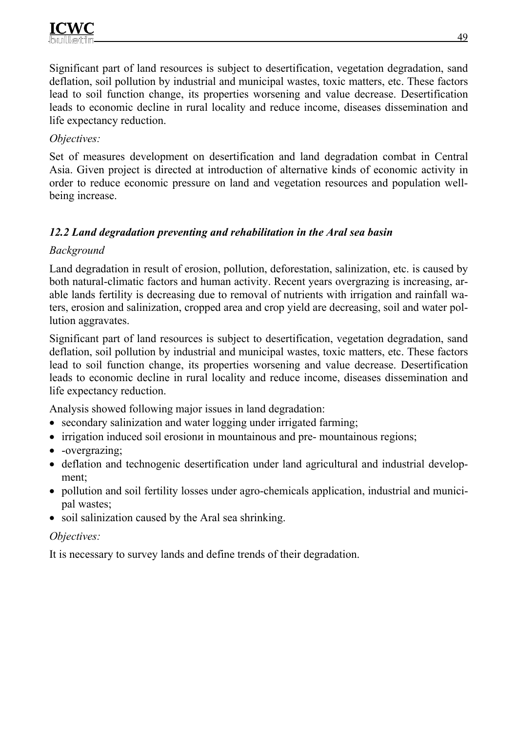Significant part of land resources is subject to desertification, vegetation degradation, sand deflation, soil pollution by industrial and municipal wastes, toxic matters, etc. These factors lead to soil function change, its properties worsening and value decrease. Desertification leads to economic decline in rural locality and reduce income, diseases dissemination and life expectancy reduction.

*Objectives:*

Set of measures development on desertification and land degradation combat in Central Asia. Given project is directed at introduction of alternative kinds of economic activity in order to reduce economic pressure on land and vegetation resources and population well-being increase.

### *12.2 Land degradation preventing and rehabilitation in the Aral sea basin*

*Background*

Land degradation in result of erosion, pollution, deforestation, salinization, etc. is caused by both natural-climatic factors and human activity. Recent years overgrazing is increasing, arable lands fertility is decreasing due to removal of nutrients with irrigation and rainfall waters, erosion and salinization, cropped area and crop yield are decreasing, soil and water pollution aggravates.

Significant part of land resources is subject to desertification, vegetation degradation, sand deflation, soil pollution by industrial and municipal wastes, toxic matters, etc. These factors lead to soil function change, its properties worsening and value decrease. Desertification leads to economic decline in rural locality and reduce income, diseases dissemination and life expectancy reduction.

Analysis showed following major issues in land degradation:

- secondary salinization and water logging under irrigated farming;
- irrigation induced soil erosionи in mountainous and pre- mountainous regions;
- -overgrazing;
- deflation and technogenic desertification under land agricultural and industrial development;
- pollution and soil fertility losses under agro-chemicals application, industrial and municipal wastes;
- soil salinization caused by the Aral sea shrinking.

*Objectives:*

It is necessary to survey lands and define trends of their degradation.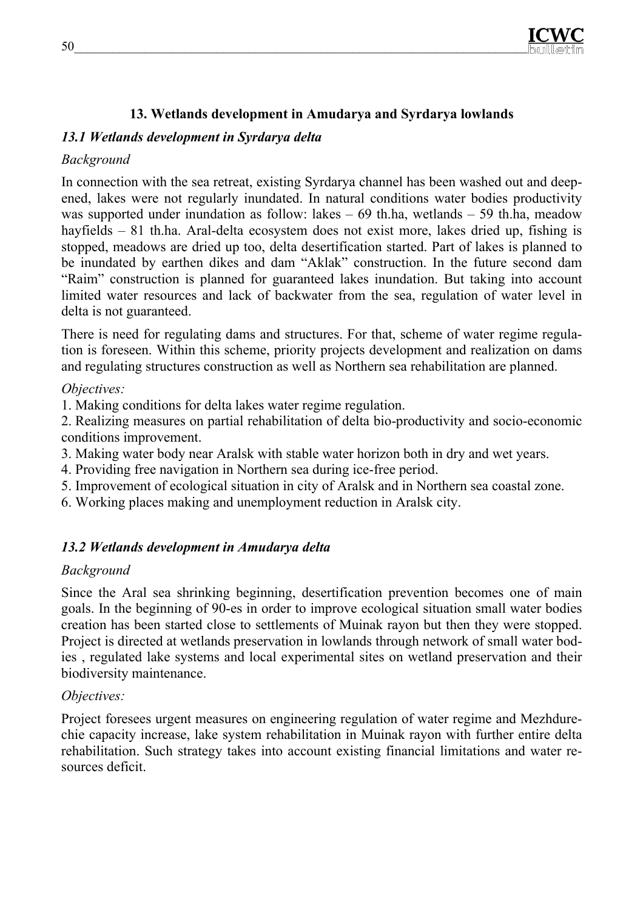## 13. Wetlands development in Amudarya and Syrdarya lowlands

### *13.1 Wetlands development in Syrdarya delta*

*Background*

In connection with the sea retreat, existing Syrdarya channel has been washed out and deepened, lakes were not regularly inundated. In natural conditions water bodies productivity was supported under inundation as follow: lakes – 69 th.ha, wetlands – 59 th.ha, meadow hayfields – 81 th.ha. Aral-delta ecosystem does not exist more, lakes dried up, fishing is stopped, meadows are dried up too, delta desertification started. Part of lakes is planned to be inundated by earthen dikes and dam "Aklak" construction. In the future second dam "Raim" construction is planned for guaranteed lakes inundation. But taking into account limited water resources and lack of backwater from the sea, regulation of water level in delta is not guaranteed.

There is need for regulating dams and structures. For that, scheme of water regime regulation is foreseen. Within this scheme, priority projects development and realization on dams and regulating structures construction as well as Northern sea rehabilitation are planned.

*Objectives:*

1. Making conditions for delta lakes water regime regulation.
2. Realizing measures on partial rehabilitation of delta bio-productivity and socio-economic conditions improvement.
3. Making water body near Aralsk with stable water horizon both in dry and wet years.
4. Providing free navigation in Northern sea during ice-free period.
5. Improvement of ecological situation in city of Aralsk and in Northern sea coastal zone.
6. Working places making and unemployment reduction in Aralsk city.

### *13.2 Wetlands development in Amudarya delta*

*Background*

Since the Aral sea shrinking beginning, desertification prevention becomes one of main goals. In the beginning of 90-es in order to improve ecological situation small water bodies creation has been started close to settlements of Muinak rayon but then they were stopped. Project is directed at wetlands preservation in lowlands through network of small water bodies , regulated lake systems and local experimental sites on wetland preservation and their biodiversity maintenance.

*Objectives:*

Project foresees urgent measures on engineering regulation of water regime and Mezhdurechie capacity increase, lake system rehabilitation in Muinak rayon with further entire delta rehabilitation. Such strategy takes into account existing financial limitations and water resources deficit.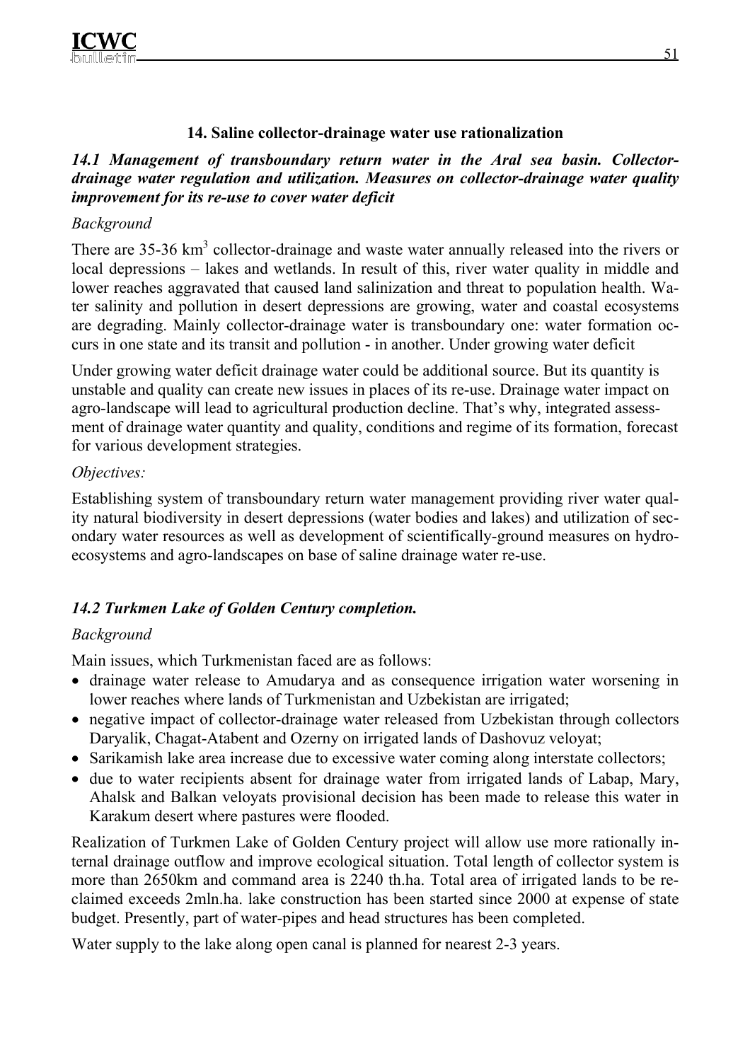### 14. Saline collector-drainage water use rationalization

***14.1 Management of transboundary return water in the Aral sea basin. Collector-drainage water regulation and utilization. Measures on collector-drainage water quality improvement for its re-use to cover water deficit***

*Background*

There are 35-36 km$^3$ collector-drainage and waste water annually released into the rivers or local depressions – lakes and wetlands. In result of this, river water quality in middle and lower reaches aggravated that caused land salinization and threat to population health. Water salinity and pollution in desert depressions are growing, water and coastal ecosystems are degrading. Mainly collector-drainage water is transboundary one: water formation occurs in one state and its transit and pollution - in another. Under growing water deficit

Under growing water deficit drainage water could be additional source. But its quantity is unstable and quality can create new issues in places of its re-use. Drainage water impact on agro-landscape will lead to agricultural production decline. That's why, integrated assessment of drainage water quantity and quality, conditions and regime of its formation, forecast for various development strategies.

*Objectives:*

Establishing system of transboundary return water management providing river water quality natural biodiversity in desert depressions (water bodies and lakes) and utilization of secondary water resources as well as development of scientifically-ground measures on hydro-ecosystems and agro-landscapes on base of saline drainage water re-use.

***14.2 Turkmen Lake of Golden Century completion.***

*Background*

Main issues, which Turkmenistan faced are as follows:

- drainage water release to Amudarya and as consequence irrigation water worsening in lower reaches where lands of Turkmenistan and Uzbekistan are irrigated;
- negative impact of collector-drainage water released from Uzbekistan through collectors Daryalik, Chagat-Atabent and Ozerny on irrigated lands of Dashovuz veloyat;
- Sarikamish lake area increase due to excessive water coming along interstate collectors;
- due to water recipients absent for drainage water from irrigated lands of Labap, Mary, Ahalsk and Balkan veloyats provisional decision has been made to release this water in Karakum desert where pastures were flooded.

Realization of Turkmen Lake of Golden Century project will allow use more rationally internal drainage outflow and improve ecological situation. Total length of collector system is more than 2650km and command area is 2240 th.ha. Total area of irrigated lands to be reclaimed exceeds 2mln.ha. lake construction has been started since 2000 at expense of state budget. Presently, part of water-pipes and head structures has been completed.

Water supply to the lake along open canal is planned for nearest 2-3 years.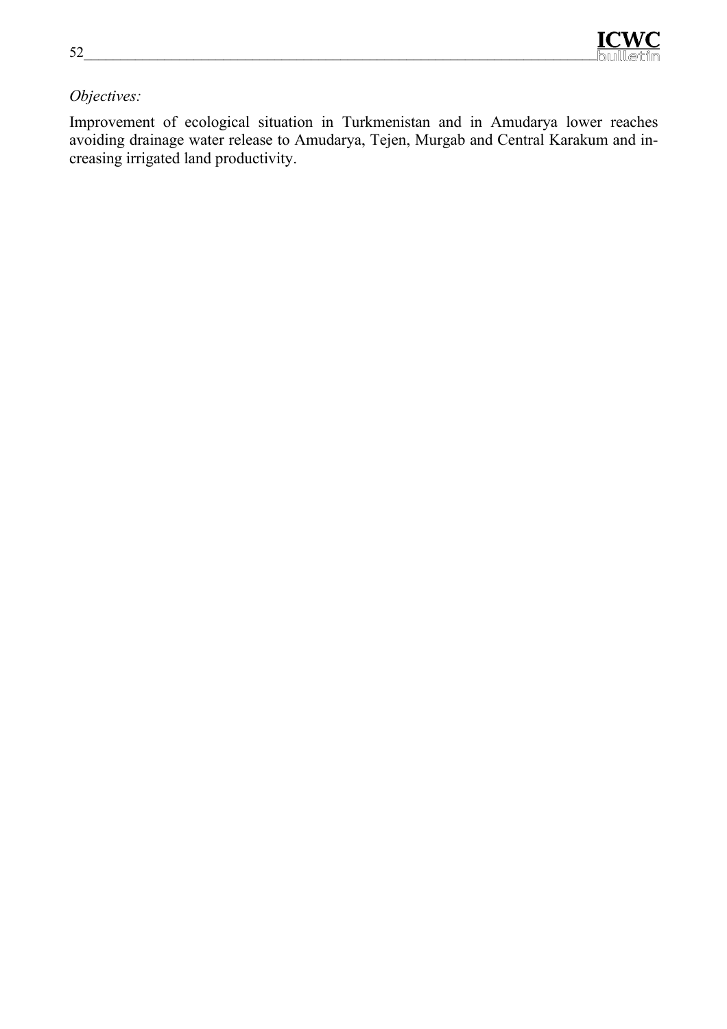*Objectives:*

Improvement of ecological situation in Turkmenistan and in Amudarya lower reaches avoiding drainage water release to Amudarya, Tejen, Murgab and Central Karakum and increasing irrigated land productivity.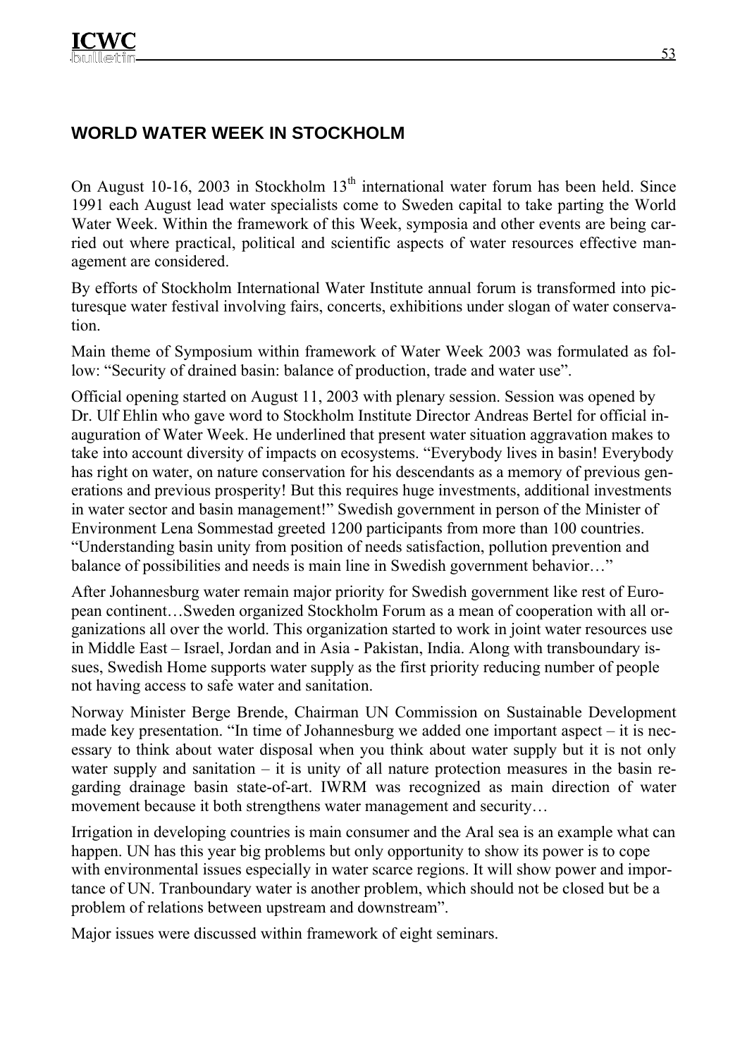## WORLD WATER WEEK IN STOCKHOLM

On August 10-16, 2003 in Stockholm 13th international water forum has been held. Since 1991 each August lead water specialists come to Sweden capital to take parting the World Water Week. Within the framework of this Week, symposia and other events are being carried out where practical, political and scientific aspects of water resources effective management are considered.

By efforts of Stockholm International Water Institute annual forum is transformed into picturesque water festival involving fairs, concerts, exhibitions under slogan of water conservation.

Main theme of Symposium within framework of Water Week 2003 was formulated as follow: "Security of drained basin: balance of production, trade and water use".

Official opening started on August 11, 2003 with plenary session. Session was opened by Dr. Ulf Ehlin who gave word to Stockholm Institute Director Andreas Bertel for official inauguration of Water Week. He underlined that present water situation aggravation makes to take into account diversity of impacts on ecosystems. "Everybody lives in basin! Everybody has right on water, on nature conservation for his descendants as a memory of previous generations and previous prosperity! But this requires huge investments, additional investments in water sector and basin management!" Swedish government in person of the Minister of Environment Lena Sommestad greeted 1200 participants from more than 100 countries. "Understanding basin unity from position of needs satisfaction, pollution prevention and balance of possibilities and needs is main line in Swedish government behavior…"

After Johannesburg water remain major priority for Swedish government like rest of European continent…Sweden organized Stockholm Forum as a mean of cooperation with all organizations all over the world. This organization started to work in joint water resources use in Middle East – Israel, Jordan and in Asia - Pakistan, India. Along with transboundary issues, Swedish Home supports water supply as the first priority reducing number of people not having access to safe water and sanitation.

Norway Minister Berge Brende, Chairman UN Commission on Sustainable Development made key presentation. "In time of Johannesburg we added one important aspect – it is necessary to think about water disposal when you think about water supply but it is not only water supply and sanitation – it is unity of all nature protection measures in the basin regarding drainage basin state-of-art. IWRM was recognized as main direction of water movement because it both strengthens water management and security…

Irrigation in developing countries is main consumer and the Aral sea is an example what can happen. UN has this year big problems but only opportunity to show its power is to cope with environmental issues especially in water scarce regions. It will show power and importance of UN. Tranboundary water is another problem, which should not be closed but be a problem of relations between upstream and downstream".

Major issues were discussed within framework of eight seminars.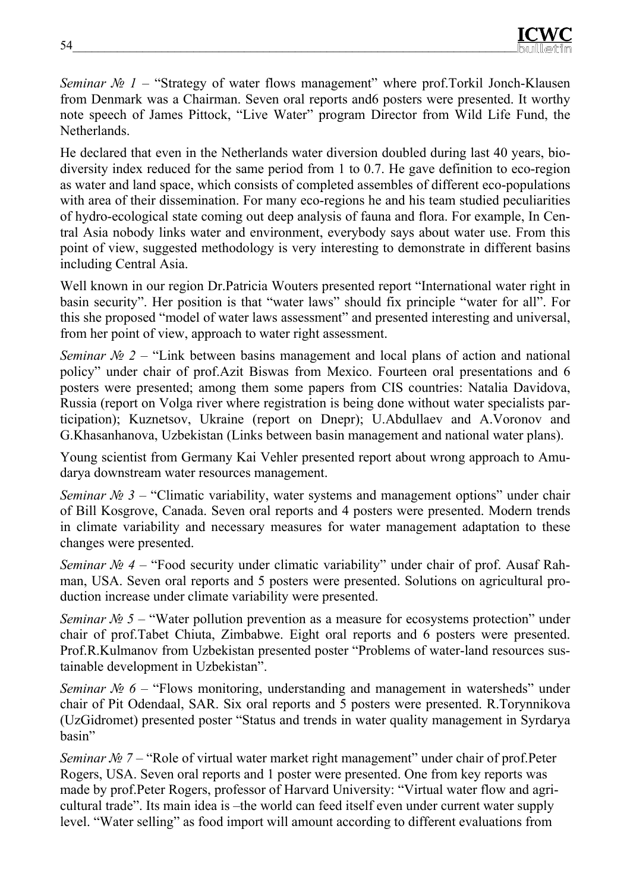*Seminar № 1* – “Strategy of water flows management” where prof.Torkil Jonch-Klausen from Denmark was a Chairman. Seven oral reports and6 posters were presented. It worthy note speech of James Pittock, “Live Water” program Director from Wild Life Fund, the Netherlands.

He declared that even in the Netherlands water diversion doubled during last 40 years, bio-diversity index reduced for the same period from 1 to 0.7. He gave definition to eco-region as water and land space, which consists of completed assembles of different eco-populations with area of their dissemination. For many eco-regions he and his team studied peculiarities of hydro-ecological state coming out deep analysis of fauna and flora. For example, In Central Asia nobody links water and environment, everybody says about water use. From this point of view, suggested methodology is very interesting to demonstrate in different basins including Central Asia.

Well known in our region Dr.Patricia Wouters presented report “International water right in basin security”. Her position is that “water laws” should fix principle “water for all”. For this she proposed “model of water laws assessment” and presented interesting and universal, from her point of view, approach to water right assessment.

*Seminar № 2* – “Link between basins management and local plans of action and national policy” under chair of prof.Azit Biswas from Mexico. Fourteen oral presentations and 6 posters were presented; among them some papers from CIS countries: Natalia Davidova, Russia (report on Volga river where registration is being done without water specialists participation); Kuznetsov, Ukraine (report on Dnepr); U.Abdullaev and A.Voronov and G.Khasanhanova, Uzbekistan (Links between basin management and national water plans).

Young scientist from Germany Kai Vehler presented report about wrong approach to Amudarya downstream water resources management.

*Seminar № 3* – “Climatic variability, water systems and management options” under chair of Bill Kosgrove, Canada. Seven oral reports and 4 posters were presented. Modern trends in climate variability and necessary measures for water management adaptation to these changes were presented.

*Seminar № 4* – “Food security under climatic variability” under chair of prof. Ausaf Rahman, USA. Seven oral reports and 5 posters were presented. Solutions on agricultural production increase under climate variability were presented.

*Seminar № 5* – “Water pollution prevention as a measure for ecosystems protection” under chair of prof.Tabet Chiuta, Zimbabwe. Eight oral reports and 6 posters were presented. Prof.R.Kulmanov from Uzbekistan presented poster “Problems of water-land resources sustainable development in Uzbekistan”.

*Seminar № 6* – “Flows monitoring, understanding and management in watersheds” under chair of Pit Odendaal, SAR. Six oral reports and 5 posters were presented. R.Torynnikova (UzGidromet) presented poster “Status and trends in water quality management in Syrdarya basin”

*Seminar № 7* – “Role of virtual water market right management” under chair of prof.Peter Rogers, USA. Seven oral reports and 1 poster were presented. One from key reports was made by prof.Peter Rogers, professor of Harvard University: “Virtual water flow and agricultural trade”. Its main idea is –the world can feed itself even under current water supply level. “Water selling” as food import will amount according to different evaluations from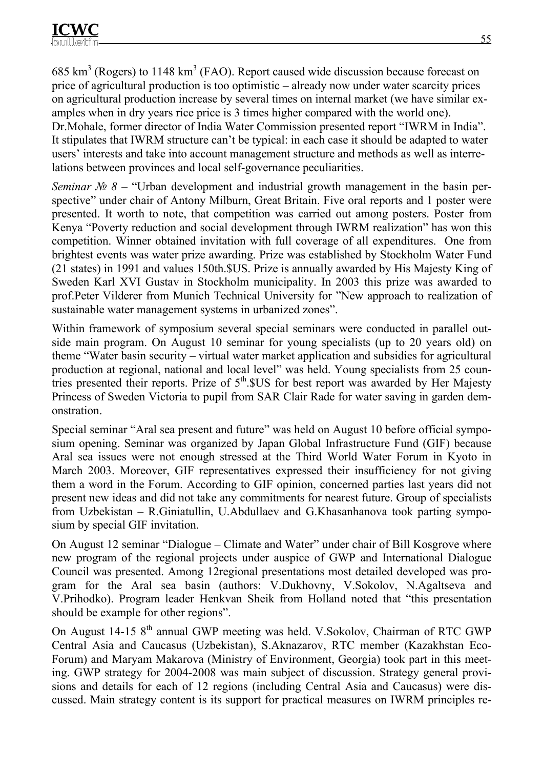685 km$^3$ (Rogers) to 1148 km$^3$ (FAO). Report caused wide discussion because forecast on price of agricultural production is too optimistic – already now under water scarcity prices on agricultural production increase by several times on internal market (we have similar examples when in dry years rice price is 3 times higher compared with the world one). Dr.Mohale, former director of India Water Commission presented report "IWRM in India". It stipulates that IWRM structure can't be typical: in each case it should be adapted to water users' interests and take into account management structure and methods as well as interrelations between provinces and local self-governance peculiarities.

*Seminar № 8* – "Urban development and industrial growth management in the basin perspective" under chair of Antony Milburn, Great Britain. Five oral reports and 1 poster were presented. It worth to note, that competition was carried out among posters. Poster from Kenya "Poverty reduction and social development through IWRM realization" has won this competition. Winner obtained invitation with full coverage of all expenditures. One from brightest events was water prize awarding. Prize was established by Stockholm Water Fund (21 states) in 1991 and values 150th.$US. Prize is annually awarded by His Majesty King of Sweden Karl XVI Gustav in Stockholm municipality. In 2003 this prize was awarded to prof.Peter Vilderer from Munich Technical University for "New approach to realization of sustainable water management systems in urbanized zones".

Within framework of symposium several special seminars were conducted in parallel outside main program. On August 10 seminar for young specialists (up to 20 years old) on theme "Water basin security – virtual water market application and subsidies for agricultural production at regional, national and local level" was held. Young specialists from 25 countries presented their reports. Prize of 5$^{th}$.$US for best report was awarded by Her Majesty Princess of Sweden Victoria to pupil from SAR Clair Rade for water saving in garden demonstration.

Special seminar "Aral sea present and future" was held on August 10 before official symposium opening. Seminar was organized by Japan Global Infrastructure Fund (GIF) because Aral sea issues were not enough stressed at the Third World Water Forum in Kyoto in March 2003. Moreover, GIF representatives expressed their insufficiency for not giving them a word in the Forum. According to GIF opinion, concerned parties last years did not present new ideas and did not take any commitments for nearest future. Group of specialists from Uzbekistan – R.Giniatullin, U.Abdullaev and G.Khasanhanova took parting symposium by special GIF invitation.

On August 12 seminar "Dialogue – Climate and Water" under chair of Bill Kosgrove where new program of the regional projects under auspice of GWP and International Dialogue Council was presented. Among 12regional presentations most detailed developed was program for the Aral sea basin (authors: V.Dukhovny, V.Sokolov, N.Agaltseva and V.Prihodko). Program leader Henkvan Sheik from Holland noted that "this presentation should be example for other regions".

On August 14-15 8$^{th}$ annual GWP meeting was held. V.Sokolov, Chairman of RTC GWP Central Asia and Caucasus (Uzbekistan), S.Aknazarov, RTC member (Kazakhstan Eco-Forum) and Maryam Makarova (Ministry of Environment, Georgia) took part in this meeting. GWP strategy for 2004-2008 was main subject of discussion. Strategy general provisions and details for each of 12 regions (including Central Asia and Caucasus) were discussed. Main strategy content is its support for practical measures on IWRM principles re-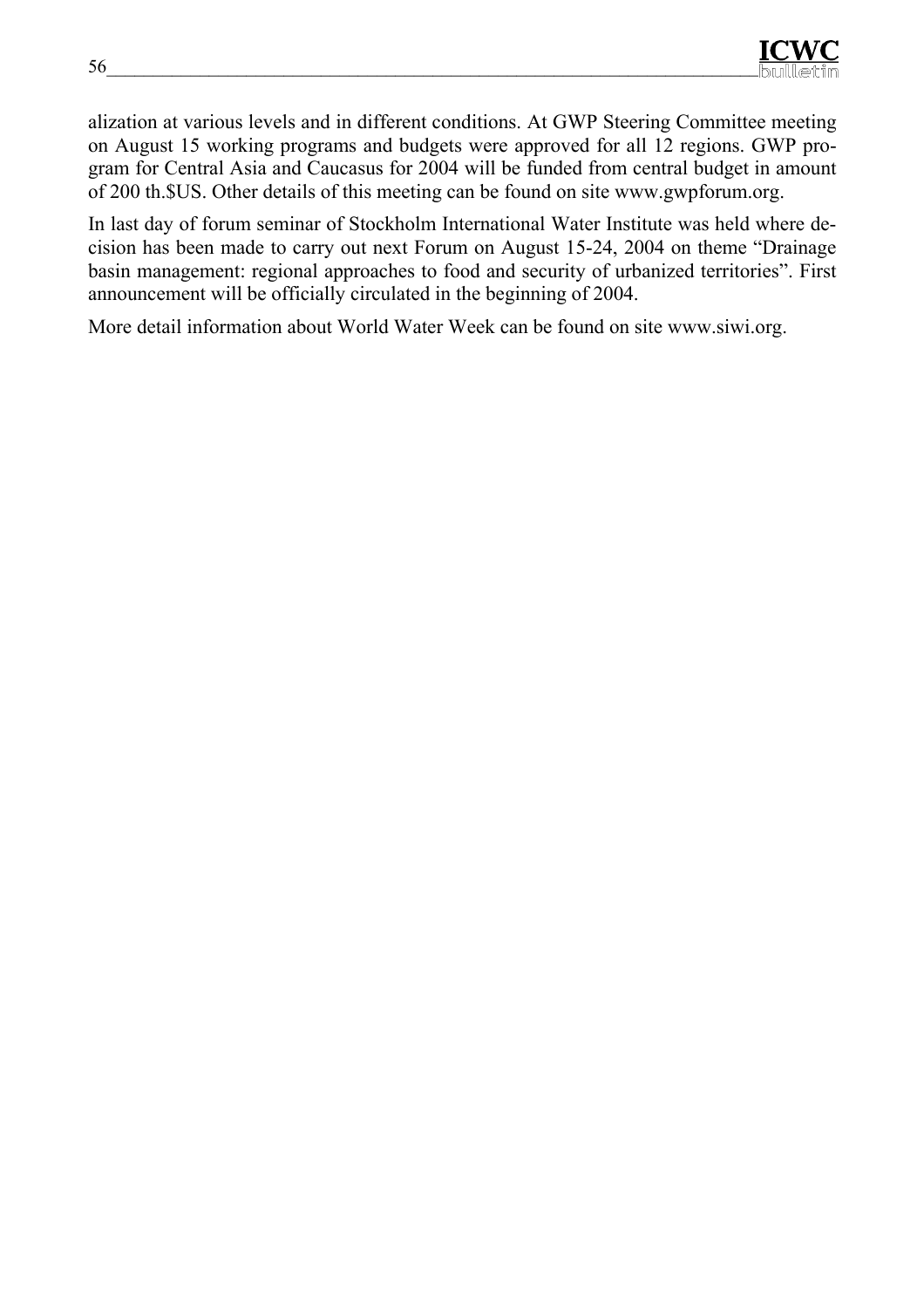alization at various levels and in different conditions. At GWP Steering Committee meeting on August 15 working programs and budgets were approved for all 12 regions. GWP program for Central Asia and Caucasus for 2004 will be funded from central budget in amount of 200 th.$US. Other details of this meeting can be found on site www.gwpforum.org.

In last day of forum seminar of Stockholm International Water Institute was held where decision has been made to carry out next Forum on August 15-24, 2004 on theme “Drainage basin management: regional approaches to food and security of urbanized territories”. First announcement will be officially circulated in the beginning of 2004.

More detail information about World Water Week can be found on site www.siwi.org.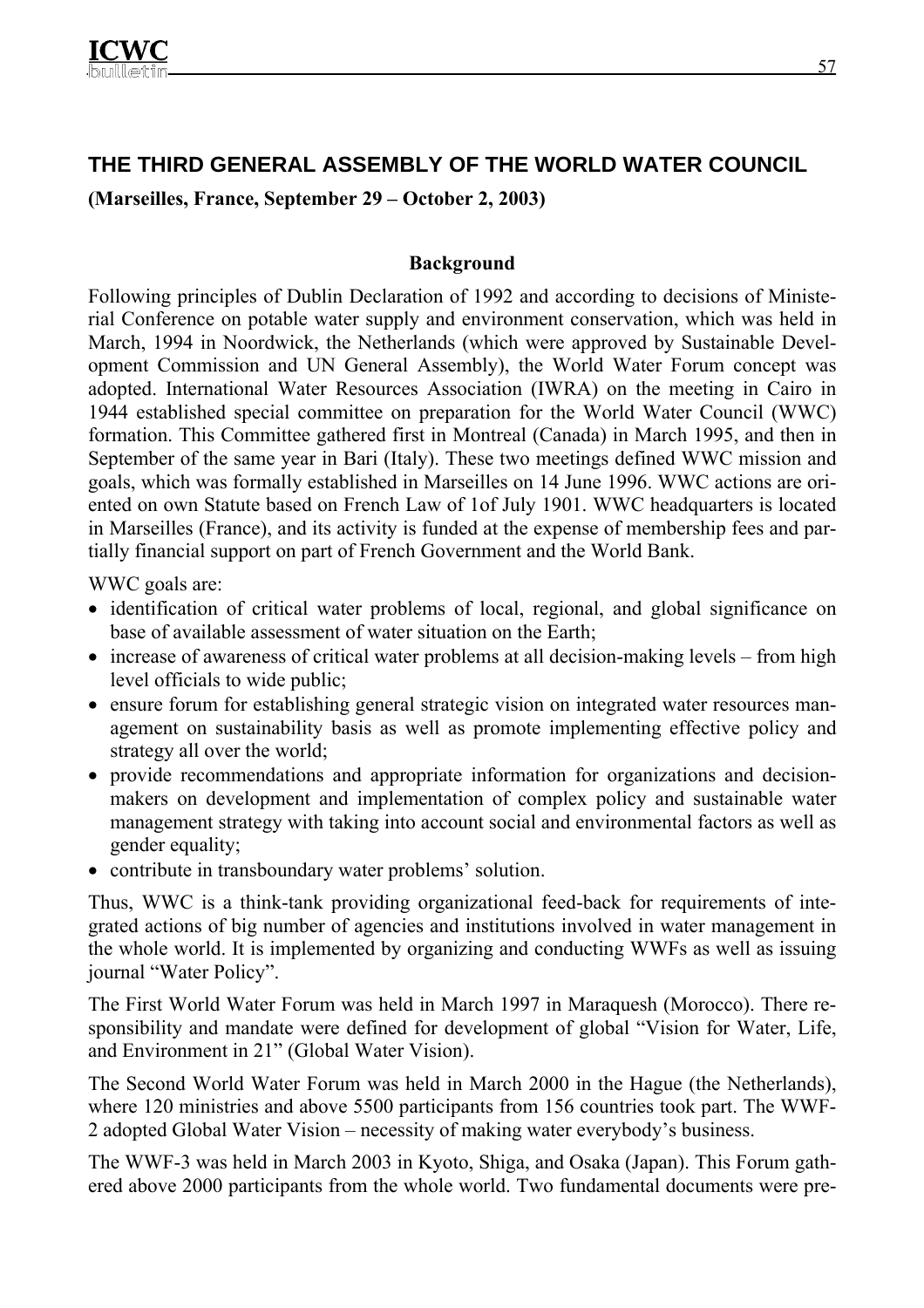## THE THIRD GENERAL ASSEMBLY OF THE WORLD WATER COUNCIL

**(Marseilles, France, September 29 – October 2, 2003)**

### Background

Following principles of Dublin Declaration of 1992 and according to decisions of Ministerial Conference on potable water supply and environment conservation, which was held in March, 1994 in Noordwick, the Netherlands (which were approved by Sustainable Development Commission and UN General Assembly), the World Water Forum concept was adopted. International Water Resources Association (IWRA) on the meeting in Cairo in 1944 established special committee on preparation for the World Water Council (WWC) formation. This Committee gathered first in Montreal (Canada) in March 1995, and then in September of the same year in Bari (Italy). These two meetings defined WWC mission and goals, which was formally established in Marseilles on 14 June 1996. WWC actions are oriented on own Statute based on French Law of 1of July 1901. WWC headquarters is located in Marseilles (France), and its activity is funded at the expense of membership fees and partially financial support on part of French Government and the World Bank.

WWC goals are:

- identification of critical water problems of local, regional, and global significance on base of available assessment of water situation on the Earth;
- increase of awareness of critical water problems at all decision-making levels – from high level officials to wide public;
- ensure forum for establishing general strategic vision on integrated water resources management on sustainability basis as well as promote implementing effective policy and strategy all over the world;
- provide recommendations and appropriate information for organizations and decision-makers on development and implementation of complex policy and sustainable water management strategy with taking into account social and environmental factors as well as gender equality;
- contribute in transboundary water problems' solution.

Thus, WWC is a think-tank providing organizational feed-back for requirements of integrated actions of big number of agencies and institutions involved in water management in the whole world. It is implemented by organizing and conducting WWFs as well as issuing journal "Water Policy".

The First World Water Forum was held in March 1997 in Maraquesh (Morocco). There responsibility and mandate were defined for development of global "Vision for Water, Life, and Environment in 21" (Global Water Vision).

The Second World Water Forum was held in March 2000 in the Hague (the Netherlands), where 120 ministries and above 5500 participants from 156 countries took part. The WWF-2 adopted Global Water Vision – necessity of making water everybody's business.

The WWF-3 was held in March 2003 in Kyoto, Shiga, and Osaka (Japan). This Forum gathered above 2000 participants from the whole world. Two fundamental documents were pre-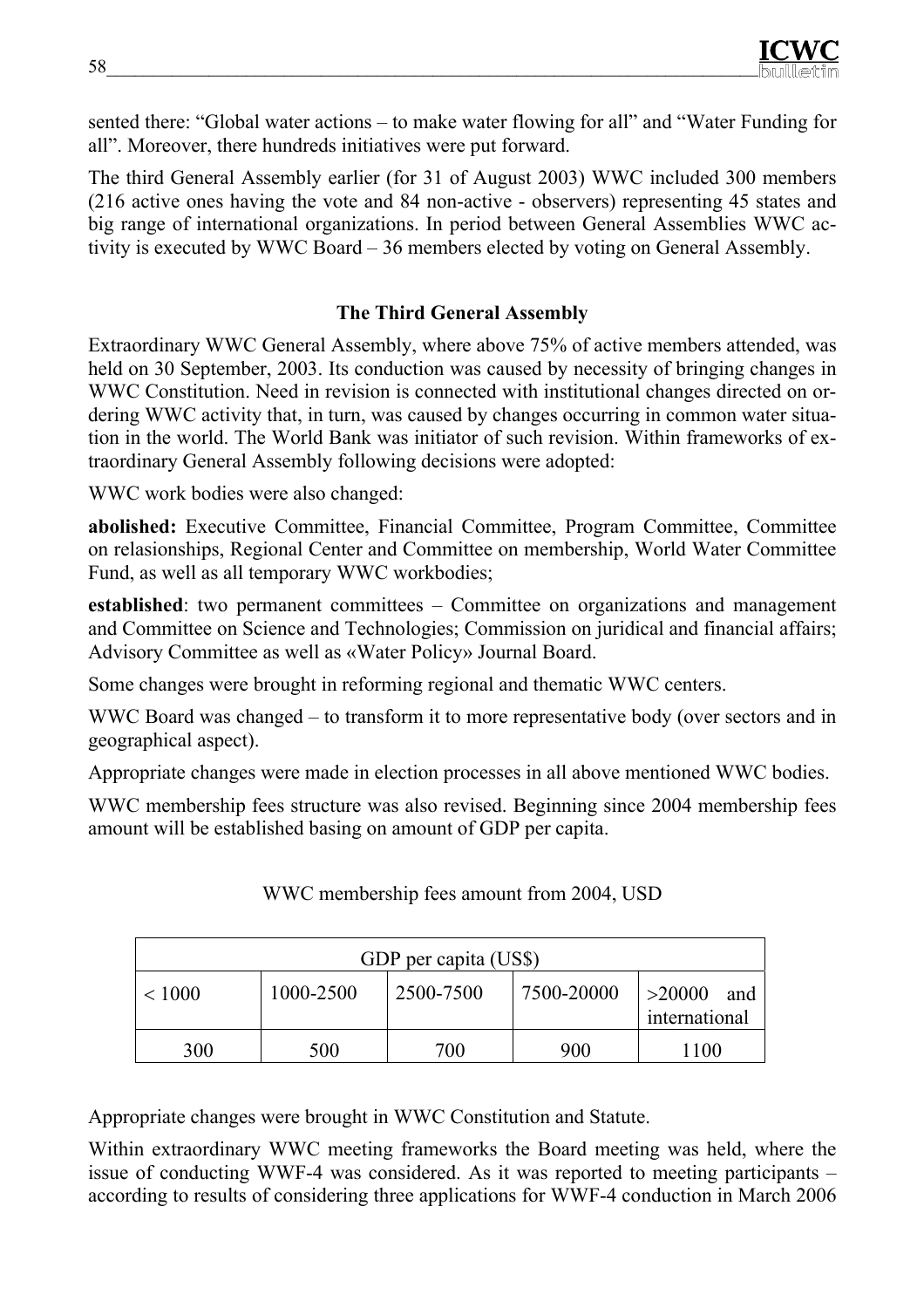sented there: "Global water actions – to make water flowing for all" and "Water Funding for all". Moreover, there hundreds initiatives were put forward.

The third General Assembly earlier (for 31 of August 2003) WWC included 300 members (216 active ones having the vote and 84 non-active - observers) representing 45 states and big range of international organizations. In period between General Assemblies WWC activity is executed by WWC Board – 36 members elected by voting on General Assembly.

### The Third General Assembly

Extraordinary WWC General Assembly, where above 75% of active members attended, was held on 30 September, 2003. Its conduction was caused by necessity of bringing changes in WWC Constitution. Need in revision is connected with institutional changes directed on ordering WWC activity that, in turn, was caused by changes occurring in common water situation in the world. The World Bank was initiator of such revision. Within frameworks of extraordinary General Assembly following decisions were adopted:

WWC work bodies were also changed:

**abolished:** Executive Committee, Financial Committee, Program Committee, Committee on relasionships, Regional Center and Committee on membership, World Water Committee Fund, as well as all temporary WWC workbodies;

**established**: two permanent committees – Committee on organizations and management and Committee on Science and Technologies; Commission on juridical and financial affairs; Advisory Committee as well as «Water Policy» Journal Board.

Some changes were brought in reforming regional and thematic WWC centers.

WWC Board was changed – to transform it to more representative body (over sectors and in geographical aspect).

Appropriate changes were made in election processes in all above mentioned WWC bodies.

WWC membership fees structure was also revised. Beginning since 2004 membership fees amount will be established basing on amount of GDP per capita.

WWC membership fees amount from 2004, USD

| GDP per capita (US$) | | | | |
|---|---|---|---|---|
| < 1000 | 1000-2500 | 2500-7500 | 7500-20000 | >20000 and international |
| 300 | 500 | 700 | 900 | 1100 |

Appropriate changes were brought in WWC Constitution and Statute.

Within extraordinary WWC meeting frameworks the Board meeting was held, where the issue of conducting WWF-4 was considered. As it was reported to meeting participants – according to results of considering three applications for WWF-4 conduction in March 2006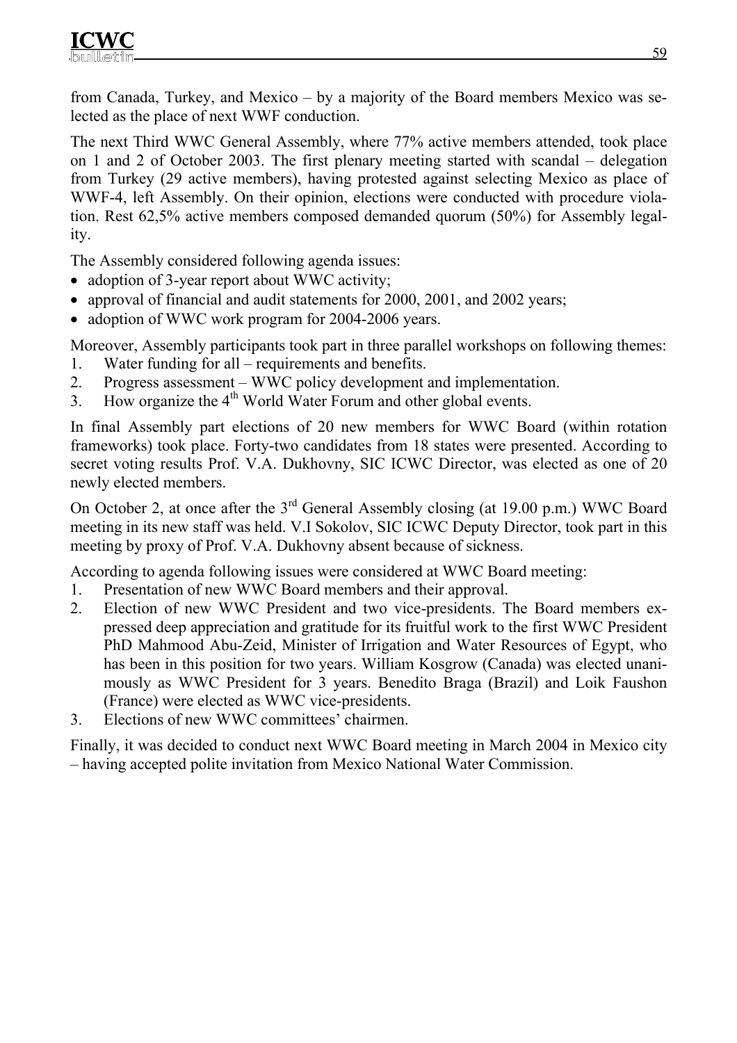from Canada, Turkey, and Mexico – by a majority of the Board members Mexico was selected as the place of next WWF conduction.

The next Third WWC General Assembly, where 77% active members attended, took place on 1 and 2 of October 2003. The first plenary meeting started with scandal – delegation from Turkey (29 active members), having protested against selecting Mexico as place of WWF-4, left Assembly. On their opinion, elections were conducted with procedure violation. Rest 62,5% active members composed demanded quorum (50%) for Assembly legality.

The Assembly considered following agenda issues:

- adoption of 3-year report about WWC activity;
- approval of financial and audit statements for 2000, 2001, and 2002 years;
- adoption of WWC work program for 2004-2006 years.

Moreover, Assembly participants took part in three parallel workshops on following themes:

1. Water funding for all – requirements and benefits.
2. Progress assessment – WWC policy development and implementation.
3. How organize the 4th World Water Forum and other global events.

In final Assembly part elections of 20 new members for WWC Board (within rotation frameworks) took place. Forty-two candidates from 18 states were presented. According to secret voting results Prof. V.A. Dukhovny, SIC ICWC Director, was elected as one of 20 newly elected members.

On October 2, at once after the 3rd General Assembly closing (at 19.00 p.m.) WWC Board meeting in its new staff was held. V.I Sokolov, SIC ICWC Deputy Director, took part in this meeting by proxy of Prof. V.A. Dukhovny absent because of sickness.

According to agenda following issues were considered at WWC Board meeting:

1. Presentation of new WWC Board members and their approval.
2. Election of new WWC President and two vice-presidents. The Board members expressed deep appreciation and gratitude for its fruitful work to the first WWC President PhD Mahmood Abu-Zeid, Minister of Irrigation and Water Resources of Egypt, who has been in this position for two years. William Kosgrow (Canada) was elected unanimously as WWC President for 3 years. Benedito Braga (Brazil) and Loik Faushon (France) were elected as WWC vice-presidents.
3. Elections of new WWC committees' chairmen.

Finally, it was decided to conduct next WWC Board meeting in March 2004 in Mexico city – having accepted polite invitation from Mexico National Water Commission.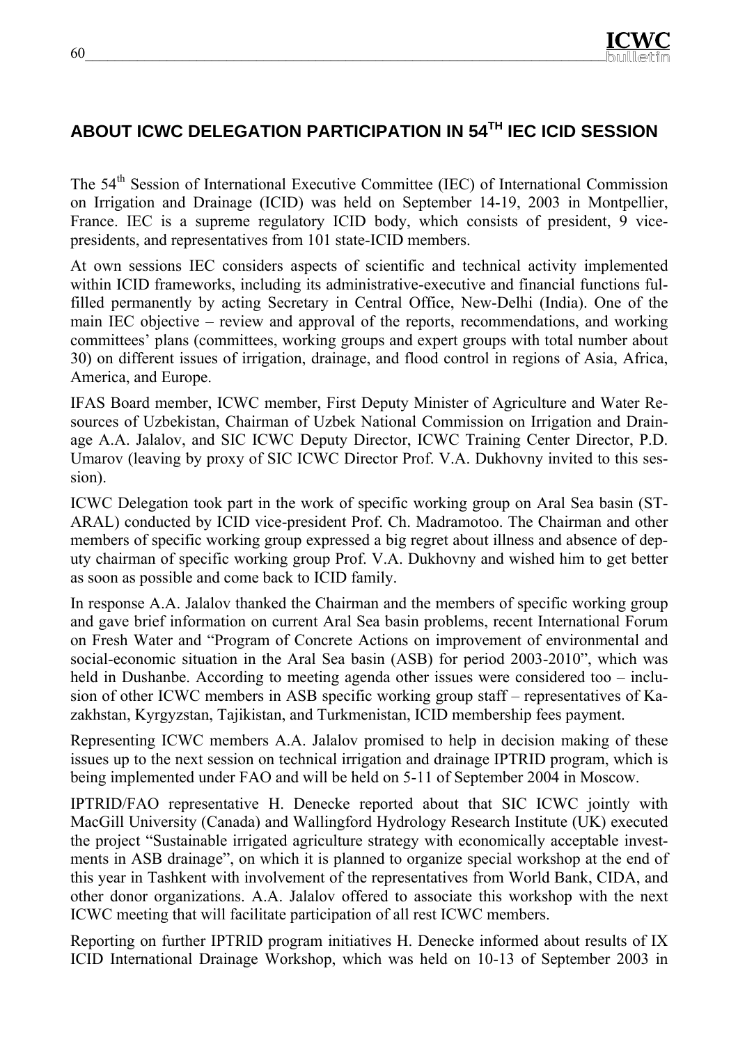## ABOUT ICWC DELEGATION PARTICIPATION IN 54TH IEC ICID SESSION

The 54th Session of International Executive Committee (IEC) of International Commission on Irrigation and Drainage (ICID) was held on September 14-19, 2003 in Montpellier, France. IEC is a supreme regulatory ICID body, which consists of president, 9 vice-presidents, and representatives from 101 state-ICID members.

At own sessions IEC considers aspects of scientific and technical activity implemented within ICID frameworks, including its administrative-executive and financial functions fulfilled permanently by acting Secretary in Central Office, New-Delhi (India). One of the main IEC objective – review and approval of the reports, recommendations, and working committees' plans (committees, working groups and expert groups with total number about 30) on different issues of irrigation, drainage, and flood control in regions of Asia, Africa, America, and Europe.

IFAS Board member, ICWC member, First Deputy Minister of Agriculture and Water Resources of Uzbekistan, Chairman of Uzbek National Commission on Irrigation and Drainage A.A. Jalalov, and SIC ICWC Deputy Director, ICWC Training Center Director, P.D. Umarov (leaving by proxy of SIC ICWC Director Prof. V.A. Dukhovny invited to this session).

ICWC Delegation took part in the work of specific working group on Aral Sea basin (ST-ARAL) conducted by ICID vice-president Prof. Ch. Madramotoo. The Chairman and other members of specific working group expressed a big regret about illness and absence of deputy chairman of specific working group Prof. V.A. Dukhovny and wished him to get better as soon as possible and come back to ICID family.

In response A.A. Jalalov thanked the Chairman and the members of specific working group and gave brief information on current Aral Sea basin problems, recent International Forum on Fresh Water and "Program of Concrete Actions on improvement of environmental and social-economic situation in the Aral Sea basin (ASB) for period 2003-2010", which was held in Dushanbe. According to meeting agenda other issues were considered too – inclusion of other ICWC members in ASB specific working group staff – representatives of Kazakhstan, Kyrgyzstan, Tajikistan, and Turkmenistan, ICID membership fees payment.

Representing ICWC members A.A. Jalalov promised to help in decision making of these issues up to the next session on technical irrigation and drainage IPTRID program, which is being implemented under FAO and will be held on 5-11 of September 2004 in Moscow.

IPTRID/FAO representative H. Denecke reported about that SIC ICWC jointly with MacGill University (Canada) and Wallingford Hydrology Research Institute (UK) executed the project "Sustainable irrigated agriculture strategy with economically acceptable investments in ASB drainage", on which it is planned to organize special workshop at the end of this year in Tashkent with involvement of the representatives from World Bank, CIDA, and other donor organizations. A.A. Jalalov offered to associate this workshop with the next ICWC meeting that will facilitate participation of all rest ICWC members.

Reporting on further IPTRID program initiatives H. Denecke informed about results of IX ICID International Drainage Workshop, which was held on 10-13 of September 2003 in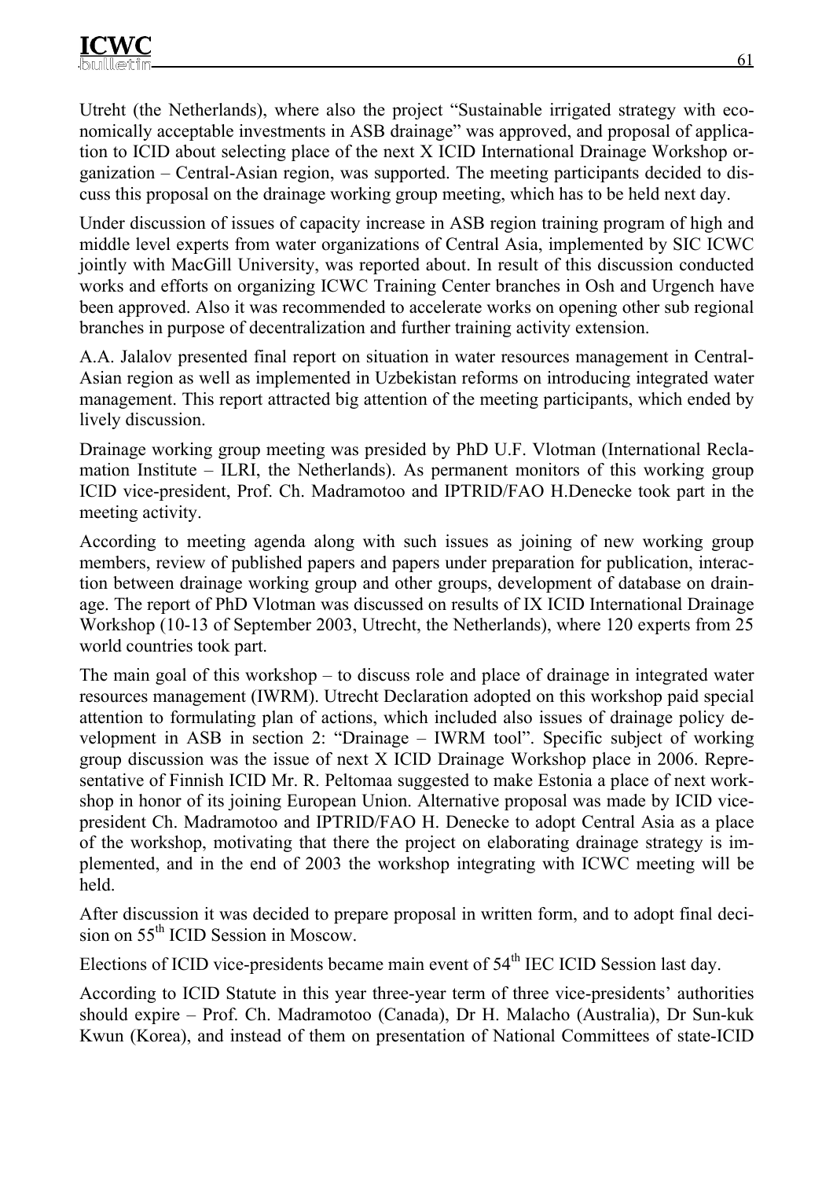Utreht (the Netherlands), where also the project "Sustainable irrigated strategy with economically acceptable investments in ASB drainage" was approved, and proposal of application to ICID about selecting place of the next X ICID International Drainage Workshop organization – Central-Asian region, was supported. The meeting participants decided to discuss this proposal on the drainage working group meeting, which has to be held next day.

Under discussion of issues of capacity increase in ASB region training program of high and middle level experts from water organizations of Central Asia, implemented by SIC ICWC jointly with MacGill University, was reported about. In result of this discussion conducted works and efforts on organizing ICWC Training Center branches in Osh and Urgench have been approved. Also it was recommended to accelerate works on opening other sub regional branches in purpose of decentralization and further training activity extension.

A.A. Jalalov presented final report on situation in water resources management in Central-Asian region as well as implemented in Uzbekistan reforms on introducing integrated water management. This report attracted big attention of the meeting participants, which ended by lively discussion.

Drainage working group meeting was presided by PhD U.F. Vlotman (International Reclamation Institute – ILRI, the Netherlands). As permanent monitors of this working group ICID vice-president, Prof. Ch. Madramotoo and IPTRID/FAO H.Denecke took part in the meeting activity.

According to meeting agenda along with such issues as joining of new working group members, review of published papers and papers under preparation for publication, interaction between drainage working group and other groups, development of database on drainage. The report of PhD Vlotman was discussed on results of IX ICID International Drainage Workshop (10-13 of September 2003, Utrecht, the Netherlands), where 120 experts from 25 world countries took part.

The main goal of this workshop – to discuss role and place of drainage in integrated water resources management (IWRM). Utrecht Declaration adopted on this workshop paid special attention to formulating plan of actions, which included also issues of drainage policy development in ASB in section 2: "Drainage – IWRM tool". Specific subject of working group discussion was the issue of next X ICID Drainage Workshop place in 2006. Representative of Finnish ICID Mr. R. Peltomaa suggested to make Estonia a place of next workshop in honor of its joining European Union. Alternative proposal was made by ICID vice-president Ch. Madramotoo and IPTRID/FAO H. Denecke to adopt Central Asia as a place of the workshop, motivating that there the project on elaborating drainage strategy is implemented, and in the end of 2003 the workshop integrating with ICWC meeting will be held.

After discussion it was decided to prepare proposal in written form, and to adopt final decision on 55th ICID Session in Moscow.

Elections of ICID vice-presidents became main event of 54th IEC ICID Session last day.

According to ICID Statute in this year three-year term of three vice-presidents' authorities should expire – Prof. Ch. Madramotoo (Canada), Dr H. Malacho (Australia), Dr Sun-kuk Kwun (Korea), and instead of them on presentation of National Committees of state-ICID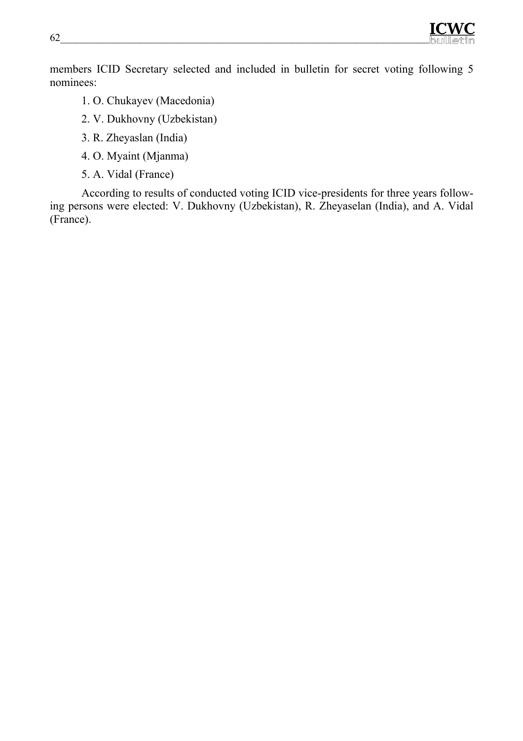members ICID Secretary selected and included in bulletin for secret voting following 5 nominees:

1. O. Chukayev (Macedonia)
2. V. Dukhovny (Uzbekistan)
3. R. Zheyaslan (India)
4. O. Myaint (Mjanma)
5. A. Vidal (France)

According to results of conducted voting ICID vice-presidents for three years following persons were elected: V. Dukhovny (Uzbekistan), R. Zheyaselan (India), and A. Vidal (France).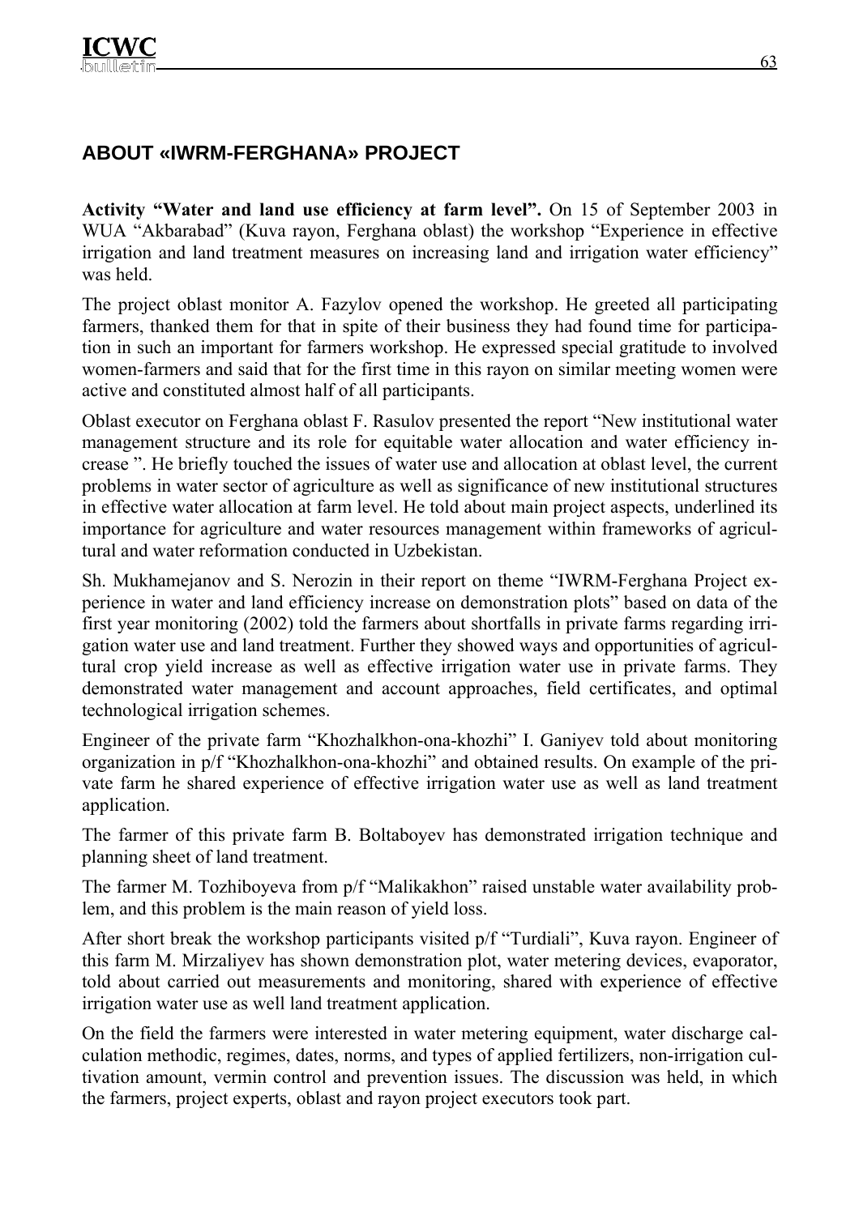## ABOUT «IWRM-FERGHANA» PROJECT

**Activity "Water and land use efficiency at farm level".** On 15 of September 2003 in WUA "Akbarabad" (Kuva rayon, Ferghana oblast) the workshop "Experience in effective irrigation and land treatment measures on increasing land and irrigation water efficiency" was held.

The project oblast monitor A. Fazylov opened the workshop. He greeted all participating farmers, thanked them for that in spite of their business they had found time for participation in such an important for farmers workshop. He expressed special gratitude to involved women-farmers and said that for the first time in this rayon on similar meeting women were active and constituted almost half of all participants.

Oblast executor on Ferghana oblast F. Rasulov presented the report "New institutional water management structure and its role for equitable water allocation and water efficiency increase ". He briefly touched the issues of water use and allocation at oblast level, the current problems in water sector of agriculture as well as significance of new institutional structures in effective water allocation at farm level. He told about main project aspects, underlined its importance for agriculture and water resources management within frameworks of agricultural and water reformation conducted in Uzbekistan.

Sh. Mukhamejanov and S. Nerozin in their report on theme "IWRM-Ferghana Project experience in water and land efficiency increase on demonstration plots" based on data of the first year monitoring (2002) told the farmers about shortfalls in private farms regarding irrigation water use and land treatment. Further they showed ways and opportunities of agricultural crop yield increase as well as effective irrigation water use in private farms. They demonstrated water management and account approaches, field certificates, and optimal technological irrigation schemes.

Engineer of the private farm "Khozhalkhon-ona-khozhi" I. Ganiyev told about monitoring organization in p/f "Khozhalkhon-ona-khozhi" and obtained results. On example of the private farm he shared experience of effective irrigation water use as well as land treatment application.

The farmer of this private farm B. Boltaboyev has demonstrated irrigation technique and planning sheet of land treatment.

The farmer M. Tozhiboyeva from p/f "Malikakhon" raised unstable water availability problem, and this problem is the main reason of yield loss.

After short break the workshop participants visited p/f "Turdiali", Kuva rayon. Engineer of this farm M. Mirzaliyev has shown demonstration plot, water metering devices, evaporator, told about carried out measurements and monitoring, shared with experience of effective irrigation water use as well land treatment application.

On the field the farmers were interested in water metering equipment, water discharge calculation methodic, regimes, dates, norms, and types of applied fertilizers, non-irrigation cultivation amount, vermin control and prevention issues. The discussion was held, in which the farmers, project experts, oblast and rayon project executors took part.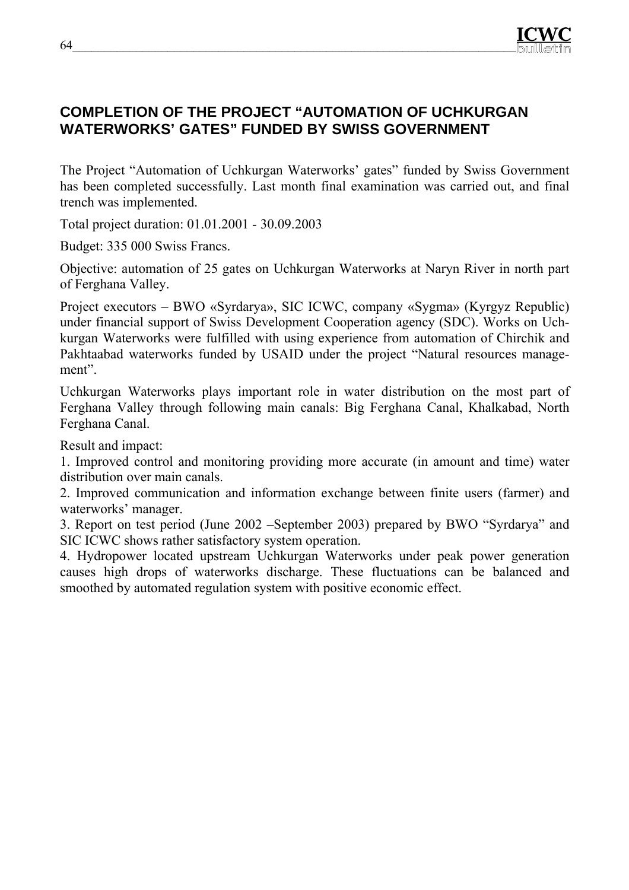## COMPLETION OF THE PROJECT "AUTOMATION OF UCHKURGAN WATERWORKS' GATES" FUNDED BY SWISS GOVERNMENT

The Project "Automation of Uchkurgan Waterworks' gates" funded by Swiss Government has been completed successfully. Last month final examination was carried out, and final trench was implemented.

Total project duration: 01.01.2001 - 30.09.2003

Budget: 335 000 Swiss Francs.

Objective: automation of 25 gates on Uchkurgan Waterworks at Naryn River in north part of Ferghana Valley.

Project executors – BWO «Syrdarya», SIC ICWC, company «Sygma» (Kyrgyz Republic) under financial support of Swiss Development Cooperation agency (SDC). Works on Uchkurgan Waterworks were fulfilled with using experience from automation of Chirchik and Pakhtaabad waterworks funded by USAID under the project "Natural resources management".

Uchkurgan Waterworks plays important role in water distribution on the most part of Ferghana Valley through following main canals: Big Ferghana Canal, Khalkabad, North Ferghana Canal.

Result and impact:

1. Improved control and monitoring providing more accurate (in amount and time) water distribution over main canals.
2. Improved communication and information exchange between finite users (farmer) and waterworks' manager.
3. Report on test period (June 2002 –September 2003) prepared by BWO "Syrdarya" and SIC ICWC shows rather satisfactory system operation.
4. Hydropower located upstream Uchkurgan Waterworks under peak power generation causes high drops of waterworks discharge. These fluctuations can be balanced and smoothed by automated regulation system with positive economic effect.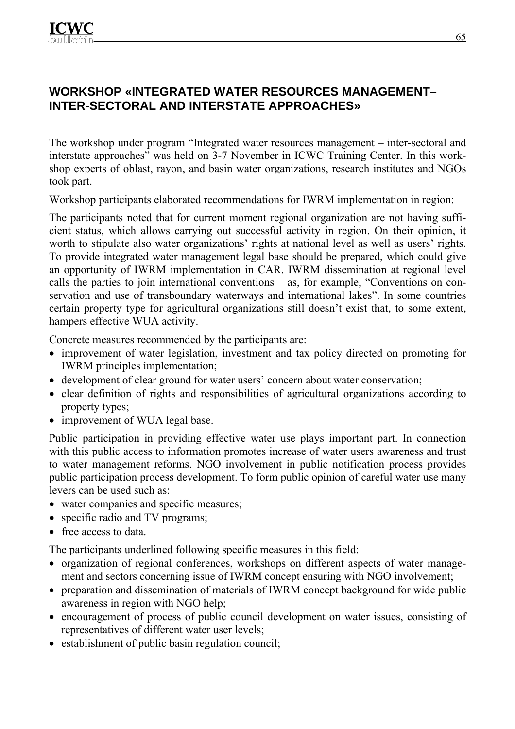## WORKSHOP «INTEGRATED WATER RESOURCES MANAGEMENT–INTER-SECTORAL AND INTERSTATE APPROACHES»

The workshop under program "Integrated water resources management – inter-sectoral and interstate approaches" was held on 3-7 November in ICWC Training Center. In this workshop experts of oblast, rayon, and basin water organizations, research institutes and NGOs took part.

Workshop participants elaborated recommendations for IWRM implementation in region:

The participants noted that for current moment regional organization are not having sufficient status, which allows carrying out successful activity in region. On their opinion, it worth to stipulate also water organizations' rights at national level as well as users' rights. To provide integrated water management legal base should be prepared, which could give an opportunity of IWRM implementation in CAR. IWRM dissemination at regional level calls the parties to join international conventions – as, for example, "Conventions on conservation and use of transboundary waterways and international lakes". In some countries certain property type for agricultural organizations still doesn't exist that, to some extent, hampers effective WUA activity.

Concrete measures recommended by the participants are:

- improvement of water legislation, investment and tax policy directed on promoting for IWRM principles implementation;
- development of clear ground for water users' concern about water conservation;
- clear definition of rights and responsibilities of agricultural organizations according to property types;
- improvement of WUA legal base.

Public participation in providing effective water use plays important part. In connection with this public access to information promotes increase of water users awareness and trust to water management reforms. NGO involvement in public notification process provides public participation process development. To form public opinion of careful water use many levers can be used such as:

- water companies and specific measures;
- specific radio and TV programs;
- free access to data.

The participants underlined following specific measures in this field:

- organization of regional conferences, workshops on different aspects of water management and sectors concerning issue of IWRM concept ensuring with NGO involvement;
- preparation and dissemination of materials of IWRM concept background for wide public awareness in region with NGO help;
- encouragement of process of public council development on water issues, consisting of representatives of different water user levels;
- establishment of public basin regulation council;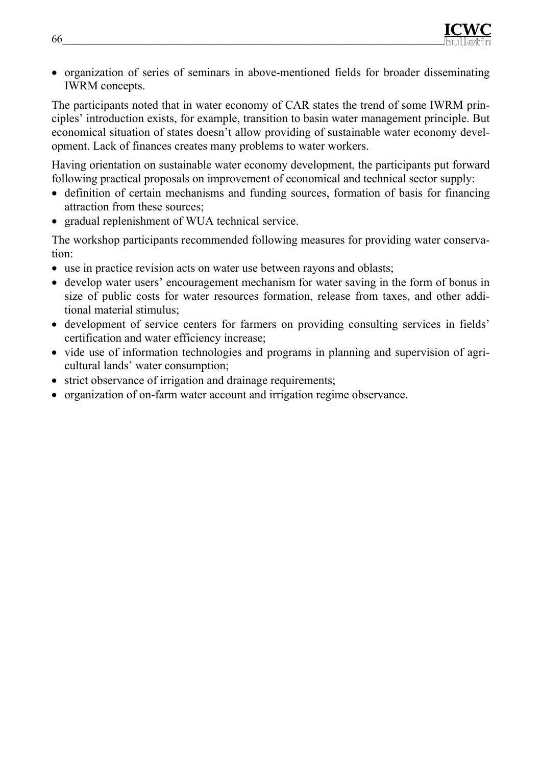- organization of series of seminars in above-mentioned fields for broader disseminating IWRM concepts.

The participants noted that in water economy of CAR states the trend of some IWRM principles' introduction exists, for example, transition to basin water management principle. But economical situation of states doesn't allow providing of sustainable water economy development. Lack of finances creates many problems to water workers.

Having orientation on sustainable water economy development, the participants put forward following practical proposals on improvement of economical and technical sector supply:

- definition of certain mechanisms and funding sources, formation of basis for financing attraction from these sources;
- gradual replenishment of WUA technical service.

The workshop participants recommended following measures for providing water conservation:

- use in practice revision acts on water use between rayons and oblasts;
- develop water users' encouragement mechanism for water saving in the form of bonus in size of public costs for water resources formation, release from taxes, and other additional material stimulus;
- development of service centers for farmers on providing consulting services in fields' certification and water efficiency increase;
- vide use of information technologies and programs in planning and supervision of agricultural lands' water consumption;
- strict observance of irrigation and drainage requirements;
- organization of on-farm water account and irrigation regime observance.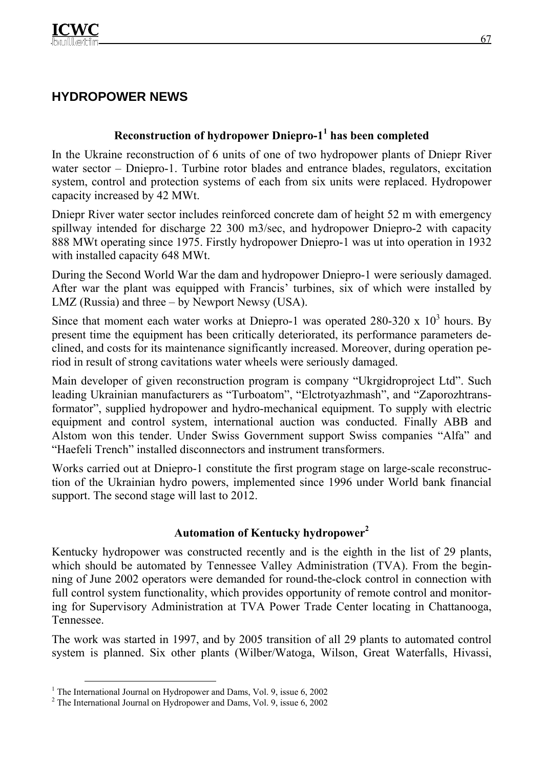## HYDROPOWER NEWS

### Reconstruction of hydropower Dniepro-1[1] has been completed

In the Ukraine reconstruction of 6 units of one of two hydropower plants of Dniepr River water sector – Dniepro-1. Turbine rotor blades and entrance blades, regulators, excitation system, control and protection systems of each from six units were replaced. Hydropower capacity increased by 42 MWt.

Dniepr River water sector includes reinforced concrete dam of height 52 m with emergency spillway intended for discharge 22 300 m3/sec, and hydropower Dniepro-2 with capacity 888 MWt operating since 1975. Firstly hydropower Dniepro-1 was ut into operation in 1932 with installed capacity 648 MWt.

During the Second World War the dam and hydropower Dniepro-1 were seriously damaged. After war the plant was equipped with Francis' turbines, six of which were installed by LMZ (Russia) and three – by Newport Newsy (USA).

Since that moment each water works at Dniepro-1 was operated 280-320 x $10^3$ hours. By present time the equipment has been critically deteriorated, its performance parameters declined, and costs for its maintenance significantly increased. Moreover, during operation period in result of strong cavitations water wheels were seriously damaged.

Main developer of given reconstruction program is company "Ukrgidroproject Ltd". Such leading Ukrainian manufacturers as "Turboatom", "Elctrotyazhmash", and "Zaporozhtransformator", supplied hydropower and hydro-mechanical equipment. To supply with electric equipment and control system, international auction was conducted. Finally ABB and Alstom won this tender. Under Swiss Government support Swiss companies "Alfa" and "Haefeli Trench" installed disconnectors and instrument transformers.

Works carried out at Dniepro-1 constitute the first program stage on large-scale reconstruction of the Ukrainian hydro powers, implemented since 1996 under World bank financial support. The second stage will last to 2012.

### Automation of Kentucky hydropower[2]

Kentucky hydropower was constructed recently and is the eighth in the list of 29 plants, which should be automated by Tennessee Valley Administration (TVA). From the beginning of June 2002 operators were demanded for round-the-clock control in connection with full control system functionality, which provides opportunity of remote control and monitoring for Supervisory Administration at TVA Power Trade Center locating in Chattanooga, Tennessee.

The work was started in 1997, and by 2005 transition of all 29 plants to automated control system is planned. Six other plants (Wilber/Watoga, Wilson, Great Waterfalls, Hivassi,

---

[1] The International Journal on Hydropower and Dams, Vol. 9, issue 6, 2002

[2] The International Journal on Hydropower and Dams, Vol. 9, issue 6, 2002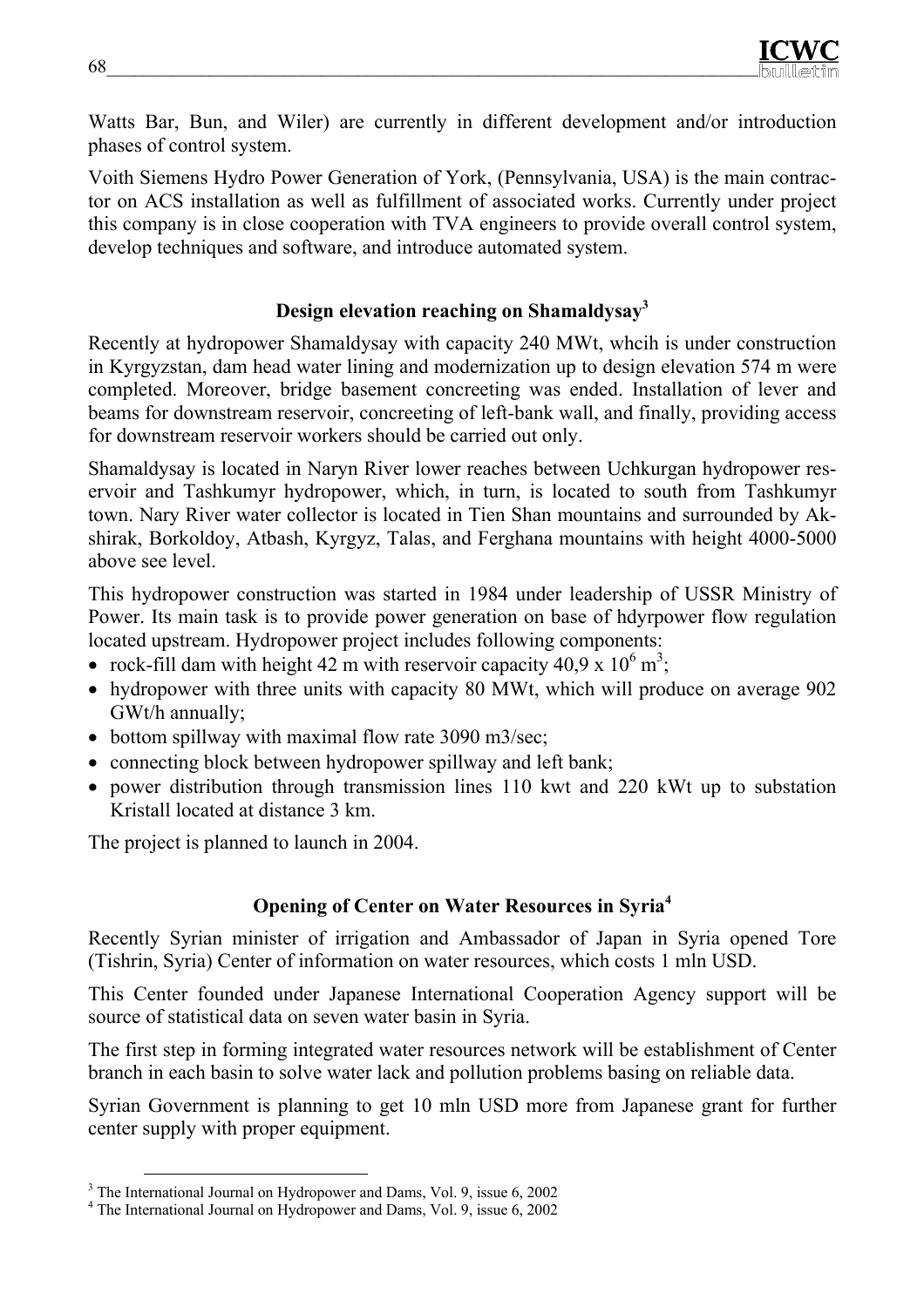Watts Bar, Bun, and Wiler) are currently in different development and/or introduction phases of control system.

Voith Siemens Hydro Power Generation of York, (Pennsylvania, USA) is the main contractor on ACS installation as well as fulfillment of associated works. Currently under project this company is in close cooperation with TVA engineers to provide overall control system, develop techniques and software, and introduce automated system.

### Design elevation reaching on Shamaldysay[3]

Recently at hydropower Shamaldysay with capacity 240 MWt, whcih is under construction in Kyrgyzstan, dam head water lining and modernization up to design elevation 574 m were completed. Moreover, bridge basement concreeting was ended. Installation of lever and beams for downstream reservoir, concreeting of left-bank wall, and finally, providing access for downstream reservoir workers should be carried out only.

Shamaldysay is located in Naryn River lower reaches between Uchkurgan hydropower reservoir and Tashkumyr hydropower, which, in turn, is located to south from Tashkumyr town. Nary River water collector is located in Tien Shan mountains and surrounded by Akshirak, Borkoldoy, Atbash, Kyrgyz, Talas, and Ferghana mountains with height 4000-5000 above see level.

This hydropower construction was started in 1984 under leadership of USSR Ministry of Power. Its main task is to provide power generation on base of hdyrpower flow regulation located upstream. Hydropower project includes following components:

- rock-fill dam with height 42 m with reservoir capacity 40,9 x $10^6$ $m^3$;
- hydropower with three units with capacity 80 MWt, which will produce on average 902 GWt/h annually;
- bottom spillway with maximal flow rate 3090 m3/sec;
- connecting block between hydropower spillway and left bank;
- power distribution through transmission lines 110 kwt and 220 kWt up to substation Kristall located at distance 3 km.

The project is planned to launch in 2004.

### Opening of Center on Water Resources in Syria[4]

Recently Syrian minister of irrigation and Ambassador of Japan in Syria opened Tore (Tishrin, Syria) Center of information on water resources, which costs 1 mln USD.

This Center founded under Japanese International Cooperation Agency support will be source of statistical data on seven water basin in Syria.

The first step in forming integrated water resources network will be establishment of Center branch in each basin to solve water lack and pollution problems basing on reliable data.

Syrian Government is planning to get 10 mln USD more from Japanese grant for further center supply with proper equipment.

---

[3] The International Journal on Hydropower and Dams, Vol. 9, issue 6, 2002

[4] The International Journal on Hydropower and Dams, Vol. 9, issue 6, 2002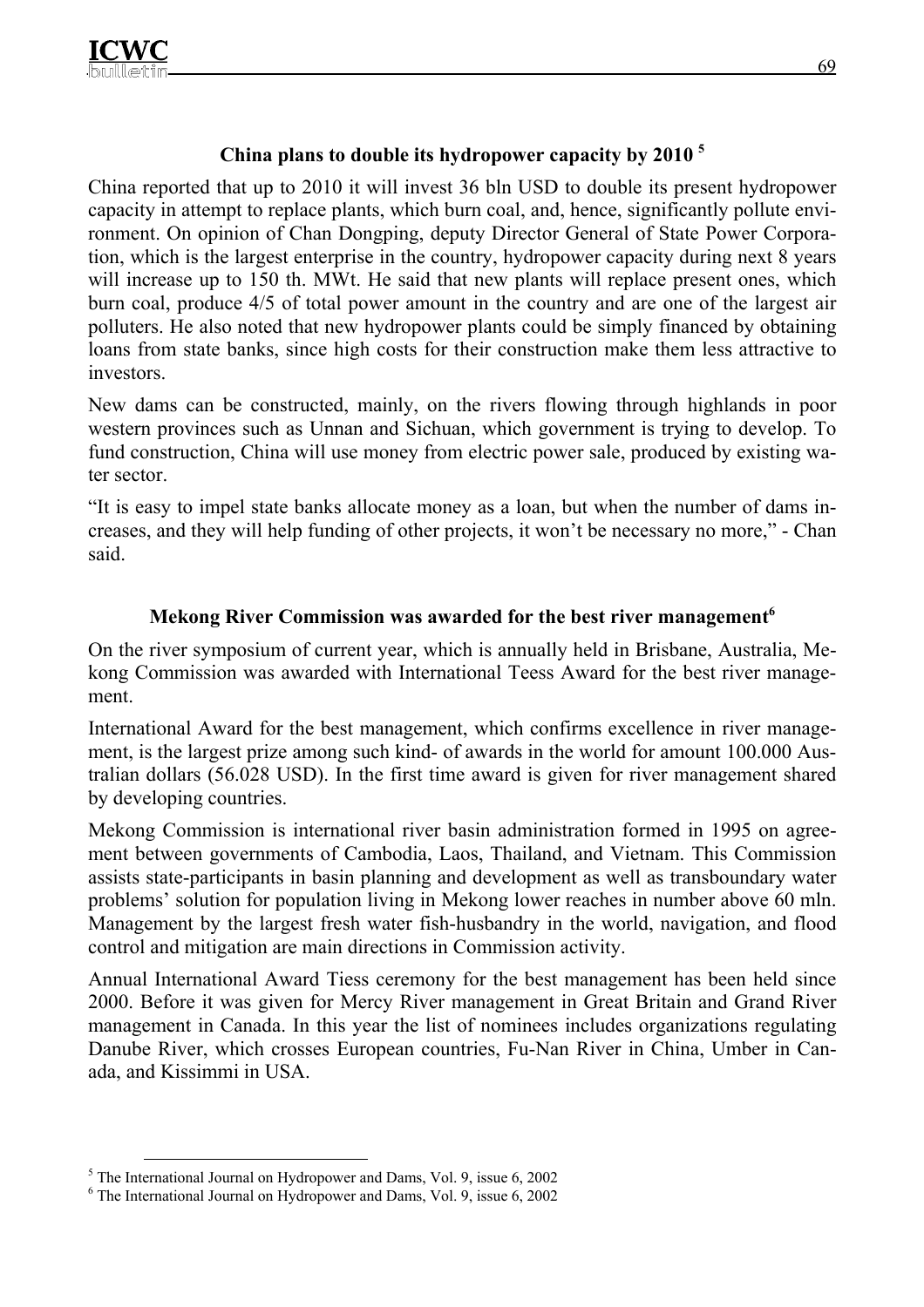## China plans to double its hydropower capacity by 2010 [5]

China reported that up to 2010 it will invest 36 bln USD to double its present hydropower capacity in attempt to replace plants, which burn coal, and, hence, significantly pollute environment. On opinion of Chan Dongping, deputy Director General of State Power Corporation, which is the largest enterprise in the country, hydropower capacity during next 8 years will increase up to 150 th. MWt. He said that new plants will replace present ones, which burn coal, produce 4/5 of total power amount in the country and are one of the largest air polluters. He also noted that new hydropower plants could be simply financed by obtaining loans from state banks, since high costs for their construction make them less attractive to investors.

New dams can be constructed, mainly, on the rivers flowing through highlands in poor western provinces such as Unnan and Sichuan, which government is trying to develop. To fund construction, China will use money from electric power sale, produced by existing water sector.

"It is easy to impel state banks allocate money as a loan, but when the number of dams increases, and they will help funding of other projects, it won't be necessary no more," - Chan said.

## Mekong River Commission was awarded for the best river management[6]

On the river symposium of current year, which is annually held in Brisbane, Australia, Mekong Commission was awarded with International Teess Award for the best river management.

International Award for the best management, which confirms excellence in river management, is the largest prize among such kind- of awards in the world for amount 100.000 Australian dollars (56.028 USD). In the first time award is given for river management shared by developing countries.

Mekong Commission is international river basin administration formed in 1995 on agreement between governments of Cambodia, Laos, Thailand, and Vietnam. This Commission assists state-participants in basin planning and development as well as transboundary water problems' solution for population living in Mekong lower reaches in number above 60 mln. Management by the largest fresh water fish-husbandry in the world, navigation, and flood control and mitigation are main directions in Commission activity.

Annual International Award Tiess ceremony for the best management has been held since 2000. Before it was given for Mercy River management in Great Britain and Grand River management in Canada. In this year the list of nominees includes organizations regulating Danube River, which crosses European countries, Fu-Nan River in China, Umber in Canada, and Kissimmi in USA.

[5] The International Journal on Hydropower and Dams, Vol. 9, issue 6, 2002

[6] The International Journal on Hydropower and Dams, Vol. 9, issue 6, 2002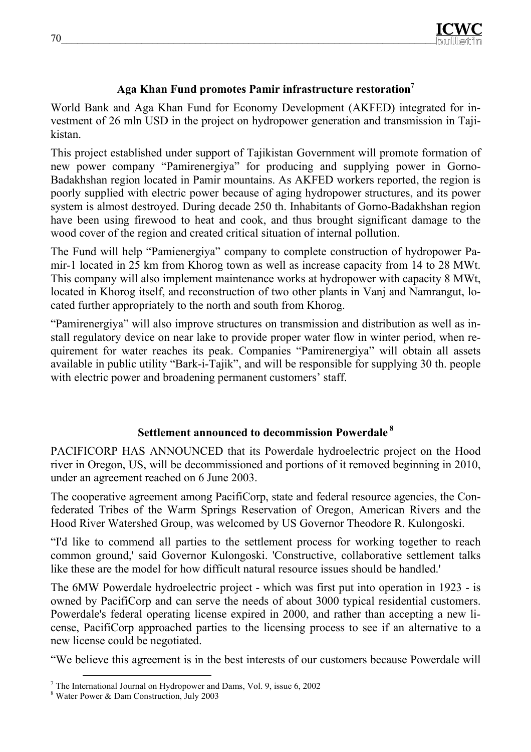## Aga Khan Fund promotes Pamir infrastructure restoration[7]

World Bank and Aga Khan Fund for Economy Development (AKFED) integrated for investment of 26 mln USD in the project on hydropower generation and transmission in Tajikistan.

This project established under support of Tajikistan Government will promote formation of new power company "Pamirenergiya" for producing and supplying power in Gorno-Badakhshan region located in Pamir mountains. As AKFED workers reported, the region is poorly supplied with electric power because of aging hydropower structures, and its power system is almost destroyed. During decade 250 th. Inhabitants of Gorno-Badakhshan region have been using firewood to heat and cook, and thus brought significant damage to the wood cover of the region and created critical situation of internal pollution.

The Fund will help "Pamienergiya" company to complete construction of hydropower Pamir-1 located in 25 km from Khorog town as well as increase capacity from 14 to 28 MWt. This company will also implement maintenance works at hydropower with capacity 8 MWt, located in Khorog itself, and reconstruction of two other plants in Vanj and Namrangut, located further appropriately to the north and south from Khorog.

"Pamirenergiya" will also improve structures on transmission and distribution as well as install regulatory device on near lake to provide proper water flow in winter period, when requirement for water reaches its peak. Companies "Pamirenergiya" will obtain all assets available in public utility "Bark-i-Tajik", and will be responsible for supplying 30 th. people with electric power and broadening permanent customers' staff.

## Settlement announced to decommission Powerdale[8]

PACIFICORP HAS ANNOUNCED that its Powerdale hydroelectric project on the Hood river in Oregon, US, will be decommissioned and portions of it removed beginning in 2010, under an agreement reached on 6 June 2003.

The cooperative agreement among PacifiCorp, state and federal resource agencies, the Confederated Tribes of the Warm Springs Reservation of Oregon, American Rivers and the Hood River Watershed Group, was welcomed by US Governor Theodore R. Kulongoski.

"I'd like to commend all parties to the settlement process for working together to reach common ground,' said Governor Kulongoski. 'Constructive, collaborative settlement talks like these are the model for how difficult natural resource issues should be handled.'

The 6MW Powerdale hydroelectric project - which was first put into operation in 1923 - is owned by PacifiCorp and can serve the needs of about 3000 typical residential customers. Powerdale's federal operating license expired in 2000, and rather than accepting a new license, PacifiCorp approached parties to the licensing process to see if an alternative to a new license could be negotiated.

"We believe this agreement is in the best interests of our customers because Powerdale will

---

[7] The International Journal on Hydropower and Dams, Vol. 9, issue 6, 2002

[8] Water Power & Dam Construction, July 2003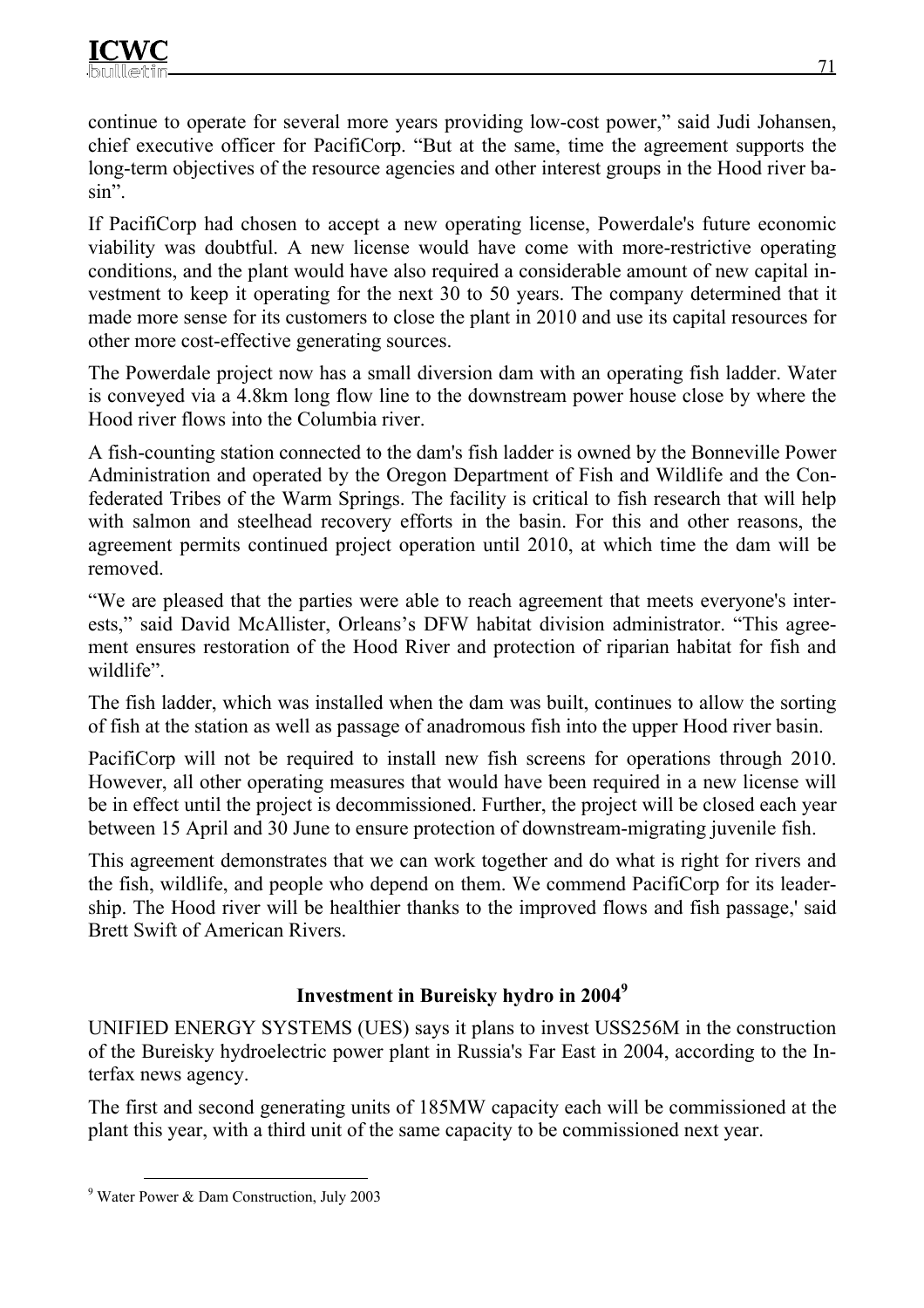continue to operate for several more years providing low-cost power," said Judi Johansen, chief executive officer for PacifiCorp. "But at the same, time the agreement supports the long-term objectives of the resource agencies and other interest groups in the Hood river basin".

If PacifiCorp had chosen to accept a new operating license, Powerdale's future economic viability was doubtful. A new license would have come with more-restrictive operating conditions, and the plant would have also required a considerable amount of new capital investment to keep it operating for the next 30 to 50 years. The company determined that it made more sense for its customers to close the plant in 2010 and use its capital resources for other more cost-effective generating sources.

The Powerdale project now has a small diversion dam with an operating fish ladder. Water is conveyed via a 4.8km long flow line to the downstream power house close by where the Hood river flows into the Columbia river.

A fish-counting station connected to the dam's fish ladder is owned by the Bonneville Power Administration and operated by the Oregon Department of Fish and Wildlife and the Confederated Tribes of the Warm Springs. The facility is critical to fish research that will help with salmon and steelhead recovery efforts in the basin. For this and other reasons, the agreement permits continued project operation until 2010, at which time the dam will be removed.

"We are pleased that the parties were able to reach agreement that meets everyone's interests," said David McAllister, Orleans's DFW habitat division administrator. "This agreement ensures restoration of the Hood River and protection of riparian habitat for fish and wildlife".

The fish ladder, which was installed when the dam was built, continues to allow the sorting of fish at the station as well as passage of anadromous fish into the upper Hood river basin.

PacifiCorp will not be required to install new fish screens for operations through 2010. However, all other operating measures that would have been required in a new license will be in effect until the project is decommissioned. Further, the project will be closed each year between 15 April and 30 June to ensure protection of downstream-migrating juvenile fish.

This agreement demonstrates that we can work together and do what is right for rivers and the fish, wildlife, and people who depend on them. We commend PacifiCorp for its leadership. The Hood river will be healthier thanks to the improved flows and fish passage,' said Brett Swift of American Rivers.

## Investment in Bureisky hydro in 2004[9]

UNIFIED ENERGY SYSTEMS (UES) says it plans to invest USS256M in the construction of the Bureisky hydroelectric power plant in Russia's Far East in 2004, according to the Interfax news agency.

The first and second generating units of 185MW capacity each will be commissioned at the plant this year, with a third unit of the same capacity to be commissioned next year.

[9] Water Power & Dam Construction, July 2003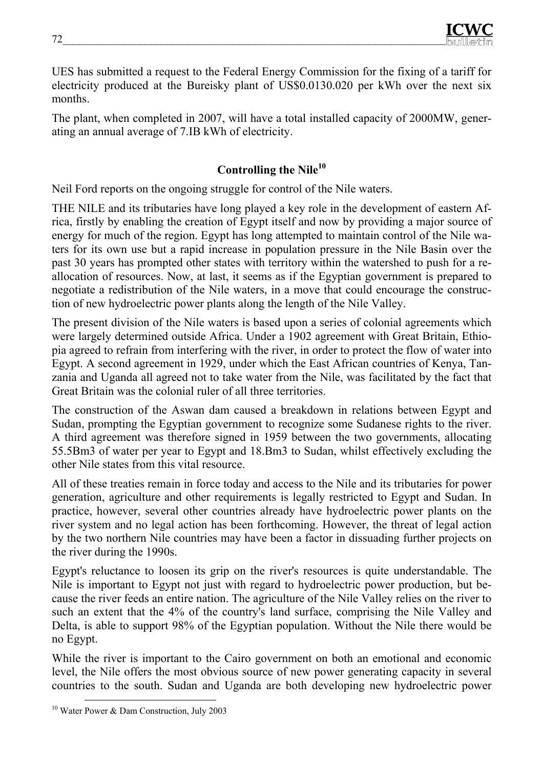UES has submitted a request to the Federal Energy Commission for the fixing of a tariff for electricity produced at the Bureisky plant of US$0.0130.020 per kWh over the next six months.

The plant, when completed in 2007, will have a total installed capacity of 2000MW, generating an annual average of 7.IB kWh of electricity.

## Controlling the Nile[10]

Neil Ford reports on the ongoing struggle for control of the Nile waters.

THE NILE and its tributaries have long played a key role in the development of eastern Africa, firstly by enabling the creation of Egypt itself and now by providing a major source of energy for much of the region. Egypt has long attempted to maintain control of the Nile waters for its own use but a rapid increase in population pressure in the Nile Basin over the past 30 years has prompted other states with territory within the watershed to push for a reallocation of resources. Now, at last, it seems as if the Egyptian government is prepared to negotiate a redistribution of the Nile waters, in a move that could encourage the construction of new hydroelectric power plants along the length of the Nile Valley.

The present division of the Nile waters is based upon a series of colonial agreements which were largely determined outside Africa. Under a 1902 agreement with Great Britain, Ethiopia agreed to refrain from interfering with the river, in order to protect the flow of water into Egypt. A second agreement in 1929, under which the East African countries of Kenya, Tanzania and Uganda all agreed not to take water from the Nile, was facilitated by the fact that Great Britain was the colonial ruler of all three territories.

The construction of the Aswan dam caused a breakdown in relations between Egypt and Sudan, prompting the Egyptian government to recognize some Sudanese rights to the river. A third agreement was therefore signed in 1959 between the two governments, allocating 55.5Bm3 of water per year to Egypt and 18.Bm3 to Sudan, whilst effectively excluding the other Nile states from this vital resource.

All of these treaties remain in force today and access to the Nile and its tributaries for power generation, agriculture and other requirements is legally restricted to Egypt and Sudan. In practice, however, several other countries already have hydroelectric power plants on the river system and no legal action has been forthcoming. However, the threat of legal action by the two northern Nile countries may have been a factor in dissuading further projects on the river during the 1990s.

Egypt's reluctance to loosen its grip on the river's resources is quite understandable. The Nile is important to Egypt not just with regard to hydroelectric power production, but because the river feeds an entire nation. The agriculture of the Nile Valley relies on the river to such an extent that the 4% of the country's land surface, comprising the Nile Valley and Delta, is able to support 98% of the Egyptian population. Without the Nile there would be no Egypt.

While the river is important to the Cairo government on both an emotional and economic level, the Nile offers the most obvious source of new power generating capacity in several countries to the south. Sudan and Uganda are both developing new hydroelectric power

[10] Water Power & Dam Construction, July 2003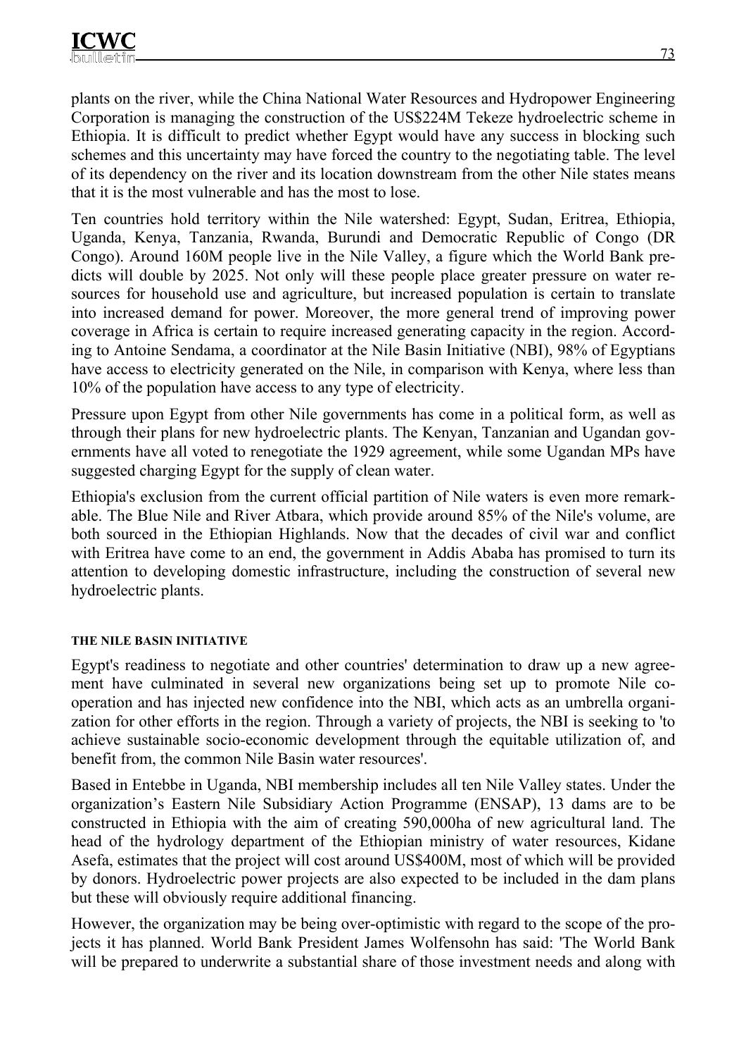plants on the river, while the China National Water Resources and Hydropower Engineering Corporation is managing the construction of the US$224M Tekeze hydroelectric scheme in Ethiopia. It is difficult to predict whether Egypt would have any success in blocking such schemes and this uncertainty may have forced the country to the negotiating table. The level of its dependency on the river and its location downstream from the other Nile states means that it is the most vulnerable and has the most to lose.

Ten countries hold territory within the Nile watershed: Egypt, Sudan, Eritrea, Ethiopia, Uganda, Kenya, Tanzania, Rwanda, Burundi and Democratic Republic of Congo (DR Congo). Around 160M people live in the Nile Valley, a figure which the World Bank predicts will double by 2025. Not only will these people place greater pressure on water resources for household use and agriculture, but increased population is certain to translate into increased demand for power. Moreover, the more general trend of improving power coverage in Africa is certain to require increased generating capacity in the region. According to Antoine Sendama, a coordinator at the Nile Basin Initiative (NBI), 98% of Egyptians have access to electricity generated on the Nile, in comparison with Kenya, where less than 10% of the population have access to any type of electricity.

Pressure upon Egypt from other Nile governments has come in a political form, as well as through their plans for new hydroelectric plants. The Kenyan, Tanzanian and Ugandan governments have all voted to renegotiate the 1929 agreement, while some Ugandan MPs have suggested charging Egypt for the supply of clean water.

Ethiopia's exclusion from the current official partition of Nile waters is even more remarkable. The Blue Nile and River Atbara, which provide around 85% of the Nile's volume, are both sourced in the Ethiopian Highlands. Now that the decades of civil war and conflict with Eritrea have come to an end, the government in Addis Ababa has promised to turn its attention to developing domestic infrastructure, including the construction of several new hydroelectric plants.

#### THE NILE BASIN INITIATIVE

Egypt's readiness to negotiate and other countries' determination to draw up a new agreement have culminated in several new organizations being set up to promote Nile cooperation and has injected new confidence into the NBI, which acts as an umbrella organization for other efforts in the region. Through a variety of projects, the NBI is seeking to 'to achieve sustainable socio-economic development through the equitable utilization of, and benefit from, the common Nile Basin water resources'.

Based in Entebbe in Uganda, NBI membership includes all ten Nile Valley states. Under the organization's Eastern Nile Subsidiary Action Programme (ENSAP), 13 dams are to be constructed in Ethiopia with the aim of creating 590,000ha of new agricultural land. The head of the hydrology department of the Ethiopian ministry of water resources, Kidane Asefa, estimates that the project will cost around US$400M, most of which will be provided by donors. Hydroelectric power projects are also expected to be included in the dam plans but these will obviously require additional financing.

However, the organization may be being over-optimistic with regard to the scope of the projects it has planned. World Bank President James Wolfensohn has said: 'The World Bank will be prepared to underwrite a substantial share of those investment needs and along with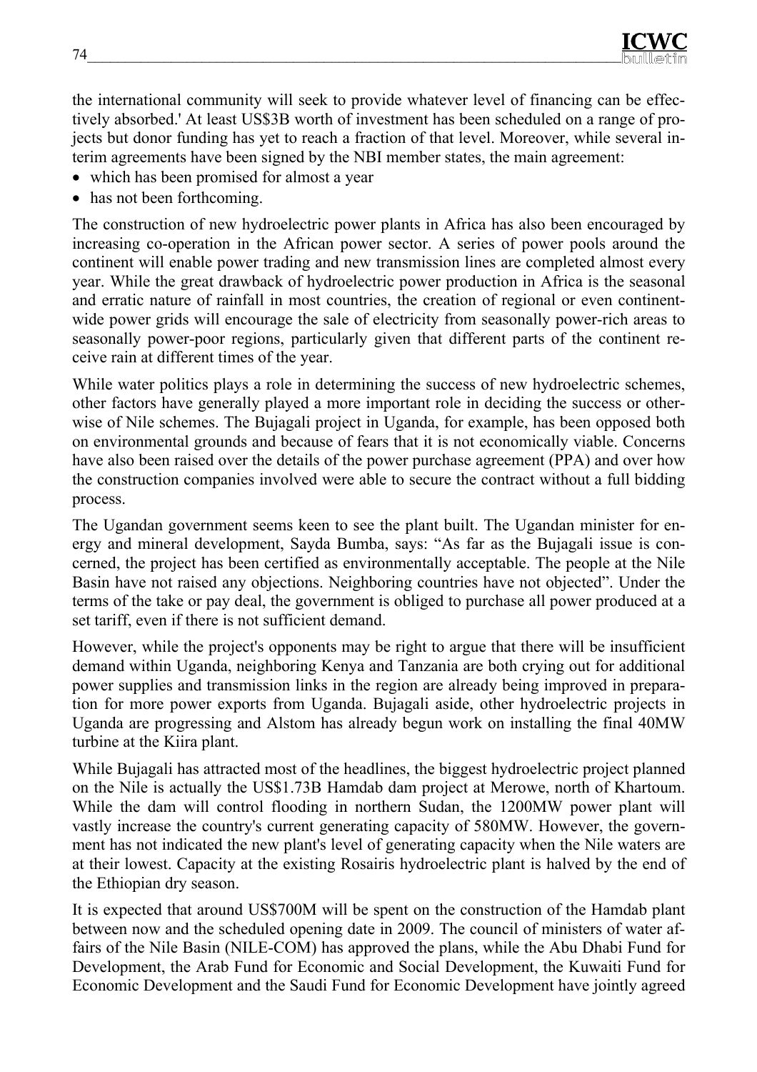the international community will seek to provide whatever level of financing can be effectively absorbed.' At least US$3B worth of investment has been scheduled on a range of projects but donor funding has yet to reach a fraction of that level. Moreover, while several interim agreements have been signed by the NBI member states, the main agreement:

- which has been promised for almost a year
- has not been forthcoming.

The construction of new hydroelectric power plants in Africa has also been encouraged by increasing co-operation in the African power sector. A series of power pools around the continent will enable power trading and new transmission lines are completed almost every year. While the great drawback of hydroelectric power production in Africa is the seasonal and erratic nature of rainfall in most countries, the creation of regional or even continent-wide power grids will encourage the sale of electricity from seasonally power-rich areas to seasonally power-poor regions, particularly given that different parts of the continent receive rain at different times of the year.

While water politics plays a role in determining the success of new hydroelectric schemes, other factors have generally played a more important role in deciding the success or otherwise of Nile schemes. The Bujagali project in Uganda, for example, has been opposed both on environmental grounds and because of fears that it is not economically viable. Concerns have also been raised over the details of the power purchase agreement (PPA) and over how the construction companies involved were able to secure the contract without a full bidding process.

The Ugandan government seems keen to see the plant built. The Ugandan minister for energy and mineral development, Sayda Bumba, says: "As far as the Bujagali issue is concerned, the project has been certified as environmentally acceptable. The people at the Nile Basin have not raised any objections. Neighboring countries have not objected". Under the terms of the take or pay deal, the government is obliged to purchase all power produced at a set tariff, even if there is not sufficient demand.

However, while the project's opponents may be right to argue that there will be insufficient demand within Uganda, neighboring Kenya and Tanzania are both crying out for additional power supplies and transmission links in the region are already being improved in preparation for more power exports from Uganda. Bujagali aside, other hydroelectric projects in Uganda are progressing and Alstom has already begun work on installing the final 40MW turbine at the Kiira plant.

While Bujagali has attracted most of the headlines, the biggest hydroelectric project planned on the Nile is actually the US$1.73B Hamdab dam project at Merowe, north of Khartoum. While the dam will control flooding in northern Sudan, the 1200MW power plant will vastly increase the country's current generating capacity of 580MW. However, the government has not indicated the new plant's level of generating capacity when the Nile waters are at their lowest. Capacity at the existing Rosairis hydroelectric plant is halved by the end of the Ethiopian dry season.

It is expected that around US$700M will be spent on the construction of the Hamdab plant between now and the scheduled opening date in 2009. The council of ministers of water affairs of the Nile Basin (NILE-COM) has approved the plans, while the Abu Dhabi Fund for Development, the Arab Fund for Economic and Social Development, the Kuwaiti Fund for Economic Development and the Saudi Fund for Economic Development have jointly agreed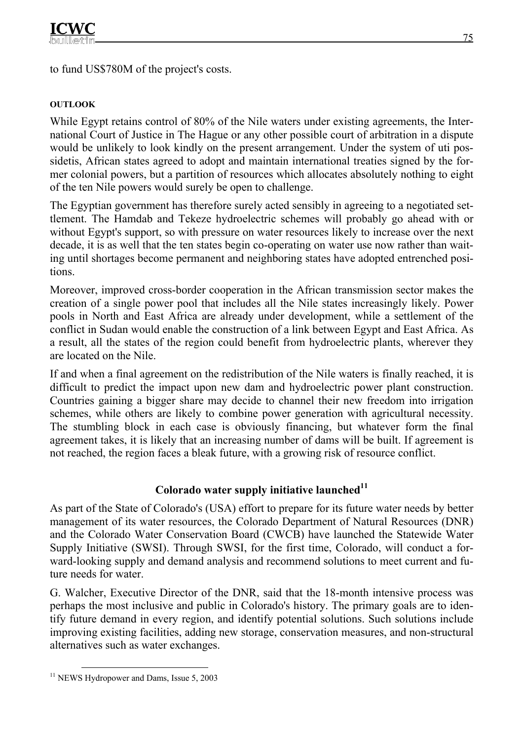to fund US$780M of the project's costs.

**OUTLOOK**

While Egypt retains control of 80% of the Nile waters under existing agreements, the International Court of Justice in The Hague or any other possible court of arbitration in a dispute would be unlikely to look kindly on the present arrangement. Under the system of uti possidetis, African states agreed to adopt and maintain international treaties signed by the former colonial powers, but a partition of resources which allocates absolutely nothing to eight of the ten Nile powers would surely be open to challenge.

The Egyptian government has therefore surely acted sensibly in agreeing to a negotiated settlement. The Hamdab and Tekeze hydroelectric schemes will probably go ahead with or without Egypt's support, so with pressure on water resources likely to increase over the next decade, it is as well that the ten states begin co-operating on water use now rather than waiting until shortages become permanent and neighboring states have adopted entrenched positions.

Moreover, improved cross-border cooperation in the African transmission sector makes the creation of a single power pool that includes all the Nile states increasingly likely. Power pools in North and East Africa are already under development, while a settlement of the conflict in Sudan would enable the construction of a link between Egypt and East Africa. As a result, all the states of the region could benefit from hydroelectric plants, wherever they are located on the Nile.

If and when a final agreement on the redistribution of the Nile waters is finally reached, it is difficult to predict the impact upon new dam and hydroelectric power plant construction. Countries gaining a bigger share may decide to channel their new freedom into irrigation schemes, while others are likely to combine power generation with agricultural necessity. The stumbling block in each case is obviously financing, but whatever form the final agreement takes, it is likely that an increasing number of dams will be built. If agreement is not reached, the region faces a bleak future, with a growing risk of resource conflict.

## Colorado water supply initiative launched[11]

As part of the State of Colorado's (USA) effort to prepare for its future water needs by better management of its water resources, the Colorado Department of Natural Resources (DNR) and the Colorado Water Conservation Board (CWCB) have launched the Statewide Water Supply Initiative (SWSI). Through SWSI, for the first time, Colorado, will conduct a forward-looking supply and demand analysis and recommend solutions to meet current and future needs for water.

G. Walcher, Executive Director of the DNR, said that the 18-month intensive process was perhaps the most inclusive and public in Colorado's history. The primary goals are to identify future demand in every region, and identify potential solutions. Such solutions include improving existing facilities, adding new storage, conservation measures, and non-structural alternatives such as water exchanges.

[11] NEWS Hydropower and Dams, Issue 5, 2003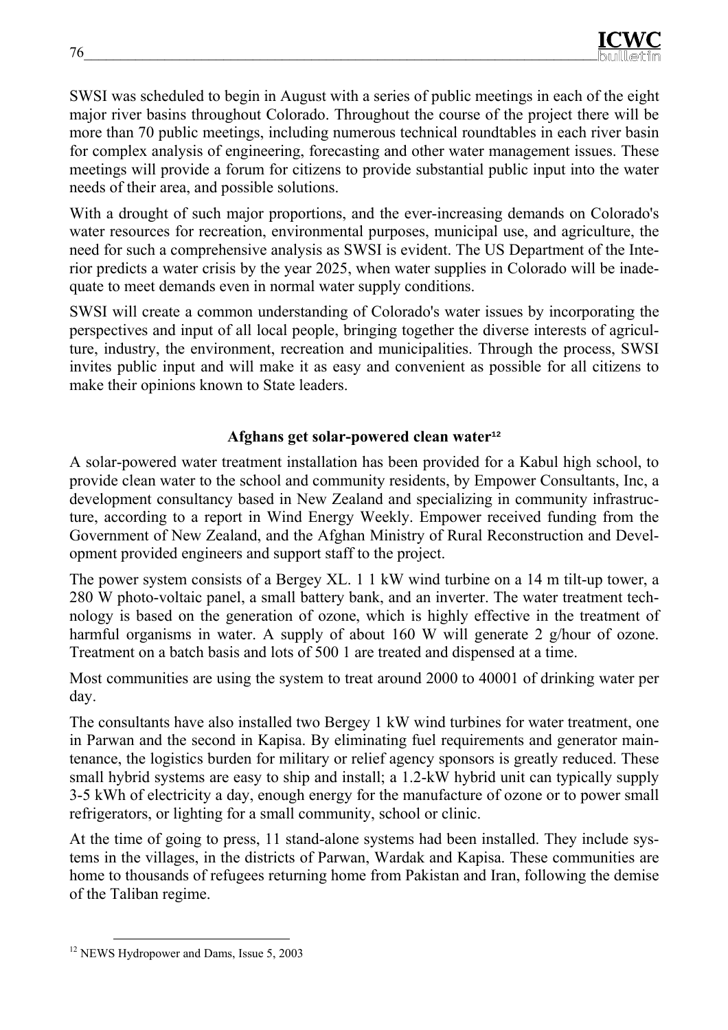SWSI was scheduled to begin in August with a series of public meetings in each of the eight major river basins throughout Colorado. Throughout the course of the project there will be more than 70 public meetings, including numerous technical roundtables in each river basin for complex analysis of engineering, forecasting and other water management issues. These meetings will provide a forum for citizens to provide substantial public input into the water needs of their area, and possible solutions.

With a drought of such major proportions, and the ever-increasing demands on Colorado's water resources for recreation, environmental purposes, municipal use, and agriculture, the need for such a comprehensive analysis as SWSI is evident. The US Department of the Interior predicts a water crisis by the year 2025, when water supplies in Colorado will be inadequate to meet demands even in normal water supply conditions.

SWSI will create a common understanding of Colorado's water issues by incorporating the perspectives and input of all local people, bringing together the diverse interests of agriculture, industry, the environment, recreation and municipalities. Through the process, SWSI invites public input and will make it as easy and convenient as possible for all citizens to make their opinions known to State leaders.

### Afghans get solar-powered clean water[12]

A solar-powered water treatment installation has been provided for a Kabul high school, to provide clean water to the school and community residents, by Empower Consultants, Inc, a development consultancy based in New Zealand and specializing in community infrastructure, according to a report in Wind Energy Weekly. Empower received funding from the Government of New Zealand, and the Afghan Ministry of Rural Reconstruction and Development provided engineers and support staff to the project.

The power system consists of a Bergey XL. 1 1 kW wind turbine on a 14 m tilt-up tower, a 280 W photo-voltaic panel, a small battery bank, and an inverter. The water treatment technology is based on the generation of ozone, which is highly effective in the treatment of harmful organisms in water. A supply of about 160 W will generate 2 g/hour of ozone. Treatment on a batch basis and lots of 500 1 are treated and dispensed at a time.

Most communities are using the system to treat around 2000 to 40001 of drinking water per day.

The consultants have also installed two Bergey 1 kW wind turbines for water treatment, one in Parwan and the second in Kapisa. By eliminating fuel requirements and generator maintenance, the logistics burden for military or relief agency sponsors is greatly reduced. These small hybrid systems are easy to ship and install; a 1.2-kW hybrid unit can typically supply 3-5 kWh of electricity a day, enough energy for the manufacture of ozone or to power small refrigerators, or lighting for a small community, school or clinic.

At the time of going to press, 11 stand-alone systems had been installed. They include systems in the villages, in the districts of Parwan, Wardak and Kapisa. These communities are home to thousands of refugees returning home from Pakistan and Iran, following the demise of the Taliban regime.

[12] NEWS Hydropower and Dams, Issue 5, 2003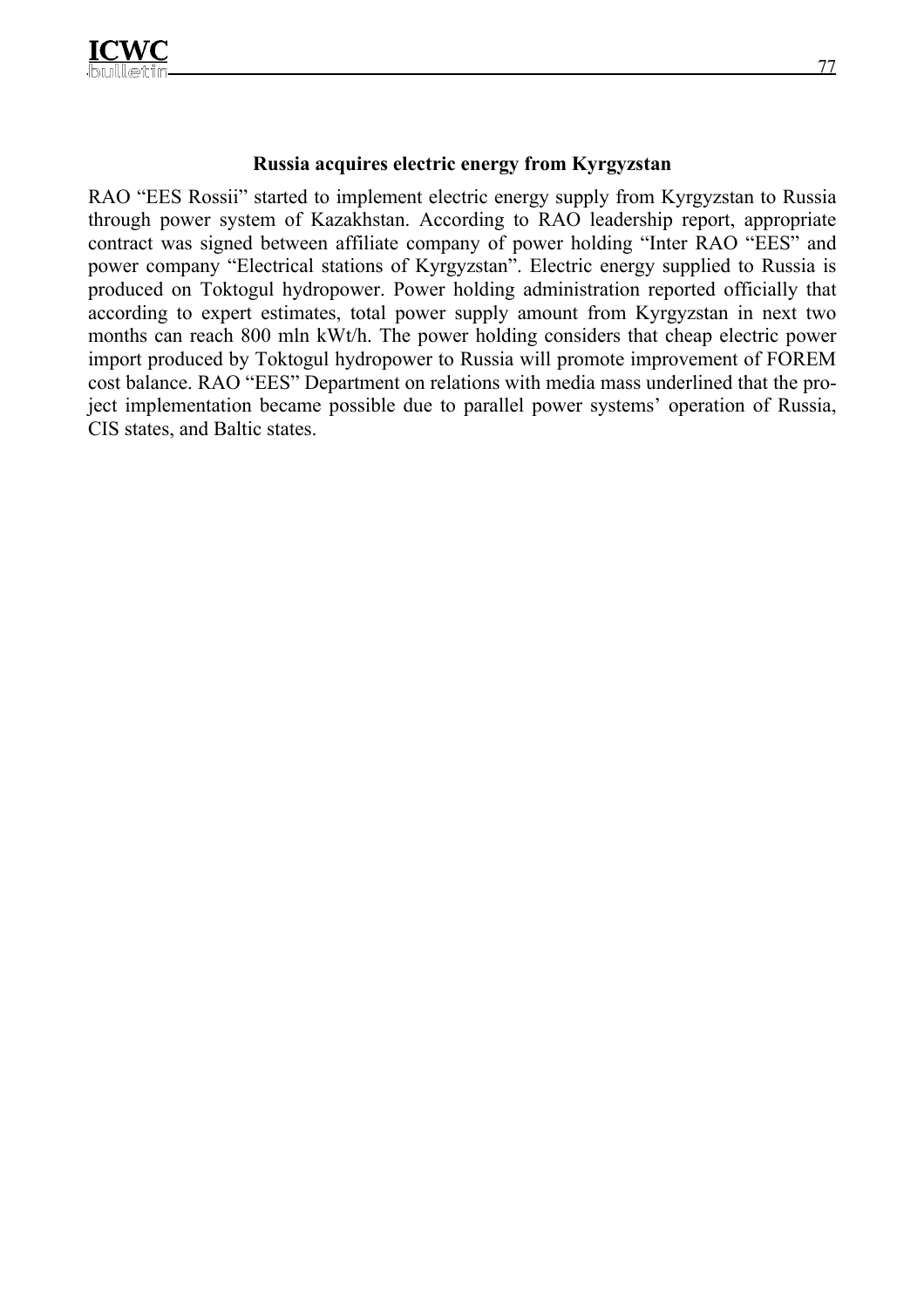### Russia acquires electric energy from Kyrgyzstan

RAO "EES Rossii" started to implement electric energy supply from Kyrgyzstan to Russia through power system of Kazakhstan. According to RAO leadership report, appropriate contract was signed between affiliate company of power holding "Inter RAO "EES" and power company "Electrical stations of Kyrgyzstan". Electric energy supplied to Russia is produced on Toktogul hydropower. Power holding administration reported officially that according to expert estimates, total power supply amount from Kyrgyzstan in next two months can reach 800 mln kWt/h. The power holding considers that cheap electric power import produced by Toktogul hydropower to Russia will promote improvement of FOREM cost balance. RAO "EES" Department on relations with media mass underlined that the project implementation became possible due to parallel power systems' operation of Russia, CIS states, and Baltic states.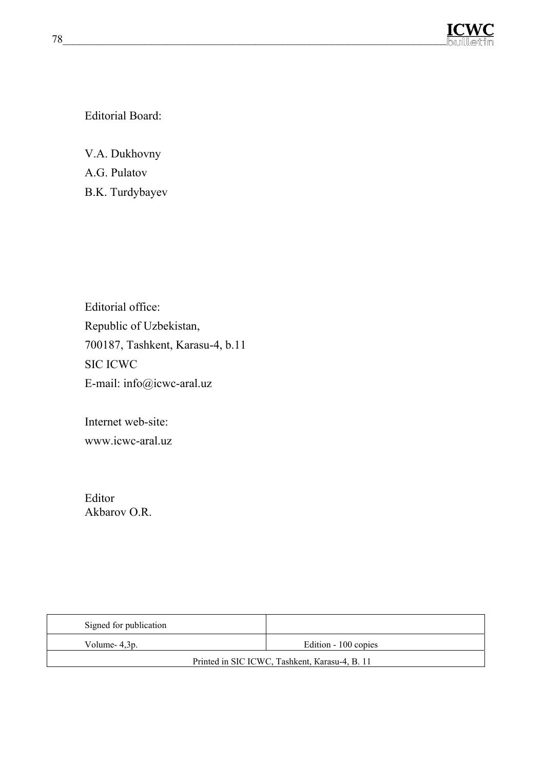Editorial Board:

V.A. Dukhovny
A.G. Pulatov
B.K. Turdybayev

Editorial office:
Republic of Uzbekistan,
700187, Tashkent, Karasu-4, b.11
SIC ICWC
E-mail: info@icwc-aral.uz

Internet web-site:
www.icwc-aral.uz

Editor
Akbarov O.R.

| | |
|---|---|
| Signed for publication | |
| Volume- 4,3p. | Edition - 100 copies |
| Printed in SIC ICWC, Tashkent, Karasu-4, B. 11 | |